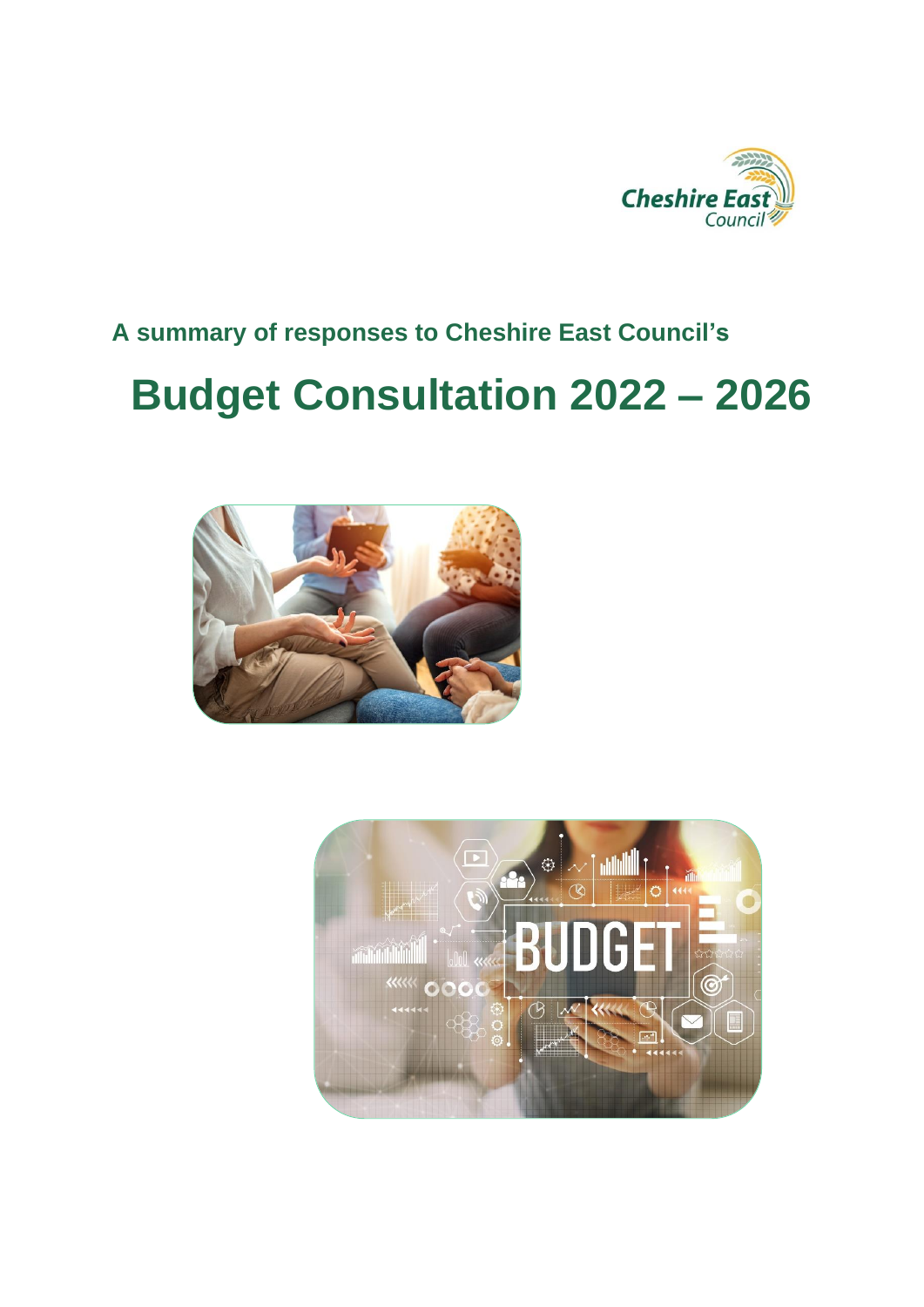A summary of responses to Cheshire East Council's

# Budget Consultation 2022 – 2026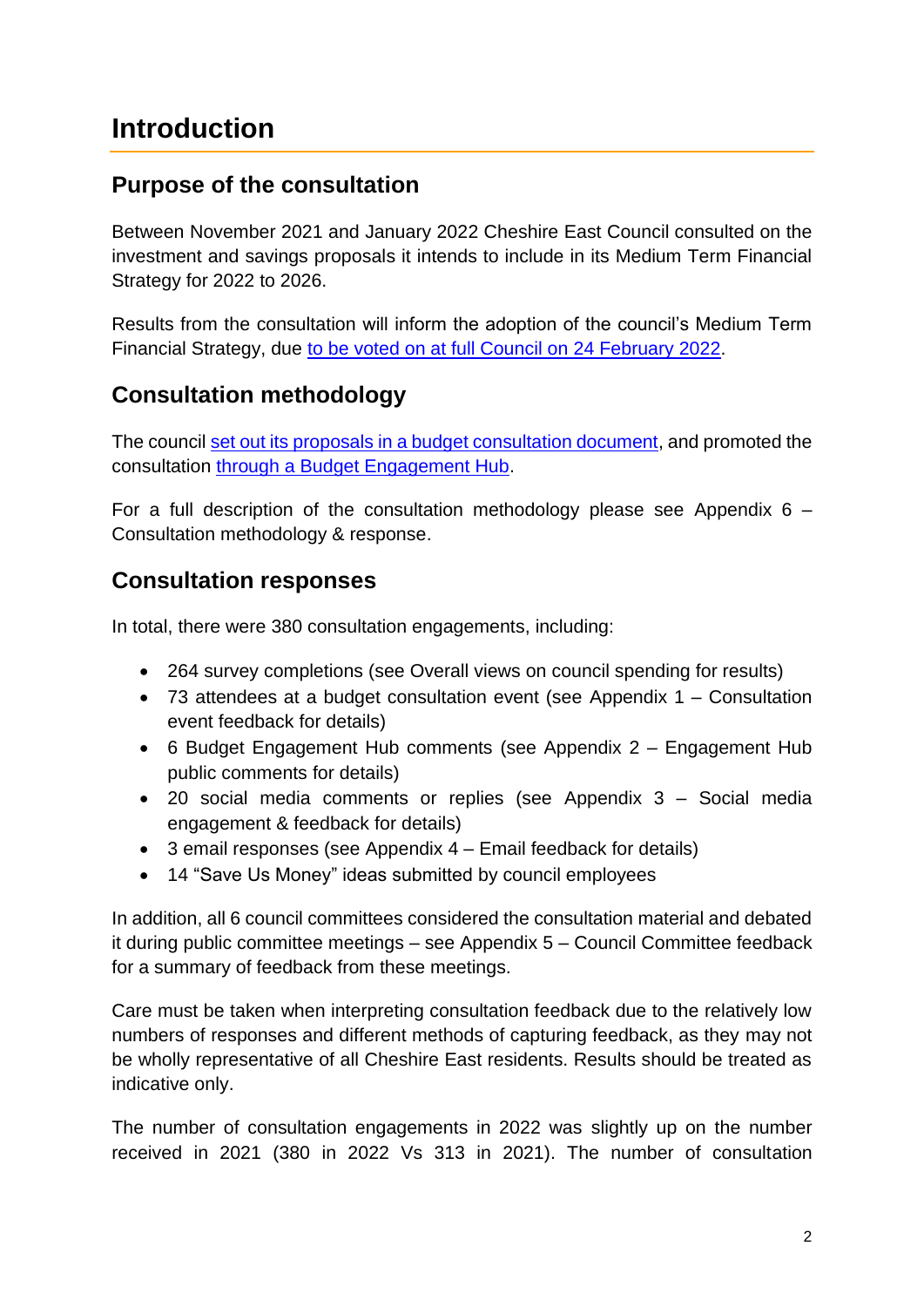# Introduction

## Purpose of the consultation

Between November 2021 and January 2022 Cheshire East Council consulted on the investment and savings proposals it intends to include in its Medium Term Financial Strategy for 2022 to 2026.

Results from the consultation will inform the adoption of the council's Medium Term Financial Strategy, due to be voted on at full Council on 24 February 2022.

## Consultation methodology

The council set out its proposals in a budget consultation document, and promoted the consultation through a Budget Engagement Hub.

For a full description of the consultation methodology please see Appendix 6 – Consultation methodology & response.

## Consultation responses

In total, there were 380 consultation engagements, including:

- 264 survey completions (see Overall views on council spending for results)
- 73 attendees at a budget consultation event (see Appendix 1 – Consultation event feedback for details)
- 6 Budget Engagement Hub comments (see Appendix 2 – Engagement Hub public comments for details)
- 20 social media comments or replies (see Appendix 3 – Social media engagement & feedback for details)
- 3 email responses (see Appendix 4 – Email feedback for details)
- 14 "Save Us Money" ideas submitted by council employees

In addition, all 6 council committees considered the consultation material and debated it during public committee meetings – see Appendix 5 – Council Committee feedback for a summary of feedback from these meetings.

Care must be taken when interpreting consultation feedback due to the relatively low numbers of responses and different methods of capturing feedback, as they may not be wholly representative of all Cheshire East residents. Results should be treated as indicative only.

The number of consultation engagements in 2022 was slightly up on the number received in 2021 (380 in 2022 Vs 313 in 2021). The number of consultation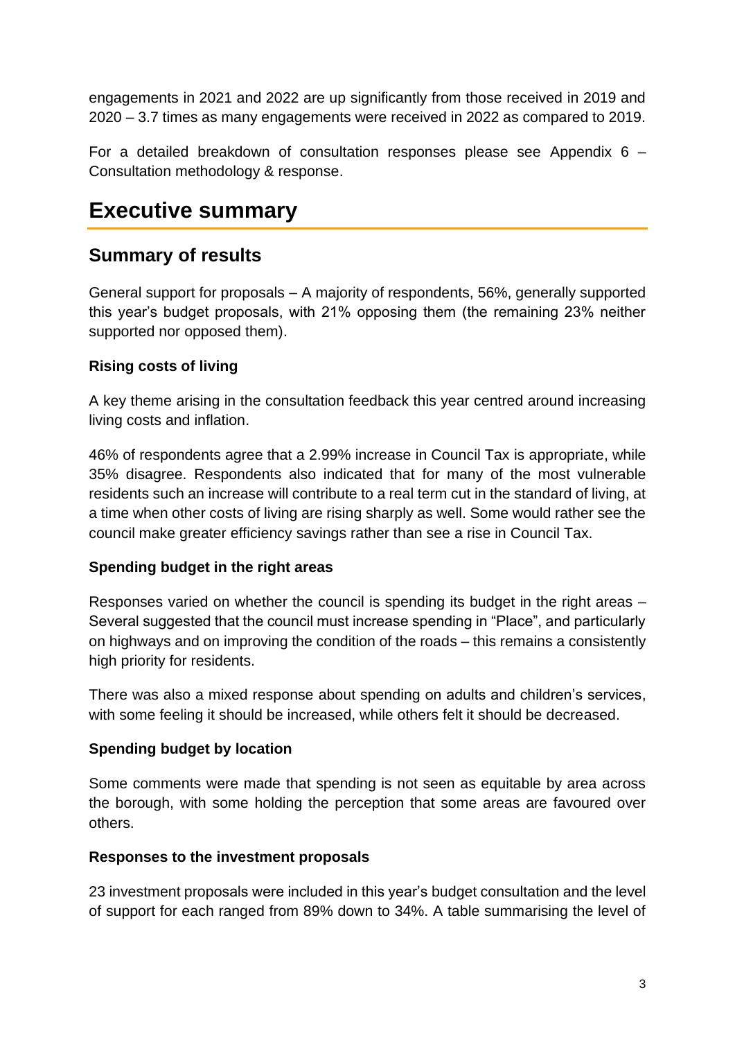engagements in 2021 and 2022 are up significantly from those received in 2019 and 2020 – 3.7 times as many engagements were received in 2022 as compared to 2019.

For a detailed breakdown of consultation responses please see Appendix 6 – Consultation methodology & response.

# Executive summary

## Summary of results

General support for proposals – A majority of respondents, 56%, generally supported this year's budget proposals, with 21% opposing them (the remaining 23% neither supported nor opposed them).

**Rising costs of living**

A key theme arising in the consultation feedback this year centred around increasing living costs and inflation.

46% of respondents agree that a 2.99% increase in Council Tax is appropriate, while 35% disagree. Respondents also indicated that for many of the most vulnerable residents such an increase will contribute to a real term cut in the standard of living, at a time when other costs of living are rising sharply as well. Some would rather see the council make greater efficiency savings rather than see a rise in Council Tax.

**Spending budget in the right areas**

Responses varied on whether the council is spending its budget in the right areas – Several suggested that the council must increase spending in "Place", and particularly on highways and on improving the condition of the roads – this remains a consistently high priority for residents.

There was also a mixed response about spending on adults and children's services, with some feeling it should be increased, while others felt it should be decreased.

**Spending budget by location**

Some comments were made that spending is not seen as equitable by area across the borough, with some holding the perception that some areas are favoured over others.

**Responses to the investment proposals**

23 investment proposals were included in this year's budget consultation and the level of support for each ranged from 89% down to 34%. A table summarising the level of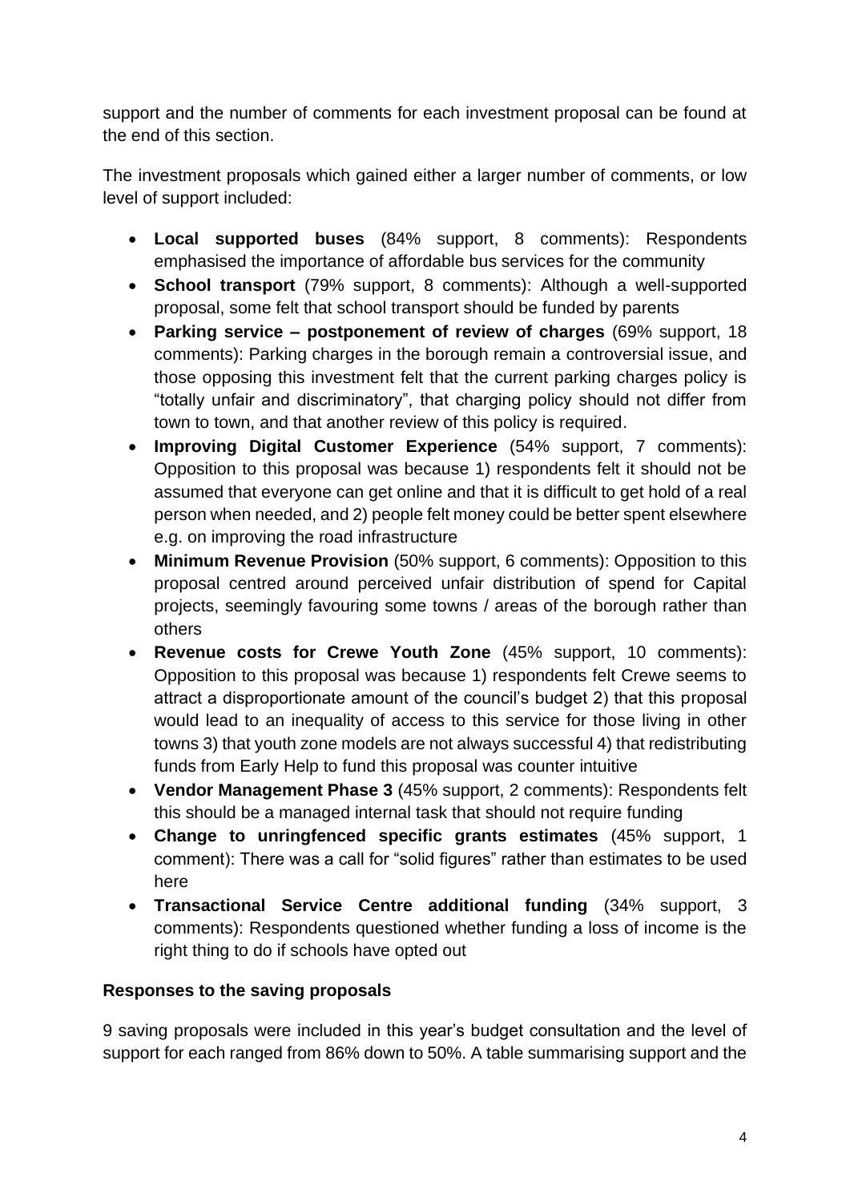support and the number of comments for each investment proposal can be found at the end of this section.

The investment proposals which gained either a larger number of comments, or low level of support included:

- **Local supported buses** (84% support, 8 comments): Respondents emphasised the importance of affordable bus services for the community
- **School transport** (79% support, 8 comments): Although a well-supported proposal, some felt that school transport should be funded by parents
- **Parking service – postponement of review of charges** (69% support, 18 comments): Parking charges in the borough remain a controversial issue, and those opposing this investment felt that the current parking charges policy is "totally unfair and discriminatory", that charging policy should not differ from town to town, and that another review of this policy is required.
- **Improving Digital Customer Experience** (54% support, 7 comments): Opposition to this proposal was because 1) respondents felt it should not be assumed that everyone can get online and that it is difficult to get hold of a real person when needed, and 2) people felt money could be better spent elsewhere e.g. on improving the road infrastructure
- **Minimum Revenue Provision** (50% support, 6 comments): Opposition to this proposal centred around perceived unfair distribution of spend for Capital projects, seemingly favouring some towns / areas of the borough rather than others
- **Revenue costs for Crewe Youth Zone** (45% support, 10 comments): Opposition to this proposal was because 1) respondents felt Crewe seems to attract a disproportionate amount of the council's budget 2) that this proposal would lead to an inequality of access to this service for those living in other towns 3) that youth zone models are not always successful 4) that redistributing funds from Early Help to fund this proposal was counter intuitive
- **Vendor Management Phase 3** (45% support, 2 comments): Respondents felt this should be a managed internal task that should not require funding
- **Change to unringfenced specific grants estimates** (45% support, 1 comment): There was a call for "solid figures" rather than estimates to be used here
- **Transactional Service Centre additional funding** (34% support, 3 comments): Respondents questioned whether funding a loss of income is the right thing to do if schools have opted out

**Responses to the saving proposals**

9 saving proposals were included in this year's budget consultation and the level of support for each ranged from 86% down to 50%. A table summarising support and the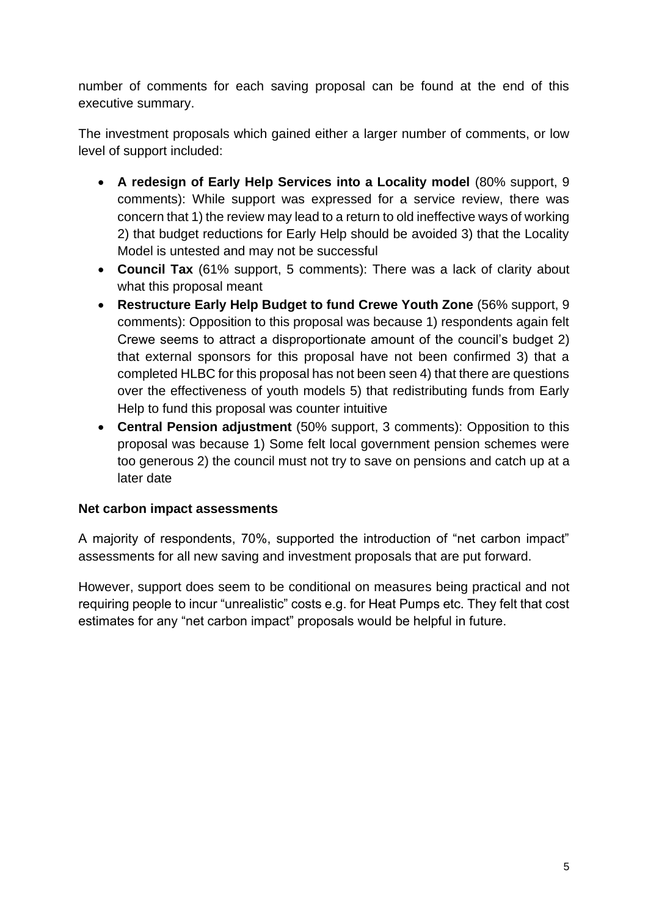number of comments for each saving proposal can be found at the end of this executive summary.

The investment proposals which gained either a larger number of comments, or low level of support included:

- **A redesign of Early Help Services into a Locality model** (80% support, 9 comments): While support was expressed for a service review, there was concern that 1) the review may lead to a return to old ineffective ways of working 2) that budget reductions for Early Help should be avoided 3) that the Locality Model is untested and may not be successful
- **Council Tax** (61% support, 5 comments): There was a lack of clarity about what this proposal meant
- **Restructure Early Help Budget to fund Crewe Youth Zone** (56% support, 9 comments): Opposition to this proposal was because 1) respondents again felt Crewe seems to attract a disproportionate amount of the council's budget 2) that external sponsors for this proposal have not been confirmed 3) that a completed HLBC for this proposal has not been seen 4) that there are questions over the effectiveness of youth models 5) that redistributing funds from Early Help to fund this proposal was counter intuitive
- **Central Pension adjustment** (50% support, 3 comments): Opposition to this proposal was because 1) Some felt local government pension schemes were too generous 2) the council must not try to save on pensions and catch up at a later date

**Net carbon impact assessments**

A majority of respondents, 70%, supported the introduction of "net carbon impact" assessments for all new saving and investment proposals that are put forward.

However, support does seem to be conditional on measures being practical and not requiring people to incur "unrealistic" costs e.g. for Heat Pumps etc. They felt that cost estimates for any "net carbon impact" proposals would be helpful in future.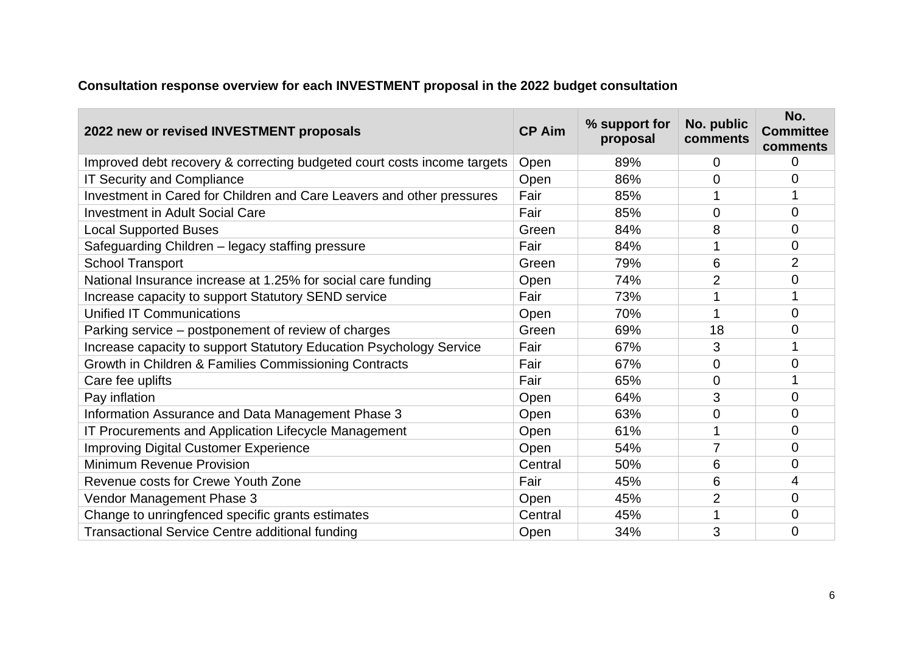**Consultation response overview for each INVESTMENT proposal in the 2022 budget consultation**

| 2022 new or revised INVESTMENT proposals | CP Aim | % support for proposal | No. public comments | No. Committee comments |
|---|---|---|---|---|
| Improved debt recovery & correcting budgeted court costs income targets | Open | 89% | 0 | 0 |
| IT Security and Compliance | Open | 86% | 0 | 0 |
| Investment in Cared for Children and Care Leavers and other pressures | Fair | 85% | 1 | 1 |
| Investment in Adult Social Care | Fair | 85% | 0 | 0 |
| Local Supported Buses | Green | 84% | 8 | 0 |
| Safeguarding Children – legacy staffing pressure | Fair | 84% | 1 | 0 |
| School Transport | Green | 79% | 6 | 2 |
| National Insurance increase at 1.25% for social care funding | Open | 74% | 2 | 0 |
| Increase capacity to support Statutory SEND service | Fair | 73% | 1 | 1 |
| Unified IT Communications | Open | 70% | 1 | 0 |
| Parking service – postponement of review of charges | Green | 69% | 18 | 0 |
| Increase capacity to support Statutory Education Psychology Service | Fair | 67% | 3 | 1 |
| Growth in Children & Families Commissioning Contracts | Fair | 67% | 0 | 0 |
| Care fee uplifts | Fair | 65% | 0 | 1 |
| Pay inflation | Open | 64% | 3 | 0 |
| Information Assurance and Data Management Phase 3 | Open | 63% | 0 | 0 |
| IT Procurements and Application Lifecycle Management | Open | 61% | 1 | 0 |
| Improving Digital Customer Experience | Open | 54% | 7 | 0 |
| Minimum Revenue Provision | Central | 50% | 6 | 0 |
| Revenue costs for Crewe Youth Zone | Fair | 45% | 6 | 4 |
| Vendor Management Phase 3 | Open | 45% | 2 | 0 |
| Change to unringfenced specific grants estimates | Central | 45% | 1 | 0 |
| Transactional Service Centre additional funding | Open | 34% | 3 | 0 |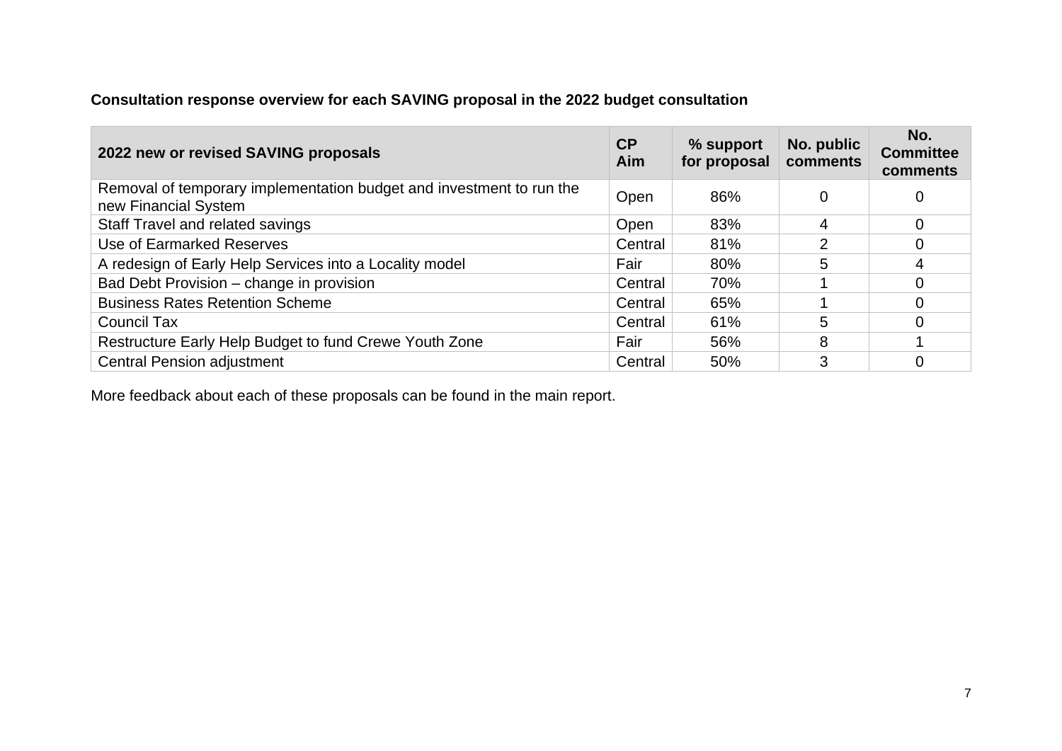**Consultation response overview for each SAVING proposal in the 2022 budget consultation**

| 2022 new or revised SAVING proposals | CP Aim | % support for proposal | No. public comments | No. Committee comments |
|---|---|---|---|---|
| Removal of temporary implementation budget and investment to run the new Financial System | Open | 86% | 0 | 0 |
| Staff Travel and related savings | Open | 83% | 4 | 0 |
| Use of Earmarked Reserves | Central | 81% | 2 | 0 |
| A redesign of Early Help Services into a Locality model | Fair | 80% | 5 | 4 |
| Bad Debt Provision – change in provision | Central | 70% | 1 | 0 |
| Business Rates Retention Scheme | Central | 65% | 1 | 0 |
| Council Tax | Central | 61% | 5 | 0 |
| Restructure Early Help Budget to fund Crewe Youth Zone | Fair | 56% | 8 | 1 |
| Central Pension adjustment | Central | 50% | 3 | 0 |

More feedback about each of these proposals can be found in the main report.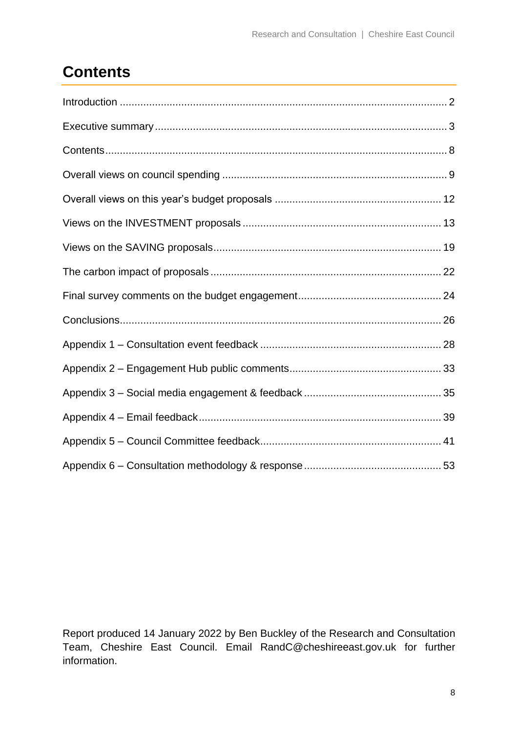# Contents

Introduction ............................................................................................................. 2

Executive summary .................................................................................................. 3

Contents.................................................................................................................... 8

Overall views on council spending ........................................................................... 9

Overall views on this year's budget proposals ....................................................... 12

Views on the INVESTMENT proposals .................................................................. 13

Views on the SAVING proposals............................................................................ 19

The carbon impact of proposals ............................................................................. 22

Final survey comments on the budget engagement................................................ 24

Conclusions............................................................................................................ 26

Appendix 1 – Consultation event feedback ............................................................ 28

Appendix 2 – Engagement Hub public comments.................................................. 33

Appendix 3 – Social media engagement & feedback ............................................. 35

Appendix 4 – Email feedback................................................................................. 39

Appendix 5 – Council Committee feedback............................................................ 41

Appendix 6 – Consultation methodology & response ............................................. 53

Report produced 14 January 2022 by Ben Buckley of the Research and Consultation Team, Cheshire East Council. Email RandC@cheshireeast.gov.uk for further information.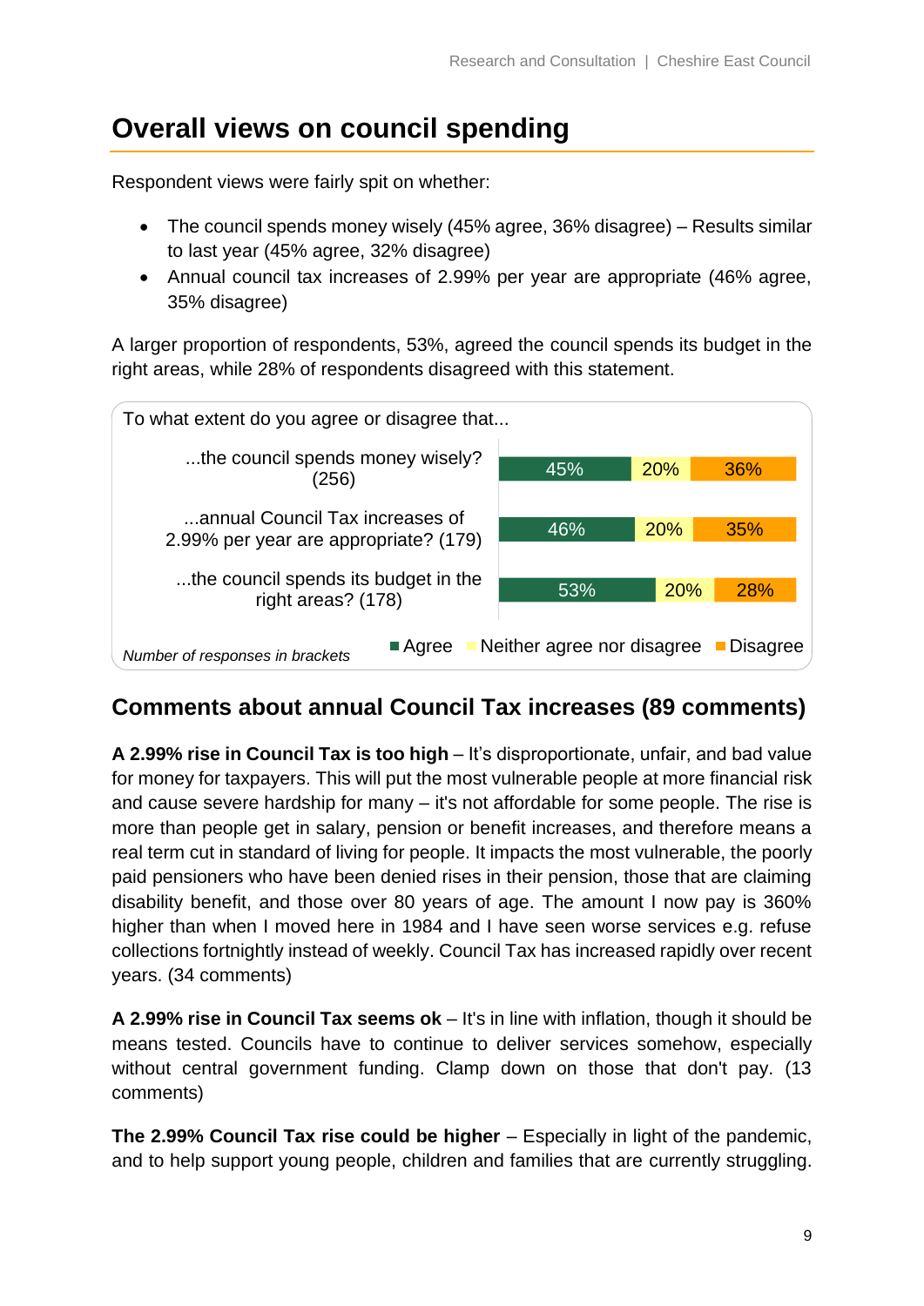## Overall views on council spending

Respondent views were fairly spit on whether:

- The council spends money wisely (45% agree, 36% disagree) – Results similar to last year (45% agree, 32% disagree)
- Annual council tax increases of 2.99% per year are appropriate (46% agree, 35% disagree)

A larger proportion of respondents, 53%, agreed the council spends its budget in the right areas, while 28% of respondents disagreed with this statement.

To what extent do you agree or disagree that...

| | Agree | Neither agree nor disagree | Disagree |
|---|---|---|---|
| ...the council spends money wisely? (256) | 45% | 20% | 36% |
| ...annual Council Tax increases of 2.99% per year are appropriate? (179) | 46% | 20% | 35% |
| ...the council spends its budget in the right areas? (178) | 53% | 20% | 28% |

*Number of responses in brackets*

### Comments about annual Council Tax increases (89 comments)

**A 2.99% rise in Council Tax is too high** – It's disproportionate, unfair, and bad value for money for taxpayers. This will put the most vulnerable people at more financial risk and cause severe hardship for many – it's not affordable for some people. The rise is more than people get in salary, pension or benefit increases, and therefore means a real term cut in standard of living for people. It impacts the most vulnerable, the poorly paid pensioners who have been denied rises in their pension, those that are claiming disability benefit, and those over 80 years of age. The amount I now pay is 360% higher than when I moved here in 1984 and I have seen worse services e.g. refuse collections fortnightly instead of weekly. Council Tax has increased rapidly over recent years. (34 comments)

**A 2.99% rise in Council Tax seems ok** – It's in line with inflation, though it should be means tested. Councils have to continue to deliver services somehow, especially without central government funding. Clamp down on those that don't pay. (13 comments)

**The 2.99% Council Tax rise could be higher** – Especially in light of the pandemic, and to help support young people, children and families that are currently struggling.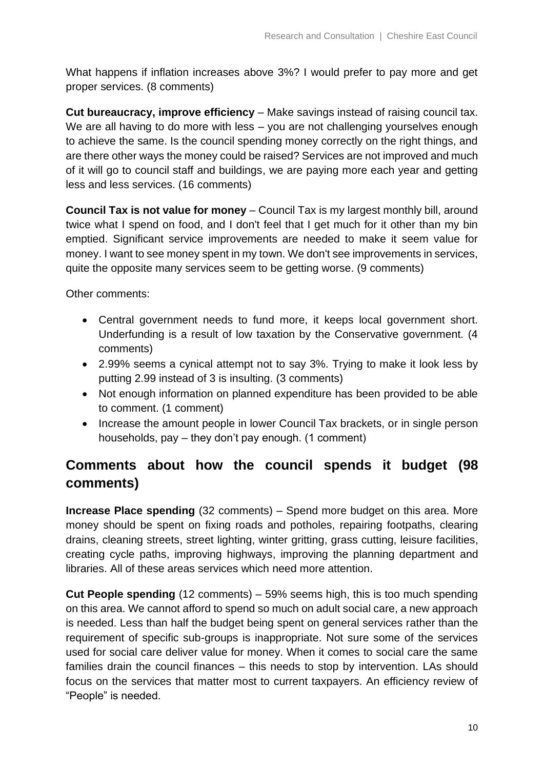What happens if inflation increases above 3%? I would prefer to pay more and get proper services. (8 comments)

**Cut bureaucracy, improve efficiency** – Make savings instead of raising council tax. We are all having to do more with less – you are not challenging yourselves enough to achieve the same. Is the council spending money correctly on the right things, and are there other ways the money could be raised? Services are not improved and much of it will go to council staff and buildings, we are paying more each year and getting less and less services. (16 comments)

**Council Tax is not value for money** – Council Tax is my largest monthly bill, around twice what I spend on food, and I don't feel that I get much for it other than my bin emptied. Significant service improvements are needed to make it seem value for money. I want to see money spent in my town. We don't see improvements in services, quite the opposite many services seem to be getting worse. (9 comments)

Other comments:

- Central government needs to fund more, it keeps local government short. Underfunding is a result of low taxation by the Conservative government. (4 comments)
- 2.99% seems a cynical attempt not to say 3%. Trying to make it look less by putting 2.99 instead of 3 is insulting. (3 comments)
- Not enough information on planned expenditure has been provided to be able to comment. (1 comment)
- Increase the amount people in lower Council Tax brackets, or in single person households, pay – they don't pay enough. (1 comment)

## Comments about how the council spends it budget (98 comments)

**Increase Place spending** (32 comments) – Spend more budget on this area. More money should be spent on fixing roads and potholes, repairing footpaths, clearing drains, cleaning streets, street lighting, winter gritting, grass cutting, leisure facilities, creating cycle paths, improving highways, improving the planning department and libraries. All of these areas services which need more attention.

**Cut People spending** (12 comments) – 59% seems high, this is too much spending on this area. We cannot afford to spend so much on adult social care, a new approach is needed. Less than half the budget being spent on general services rather than the requirement of specific sub-groups is inappropriate. Not sure some of the services used for social care deliver value for money. When it comes to social care the same families drain the council finances – this needs to stop by intervention. LAs should focus on the services that matter most to current taxpayers. An efficiency review of "People" is needed.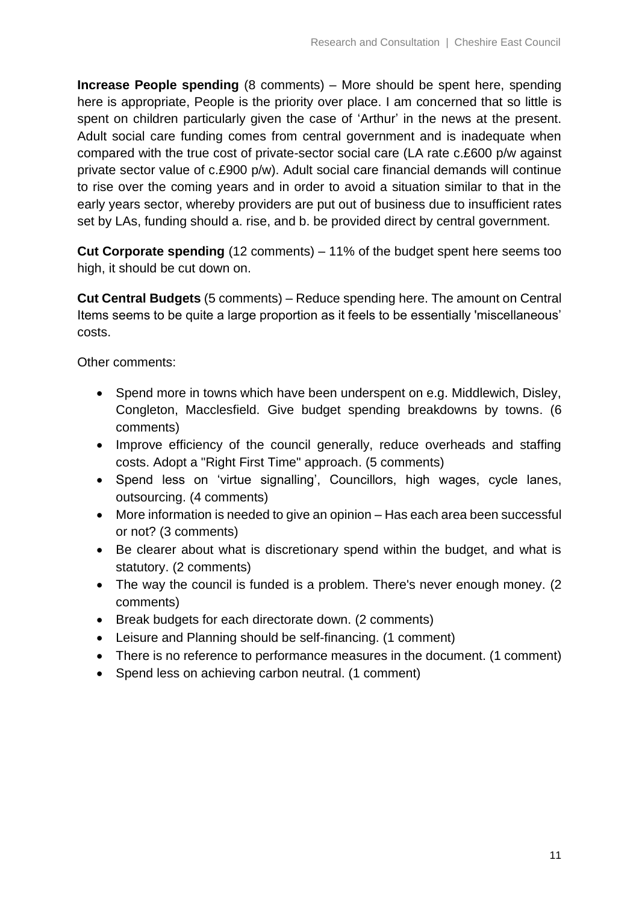**Increase People spending** (8 comments) – More should be spent here, spending here is appropriate, People is the priority over place. I am concerned that so little is spent on children particularly given the case of 'Arthur' in the news at the present. Adult social care funding comes from central government and is inadequate when compared with the true cost of private-sector social care (LA rate c.£600 p/w against private sector value of c.£900 p/w). Adult social care financial demands will continue to rise over the coming years and in order to avoid a situation similar to that in the early years sector, whereby providers are put out of business due to insufficient rates set by LAs, funding should a. rise, and b. be provided direct by central government.

**Cut Corporate spending** (12 comments) – 11% of the budget spent here seems too high, it should be cut down on.

**Cut Central Budgets** (5 comments) – Reduce spending here. The amount on Central Items seems to be quite a large proportion as it feels to be essentially 'miscellaneous' costs.

Other comments:

- Spend more in towns which have been underspent on e.g. Middlewich, Disley, Congleton, Macclesfield. Give budget spending breakdowns by towns. (6 comments)
- Improve efficiency of the council generally, reduce overheads and staffing costs. Adopt a "Right First Time" approach. (5 comments)
- Spend less on 'virtue signalling', Councillors, high wages, cycle lanes, outsourcing. (4 comments)
- More information is needed to give an opinion – Has each area been successful or not? (3 comments)
- Be clearer about what is discretionary spend within the budget, and what is statutory. (2 comments)
- The way the council is funded is a problem. There's never enough money. (2 comments)
- Break budgets for each directorate down. (2 comments)
- Leisure and Planning should be self-financing. (1 comment)
- There is no reference to performance measures in the document. (1 comment)
- Spend less on achieving carbon neutral. (1 comment)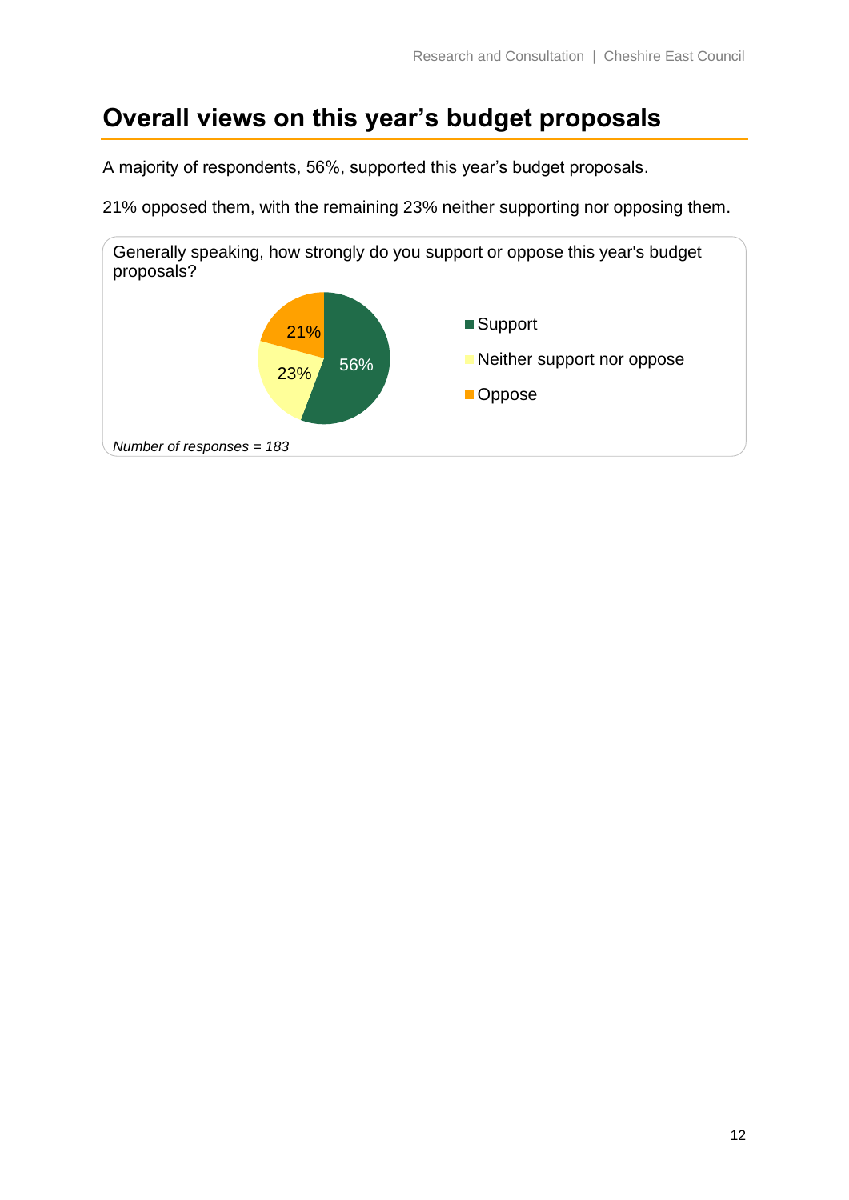## Overall views on this year's budget proposals

A majority of respondents, 56%, supported this year's budget proposals.

21% opposed them, with the remaining 23% neither supporting nor opposing them.

Generally speaking, how strongly do you support or oppose this year's budget proposals?

| Response | % |
|---|---|
| Support | 56% |
| Neither support nor oppose | 23% |
| Oppose | 21% |

*Number of responses = 183*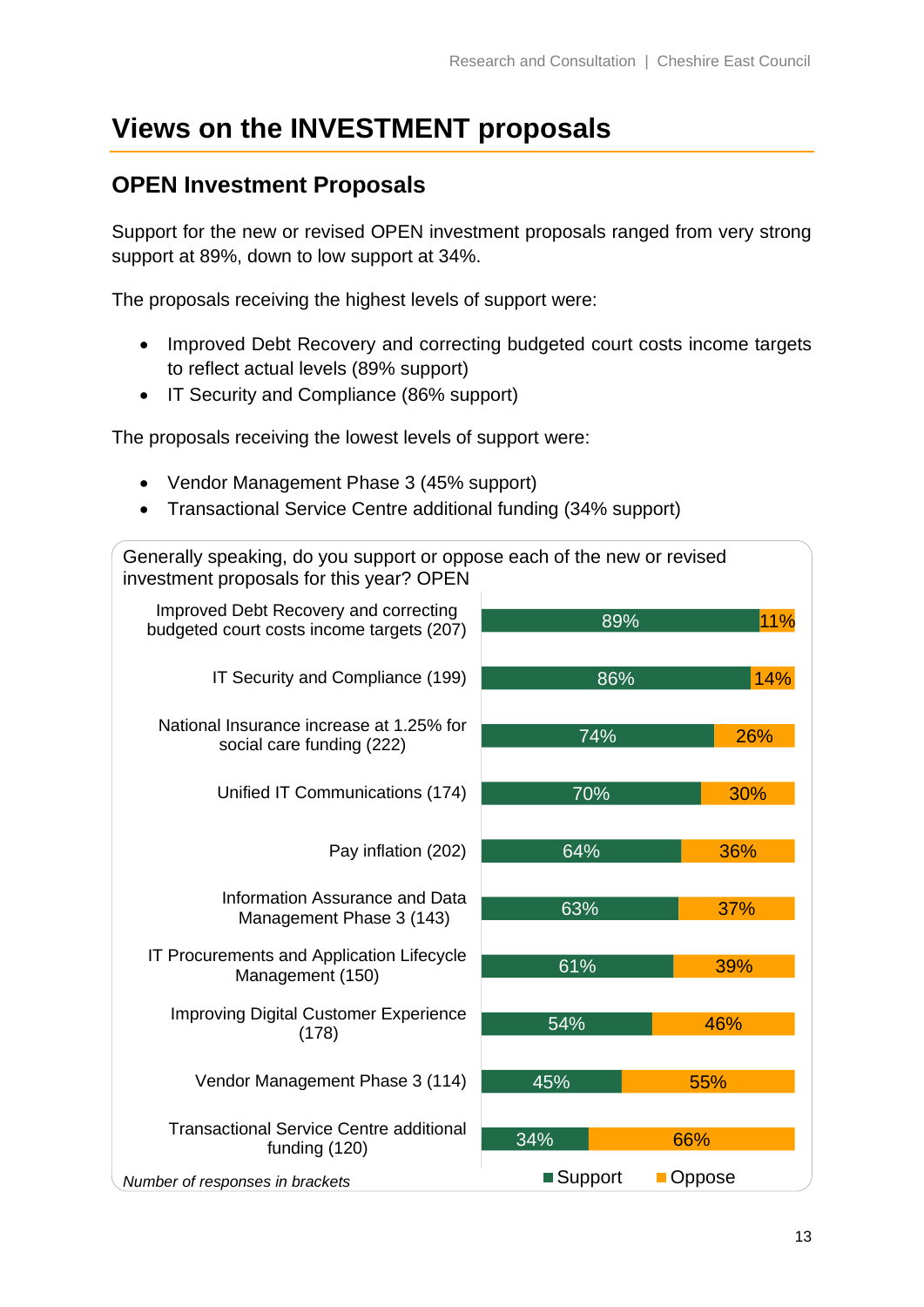# Views on the INVESTMENT proposals

## OPEN Investment Proposals

Support for the new or revised OPEN investment proposals ranged from very strong support at 89%, down to low support at 34%.

The proposals receiving the highest levels of support were:

- Improved Debt Recovery and correcting budgeted court costs income targets to reflect actual levels (89% support)
- IT Security and Compliance (86% support)

The proposals receiving the lowest levels of support were:

- Vendor Management Phase 3 (45% support)
- Transactional Service Centre additional funding (34% support)

Generally speaking, do you support or oppose each of the new or revised investment proposals for this year? OPEN

| Proposal | Support | Oppose |
| --- | --- | --- |
| Improved Debt Recovery and correcting budgeted court costs income targets (207) | 89% | 11% |
| IT Security and Compliance (199) | 86% | 14% |
| National Insurance increase at 1.25% for social care funding (222) | 74% | 26% |
| Unified IT Communications (174) | 70% | 30% |
| Pay inflation (202) | 64% | 36% |
| Information Assurance and Data Management Phase 3 (143) | 63% | 37% |
| IT Procurements and Application Lifecycle Management (150) | 61% | 39% |
| Improving Digital Customer Experience (178) | 54% | 46% |
| Vendor Management Phase 3 (114) | 45% | 55% |
| Transactional Service Centre additional funding (120) | 34% | 66% |

*Number of responses in brackets*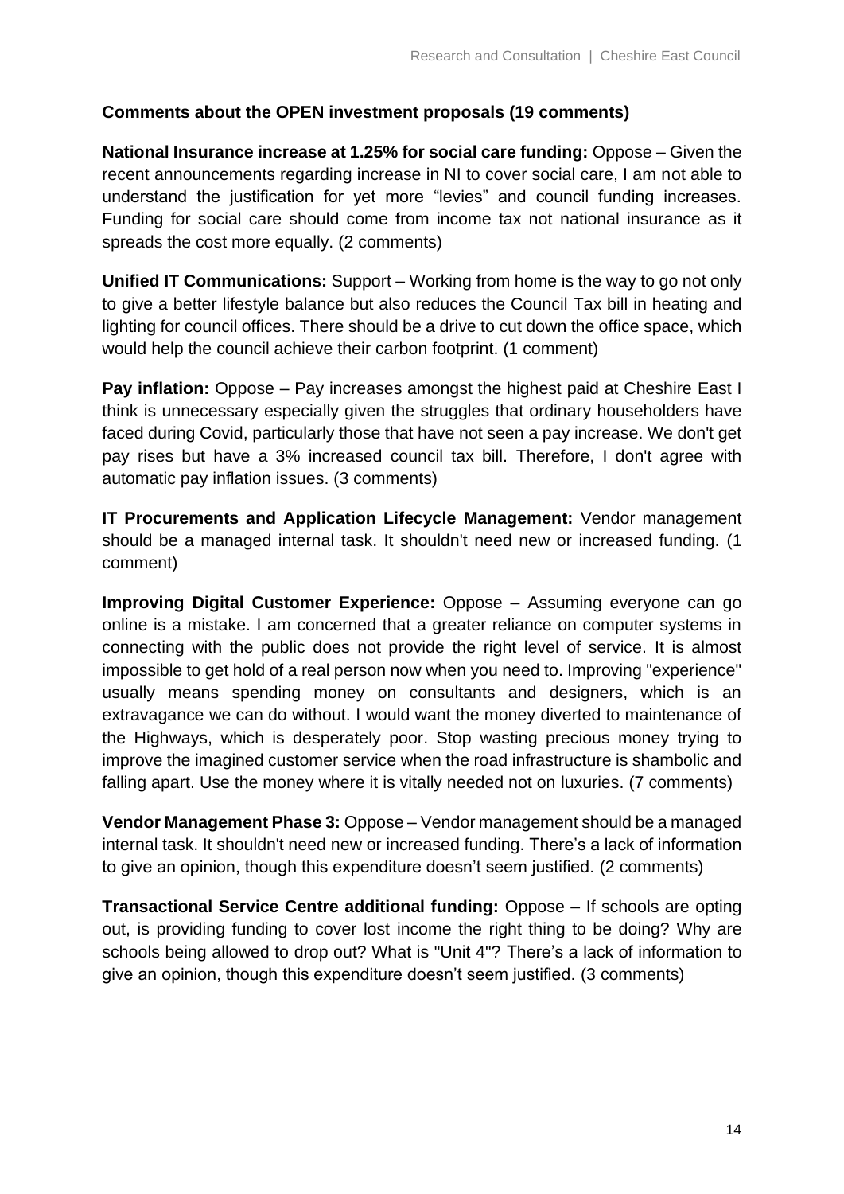**Comments about the OPEN investment proposals (19 comments)**

**National Insurance increase at 1.25% for social care funding:** Oppose – Given the recent announcements regarding increase in NI to cover social care, I am not able to understand the justification for yet more "levies" and council funding increases. Funding for social care should come from income tax not national insurance as it spreads the cost more equally. (2 comments)

**Unified IT Communications:** Support – Working from home is the way to go not only to give a better lifestyle balance but also reduces the Council Tax bill in heating and lighting for council offices. There should be a drive to cut down the office space, which would help the council achieve their carbon footprint. (1 comment)

**Pay inflation:** Oppose – Pay increases amongst the highest paid at Cheshire East I think is unnecessary especially given the struggles that ordinary householders have faced during Covid, particularly those that have not seen a pay increase. We don't get pay rises but have a 3% increased council tax bill. Therefore, I don't agree with automatic pay inflation issues. (3 comments)

**IT Procurements and Application Lifecycle Management:** Vendor management should be a managed internal task. It shouldn't need new or increased funding. (1 comment)

**Improving Digital Customer Experience:** Oppose – Assuming everyone can go online is a mistake. I am concerned that a greater reliance on computer systems in connecting with the public does not provide the right level of service. It is almost impossible to get hold of a real person now when you need to. Improving "experience" usually means spending money on consultants and designers, which is an extravagance we can do without. I would want the money diverted to maintenance of the Highways, which is desperately poor. Stop wasting precious money trying to improve the imagined customer service when the road infrastructure is shambolic and falling apart. Use the money where it is vitally needed not on luxuries. (7 comments)

**Vendor Management Phase 3:** Oppose – Vendor management should be a managed internal task. It shouldn't need new or increased funding. There's a lack of information to give an opinion, though this expenditure doesn't seem justified. (2 comments)

**Transactional Service Centre additional funding:** Oppose – If schools are opting out, is providing funding to cover lost income the right thing to be doing? Why are schools being allowed to drop out? What is "Unit 4"? There's a lack of information to give an opinion, though this expenditure doesn't seem justified. (3 comments)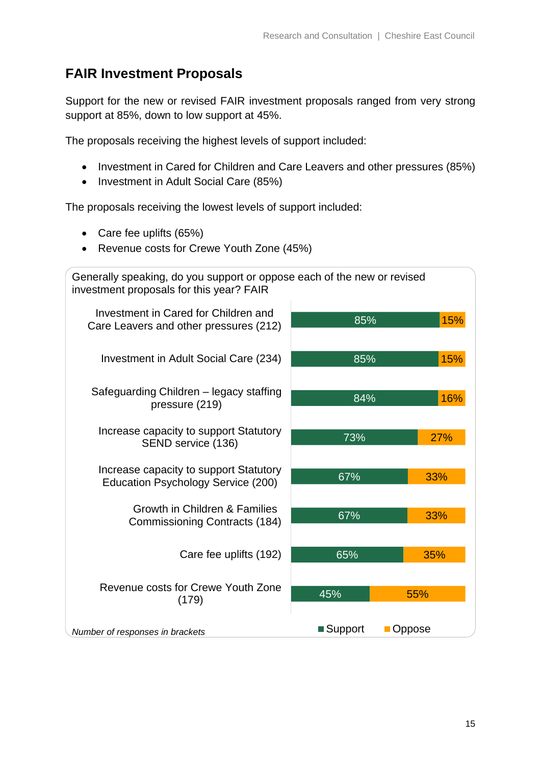## FAIR Investment Proposals

Support for the new or revised FAIR investment proposals ranged from very strong support at 85%, down to low support at 45%.

The proposals receiving the highest levels of support included:

- Investment in Cared for Children and Care Leavers and other pressures (85%)
- Investment in Adult Social Care (85%)

The proposals receiving the lowest levels of support included:

- Care fee uplifts (65%)
- Revenue costs for Crewe Youth Zone (45%)

Generally speaking, do you support or oppose each of the new or revised investment proposals for this year? FAIR

| Proposal | Support | Oppose |
|---|---|---|
| Investment in Cared for Children and Care Leavers and other pressures (212) | 85% | 15% |
| Investment in Adult Social Care (234) | 85% | 15% |
| Safeguarding Children – legacy staffing pressure (219) | 84% | 16% |
| Increase capacity to support Statutory SEND service (136) | 73% | 27% |
| Increase capacity to support Statutory Education Psychology Service (200) | 67% | 33% |
| Growth in Children & Families Commissioning Contracts (184) | 67% | 33% |
| Care fee uplifts (192) | 65% | 35% |
| Revenue costs for Crewe Youth Zone (179) | 45% | 55% |

*Number of responses in brackets*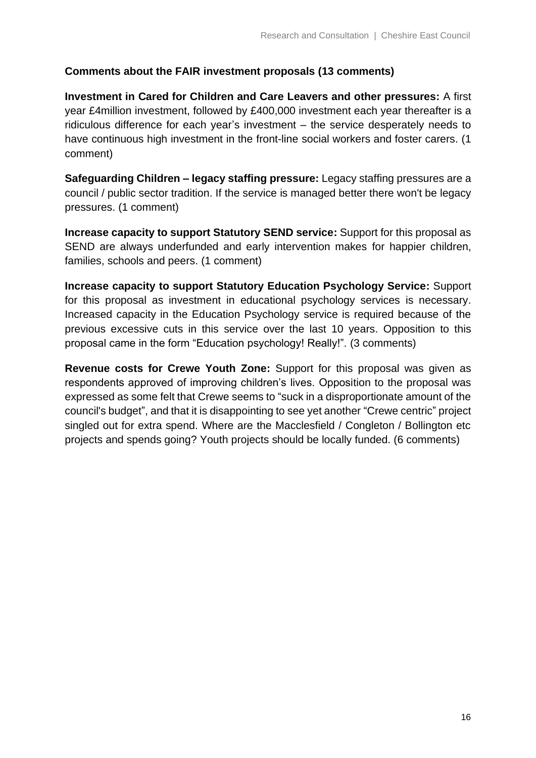**Comments about the FAIR investment proposals (13 comments)**

**Investment in Cared for Children and Care Leavers and other pressures:** A first year £4million investment, followed by £400,000 investment each year thereafter is a ridiculous difference for each year's investment – the service desperately needs to have continuous high investment in the front-line social workers and foster carers. (1 comment)

**Safeguarding Children – legacy staffing pressure:** Legacy staffing pressures are a council / public sector tradition. If the service is managed better there won't be legacy pressures. (1 comment)

**Increase capacity to support Statutory SEND service:** Support for this proposal as SEND are always underfunded and early intervention makes for happier children, families, schools and peers. (1 comment)

**Increase capacity to support Statutory Education Psychology Service:** Support for this proposal as investment in educational psychology services is necessary. Increased capacity in the Education Psychology service is required because of the previous excessive cuts in this service over the last 10 years. Opposition to this proposal came in the form "Education psychology! Really!". (3 comments)

**Revenue costs for Crewe Youth Zone:** Support for this proposal was given as respondents approved of improving children's lives. Opposition to the proposal was expressed as some felt that Crewe seems to "suck in a disproportionate amount of the council's budget", and that it is disappointing to see yet another "Crewe centric" project singled out for extra spend. Where are the Macclesfield / Congleton / Bollington etc projects and spends going? Youth projects should be locally funded. (6 comments)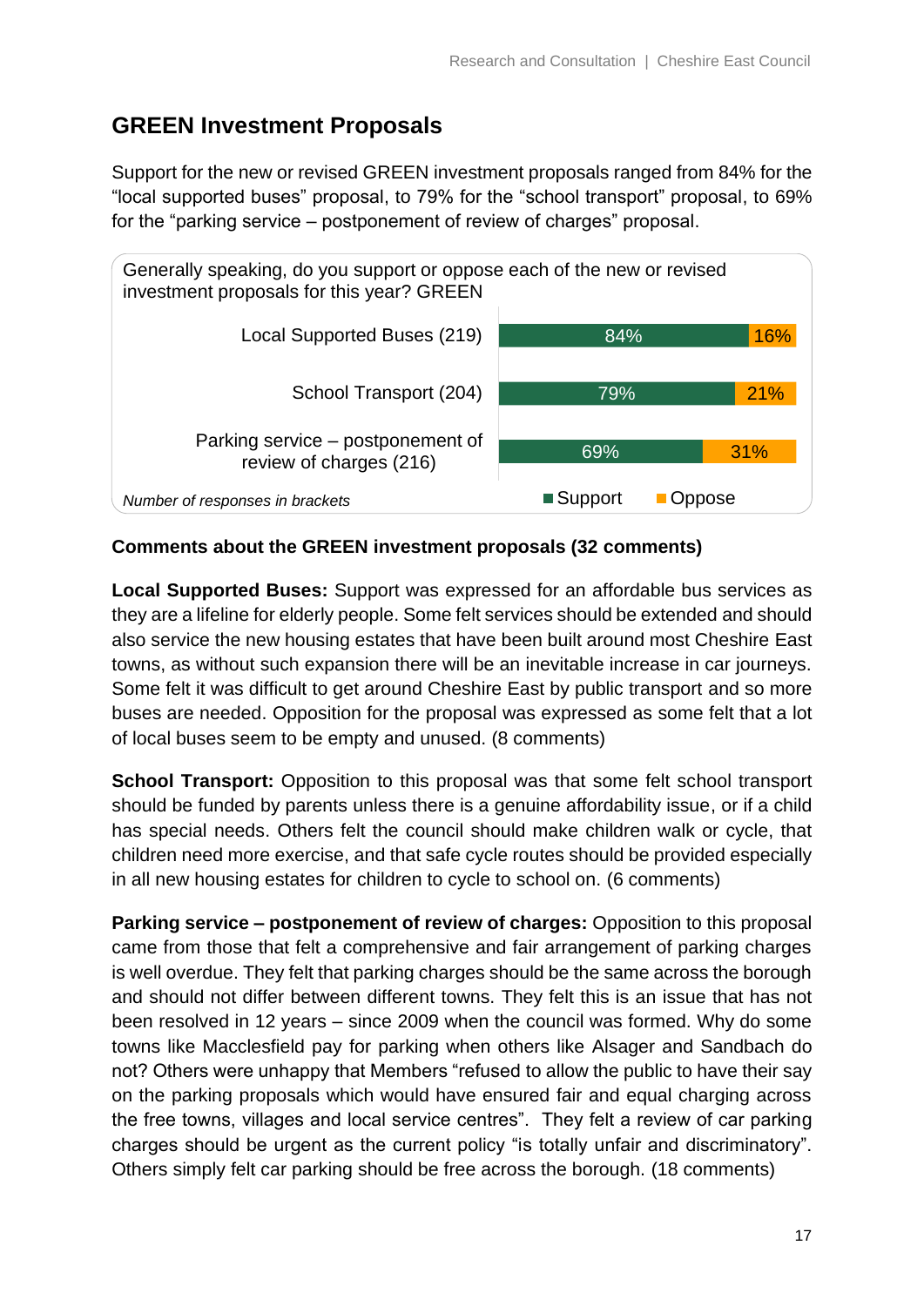## GREEN Investment Proposals

Support for the new or revised GREEN investment proposals ranged from 84% for the "local supported buses" proposal, to 79% for the "school transport" proposal, to 69% for the "parking service – postponement of review of charges" proposal.

Generally speaking, do you support or oppose each of the new or revised investment proposals for this year? GREEN

| | Support | Oppose |
|---|---|---|
| Local Supported Buses (219) | 84% | 16% |
| School Transport (204) | 79% | 21% |
| Parking service – postponement of review of charges (216) | 69% | 31% |

*Number of responses in brackets*

**Comments about the GREEN investment proposals (32 comments)**

**Local Supported Buses:** Support was expressed for an affordable bus services as they are a lifeline for elderly people. Some felt services should be extended and should also service the new housing estates that have been built around most Cheshire East towns, as without such expansion there will be an inevitable increase in car journeys. Some felt it was difficult to get around Cheshire East by public transport and so more buses are needed. Opposition for the proposal was expressed as some felt that a lot of local buses seem to be empty and unused. (8 comments)

**School Transport:** Opposition to this proposal was that some felt school transport should be funded by parents unless there is a genuine affordability issue, or if a child has special needs. Others felt the council should make children walk or cycle, that children need more exercise, and that safe cycle routes should be provided especially in all new housing estates for children to cycle to school on. (6 comments)

**Parking service – postponement of review of charges:** Opposition to this proposal came from those that felt a comprehensive and fair arrangement of parking charges is well overdue. They felt that parking charges should be the same across the borough and should not differ between different towns. They felt this is an issue that has not been resolved in 12 years – since 2009 when the council was formed. Why do some towns like Macclesfield pay for parking when others like Alsager and Sandbach do not? Others were unhappy that Members "refused to allow the public to have their say on the parking proposals which would have ensured fair and equal charging across the free towns, villages and local service centres". They felt a review of car parking charges should be urgent as the current policy "is totally unfair and discriminatory". Others simply felt car parking should be free across the borough. (18 comments)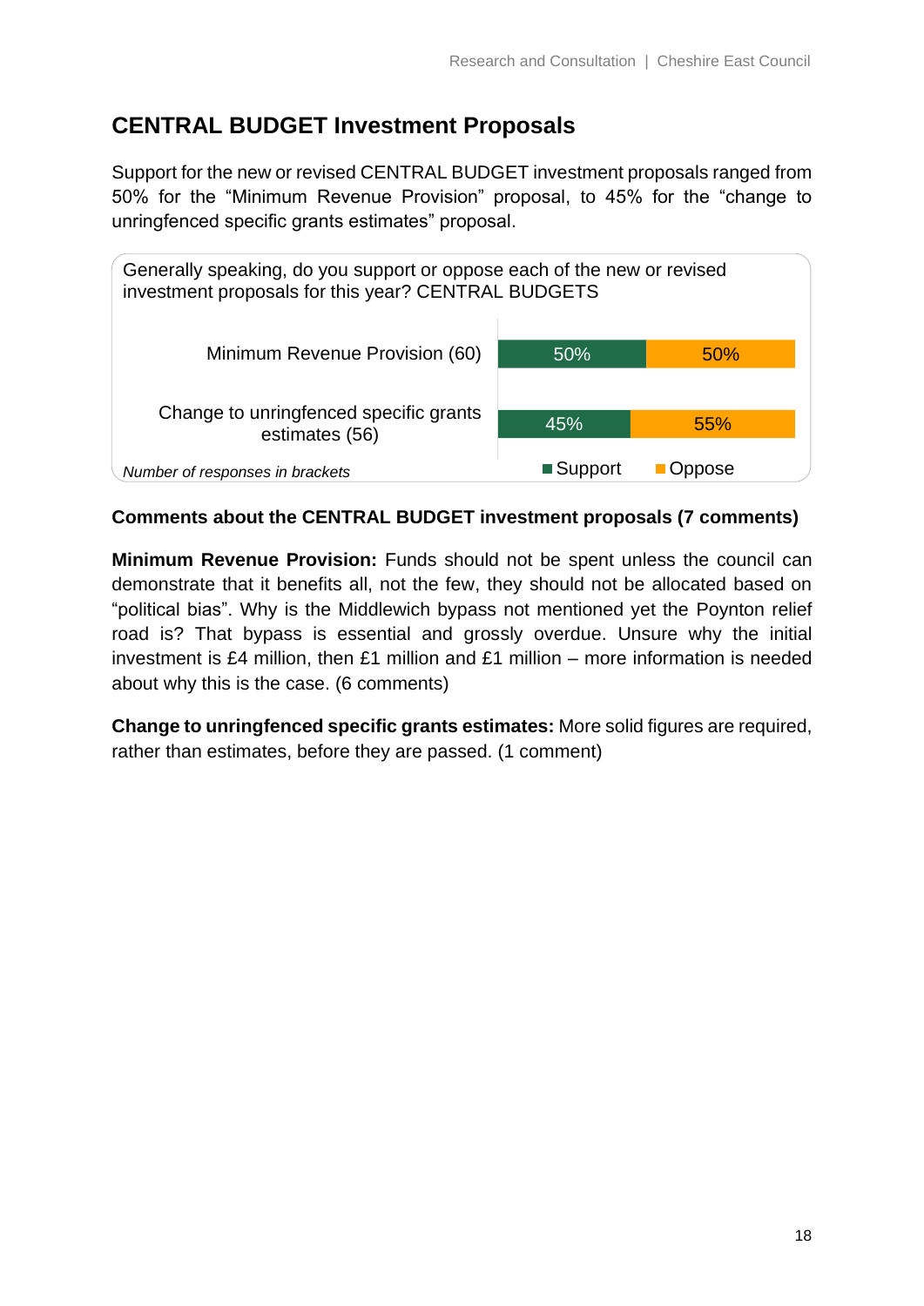## CENTRAL BUDGET Investment Proposals

Support for the new or revised CENTRAL BUDGET investment proposals ranged from 50% for the "Minimum Revenue Provision" proposal, to 45% for the "change to unringfenced specific grants estimates" proposal.

Generally speaking, do you support or oppose each of the new or revised investment proposals for this year? CENTRAL BUDGETS

| Proposal | Support | Oppose |
|---|---|---|
| Minimum Revenue Provision (60) | 50% | 50% |
| Change to unringfenced specific grants estimates (56) | 45% | 55% |

*Number of responses in brackets*

**Comments about the CENTRAL BUDGET investment proposals (7 comments)**

**Minimum Revenue Provision:** Funds should not be spent unless the council can demonstrate that it benefits all, not the few, they should not be allocated based on "political bias". Why is the Middlewich bypass not mentioned yet the Poynton relief road is? That bypass is essential and grossly overdue. Unsure why the initial investment is £4 million, then £1 million and £1 million – more information is needed about why this is the case. (6 comments)

**Change to unringfenced specific grants estimates:** More solid figures are required, rather than estimates, before they are passed. (1 comment)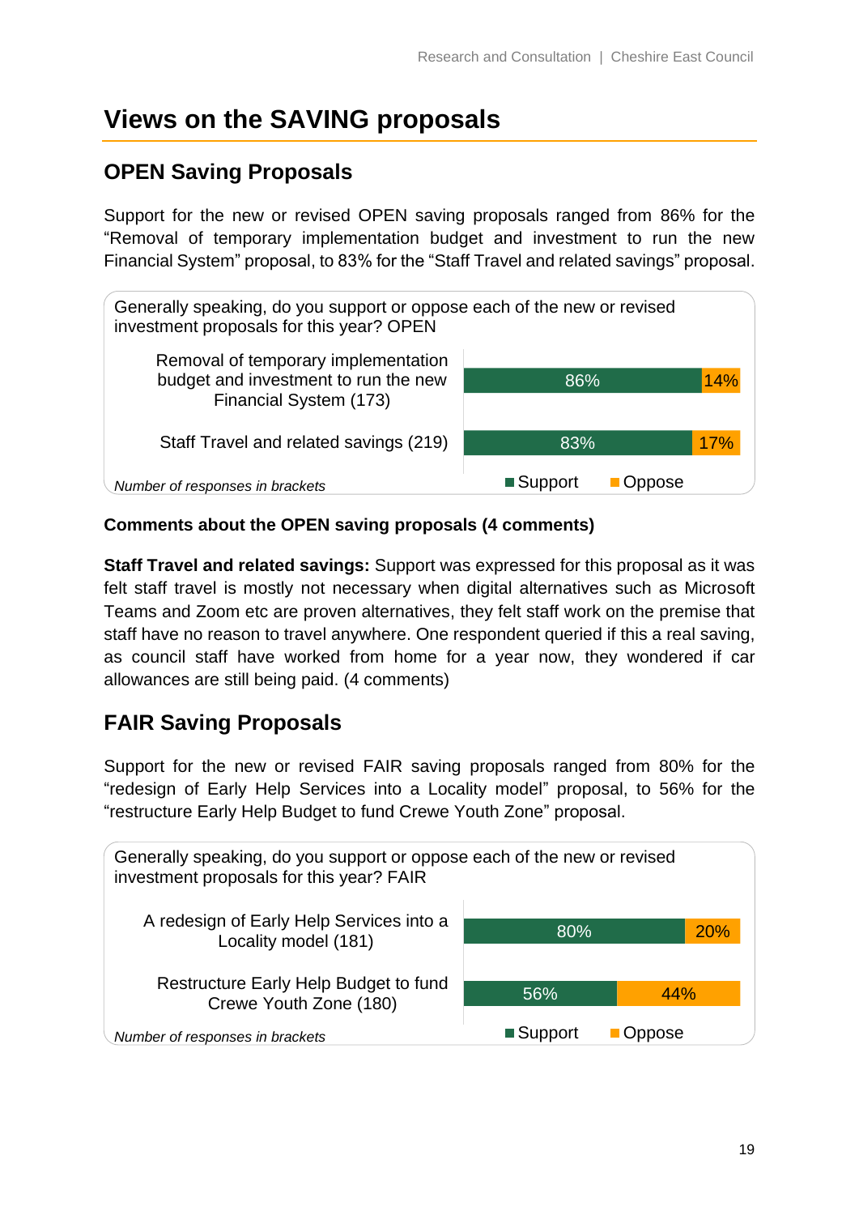# Views on the SAVING proposals

## OPEN Saving Proposals

Support for the new or revised OPEN saving proposals ranged from 86% for the "Removal of temporary implementation budget and investment to run the new Financial System" proposal, to 83% for the "Staff Travel and related savings" proposal.

Generally speaking, do you support or oppose each of the new or revised investment proposals for this year? OPEN

| Proposal | Support | Oppose |
| --- | --- | --- |
| Removal of temporary implementation budget and investment to run the new Financial System (173) | 86% | 14% |
| Staff Travel and related savings (219) | 83% | 17% |

*Number of responses in brackets*

**Comments about the OPEN saving proposals (4 comments)**

**Staff Travel and related savings:** Support was expressed for this proposal as it was felt staff travel is mostly not necessary when digital alternatives such as Microsoft Teams and Zoom etc are proven alternatives, they felt staff work on the premise that staff have no reason to travel anywhere. One respondent queried if this a real saving, as council staff have worked from home for a year now, they wondered if car allowances are still being paid. (4 comments)

## FAIR Saving Proposals

Support for the new or revised FAIR saving proposals ranged from 80% for the "redesign of Early Help Services into a Locality model" proposal, to 56% for the "restructure Early Help Budget to fund Crewe Youth Zone" proposal.

Generally speaking, do you support or oppose each of the new or revised investment proposals for this year? FAIR

| Proposal | Support | Oppose |
| --- | --- | --- |
| A redesign of Early Help Services into a Locality model (181) | 80% | 20% |
| Restructure Early Help Budget to fund Crewe Youth Zone (180) | 56% | 44% |

*Number of responses in brackets*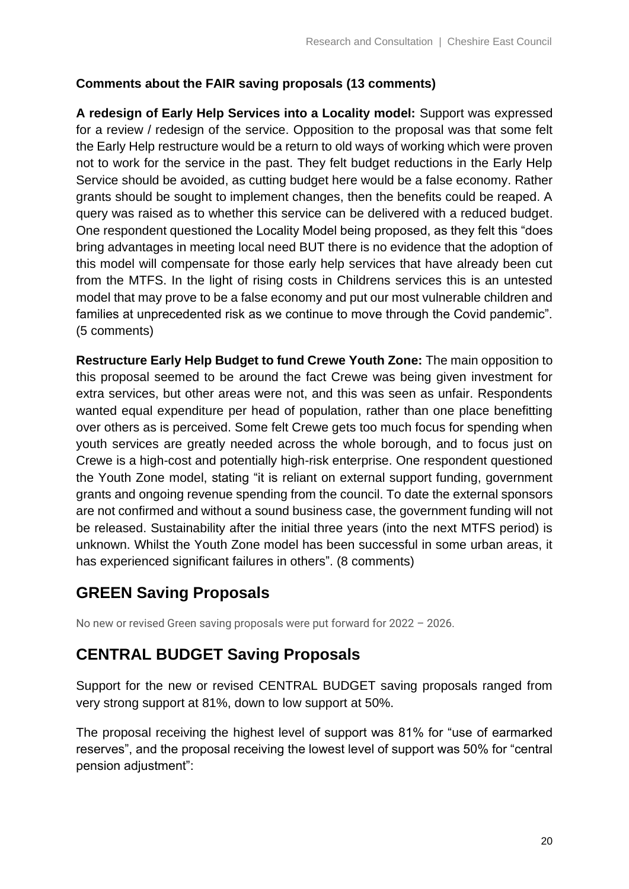**Comments about the FAIR saving proposals (13 comments)**

**A redesign of Early Help Services into a Locality model:** Support was expressed for a review / redesign of the service. Opposition to the proposal was that some felt the Early Help restructure would be a return to old ways of working which were proven not to work for the service in the past. They felt budget reductions in the Early Help Service should be avoided, as cutting budget here would be a false economy. Rather grants should be sought to implement changes, then the benefits could be reaped. A query was raised as to whether this service can be delivered with a reduced budget. One respondent questioned the Locality Model being proposed, as they felt this "does bring advantages in meeting local need BUT there is no evidence that the adoption of this model will compensate for those early help services that have already been cut from the MTFS. In the light of rising costs in Childrens services this is an untested model that may prove to be a false economy and put our most vulnerable children and families at unprecedented risk as we continue to move through the Covid pandemic". (5 comments)

**Restructure Early Help Budget to fund Crewe Youth Zone:** The main opposition to this proposal seemed to be around the fact Crewe was being given investment for extra services, but other areas were not, and this was seen as unfair. Respondents wanted equal expenditure per head of population, rather than one place benefitting over others as is perceived. Some felt Crewe gets too much focus for spending when youth services are greatly needed across the whole borough, and to focus just on Crewe is a high-cost and potentially high-risk enterprise. One respondent questioned the Youth Zone model, stating "it is reliant on external support funding, government grants and ongoing revenue spending from the council. To date the external sponsors are not confirmed and without a sound business case, the government funding will not be released. Sustainability after the initial three years (into the next MTFS period) is unknown. Whilst the Youth Zone model has been successful in some urban areas, it has experienced significant failures in others". (8 comments)

## GREEN Saving Proposals

No new or revised Green saving proposals were put forward for 2022 – 2026.

## CENTRAL BUDGET Saving Proposals

Support for the new or revised CENTRAL BUDGET saving proposals ranged from very strong support at 81%, down to low support at 50%.

The proposal receiving the highest level of support was 81% for "use of earmarked reserves", and the proposal receiving the lowest level of support was 50% for "central pension adjustment":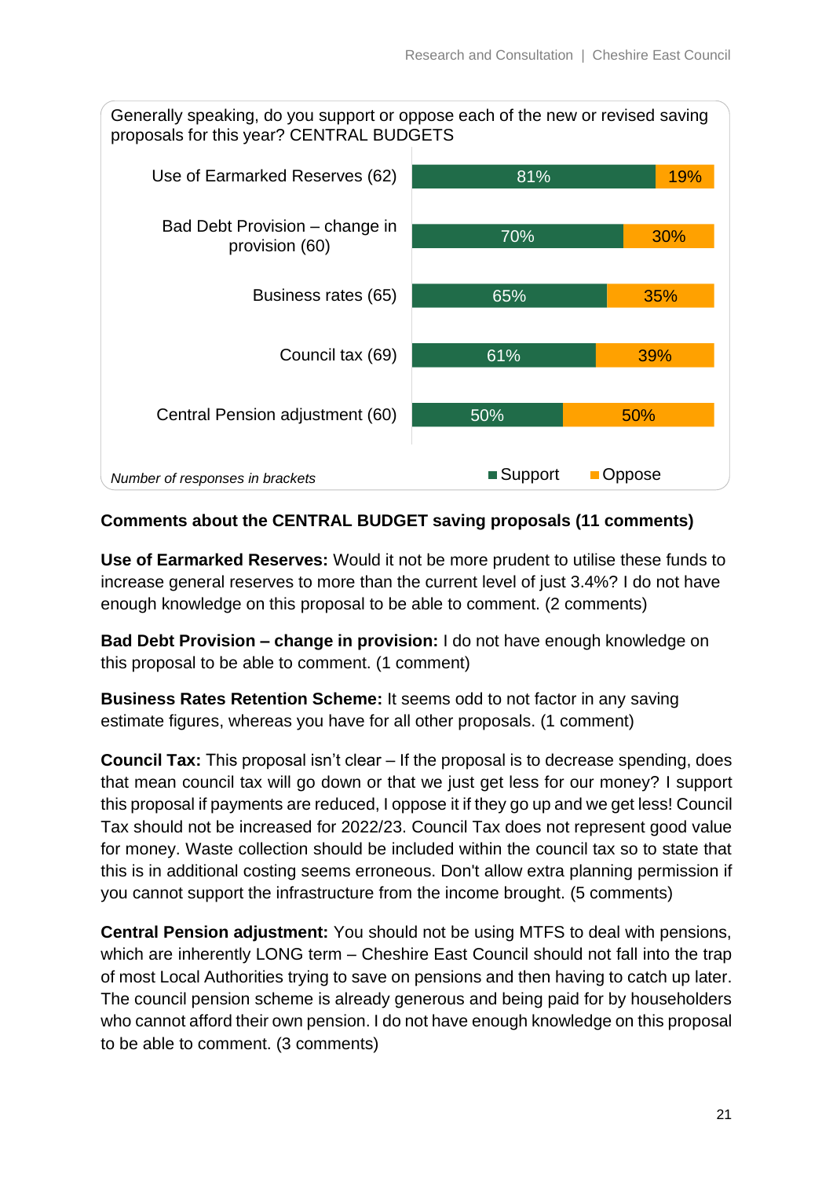Generally speaking, do you support or oppose each of the new or revised saving proposals for this year? CENTRAL BUDGETS

| Proposal | Support | Oppose |
|---|---|---|
| Use of Earmarked Reserves (62) | 81% | 19% |
| Bad Debt Provision – change in provision (60) | 70% | 30% |
| Business rates (65) | 65% | 35% |
| Council tax (69) | 61% | 39% |
| Central Pension adjustment (60) | 50% | 50% |

*Number of responses in brackets*

**Comments about the CENTRAL BUDGET saving proposals (11 comments)**

**Use of Earmarked Reserves:** Would it not be more prudent to utilise these funds to increase general reserves to more than the current level of just 3.4%? I do not have enough knowledge on this proposal to be able to comment. (2 comments)

**Bad Debt Provision – change in provision:** I do not have enough knowledge on this proposal to be able to comment. (1 comment)

**Business Rates Retention Scheme:** It seems odd to not factor in any saving estimate figures, whereas you have for all other proposals. (1 comment)

**Council Tax:** This proposal isn't clear – If the proposal is to decrease spending, does that mean council tax will go down or that we just get less for our money? I support this proposal if payments are reduced, I oppose it if they go up and we get less! Council Tax should not be increased for 2022/23. Council Tax does not represent good value for money. Waste collection should be included within the council tax so to state that this is in additional costing seems erroneous. Don't allow extra planning permission if you cannot support the infrastructure from the income brought. (5 comments)

**Central Pension adjustment:** You should not be using MTFS to deal with pensions, which are inherently LONG term – Cheshire East Council should not fall into the trap of most Local Authorities trying to save on pensions and then having to catch up later. The council pension scheme is already generous and being paid for by householders who cannot afford their own pension. I do not have enough knowledge on this proposal to be able to comment. (3 comments)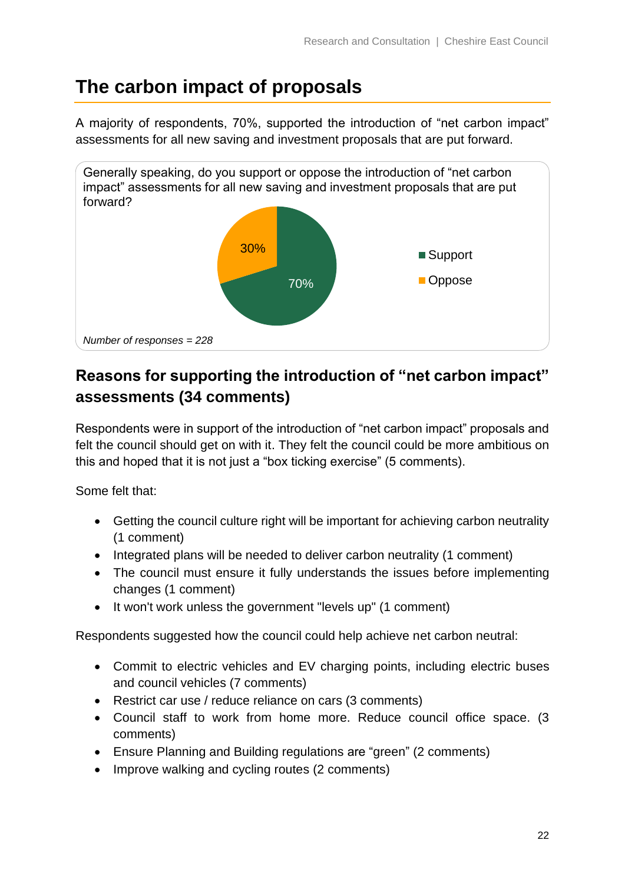## The carbon impact of proposals

A majority of respondents, 70%, supported the introduction of "net carbon impact" assessments for all new saving and investment proposals that are put forward.

Generally speaking, do you support or oppose the introduction of "net carbon impact" assessments for all new saving and investment proposals that are put forward?

| Response | Percentage |
|---|---|
| Support | 70% |
| Oppose | 30% |

*Number of responses = 228*

### Reasons for supporting the introduction of "net carbon impact" assessments (34 comments)

Respondents were in support of the introduction of "net carbon impact" proposals and felt the council should get on with it. They felt the council could be more ambitious on this and hoped that it is not just a "box ticking exercise" (5 comments).

Some felt that:

- Getting the council culture right will be important for achieving carbon neutrality (1 comment)
- Integrated plans will be needed to deliver carbon neutrality (1 comment)
- The council must ensure it fully understands the issues before implementing changes (1 comment)
- It won't work unless the government "levels up" (1 comment)

Respondents suggested how the council could help achieve net carbon neutral:

- Commit to electric vehicles and EV charging points, including electric buses and council vehicles (7 comments)
- Restrict car use / reduce reliance on cars (3 comments)
- Council staff to work from home more. Reduce council office space. (3 comments)
- Ensure Planning and Building regulations are "green" (2 comments)
- Improve walking and cycling routes (2 comments)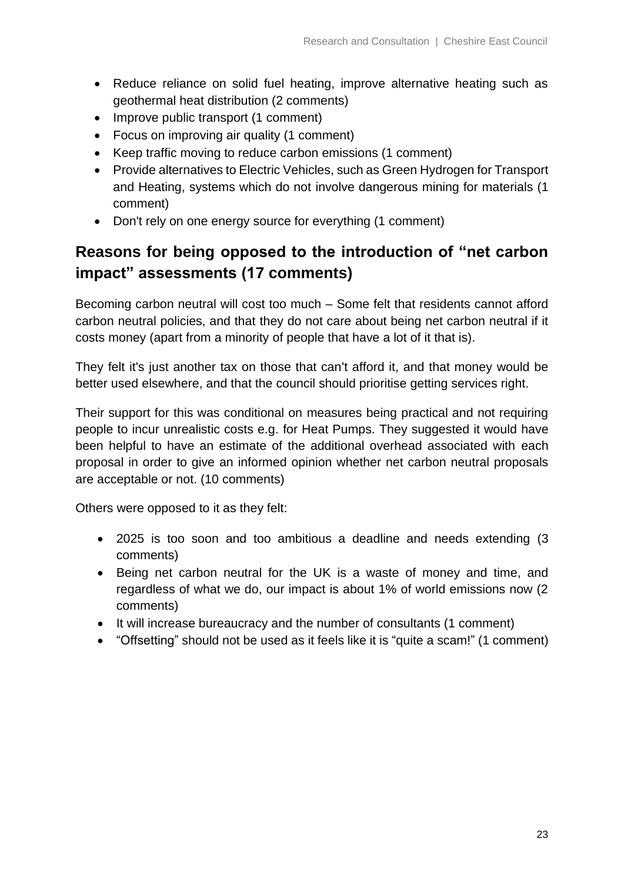- Reduce reliance on solid fuel heating, improve alternative heating such as geothermal heat distribution (2 comments)
- Improve public transport (1 comment)
- Focus on improving air quality (1 comment)
- Keep traffic moving to reduce carbon emissions (1 comment)
- Provide alternatives to Electric Vehicles, such as Green Hydrogen for Transport and Heating, systems which do not involve dangerous mining for materials (1 comment)
- Don't rely on one energy source for everything (1 comment)

## Reasons for being opposed to the introduction of "net carbon impact" assessments (17 comments)

Becoming carbon neutral will cost too much – Some felt that residents cannot afford carbon neutral policies, and that they do not care about being net carbon neutral if it costs money (apart from a minority of people that have a lot of it that is).

They felt it's just another tax on those that can't afford it, and that money would be better used elsewhere, and that the council should prioritise getting services right.

Their support for this was conditional on measures being practical and not requiring people to incur unrealistic costs e.g. for Heat Pumps. They suggested it would have been helpful to have an estimate of the additional overhead associated with each proposal in order to give an informed opinion whether net carbon neutral proposals are acceptable or not. (10 comments)

Others were opposed to it as they felt:

- 2025 is too soon and too ambitious a deadline and needs extending (3 comments)
- Being net carbon neutral for the UK is a waste of money and time, and regardless of what we do, our impact is about 1% of world emissions now (2 comments)
- It will increase bureaucracy and the number of consultants (1 comment)
- "Offsetting" should not be used as it feels like it is "quite a scam!" (1 comment)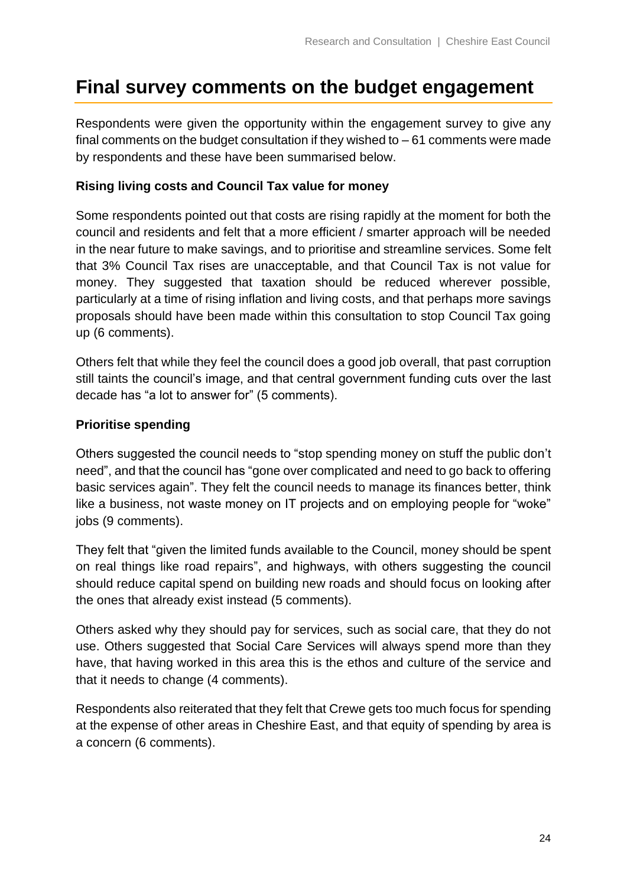# Final survey comments on the budget engagement

Respondents were given the opportunity within the engagement survey to give any final comments on the budget consultation if they wished to – 61 comments were made by respondents and these have been summarised below.

**Rising living costs and Council Tax value for money**

Some respondents pointed out that costs are rising rapidly at the moment for both the council and residents and felt that a more efficient / smarter approach will be needed in the near future to make savings, and to prioritise and streamline services. Some felt that 3% Council Tax rises are unacceptable, and that Council Tax is not value for money. They suggested that taxation should be reduced wherever possible, particularly at a time of rising inflation and living costs, and that perhaps more savings proposals should have been made within this consultation to stop Council Tax going up (6 comments).

Others felt that while they feel the council does a good job overall, that past corruption still taints the council's image, and that central government funding cuts over the last decade has "a lot to answer for" (5 comments).

**Prioritise spending**

Others suggested the council needs to "stop spending money on stuff the public don't need", and that the council has "gone over complicated and need to go back to offering basic services again". They felt the council needs to manage its finances better, think like a business, not waste money on IT projects and on employing people for "woke" jobs (9 comments).

They felt that "given the limited funds available to the Council, money should be spent on real things like road repairs", and highways, with others suggesting the council should reduce capital spend on building new roads and should focus on looking after the ones that already exist instead (5 comments).

Others asked why they should pay for services, such as social care, that they do not use. Others suggested that Social Care Services will always spend more than they have, that having worked in this area this is the ethos and culture of the service and that it needs to change (4 comments).

Respondents also reiterated that they felt that Crewe gets too much focus for spending at the expense of other areas in Cheshire East, and that equity of spending by area is a concern (6 comments).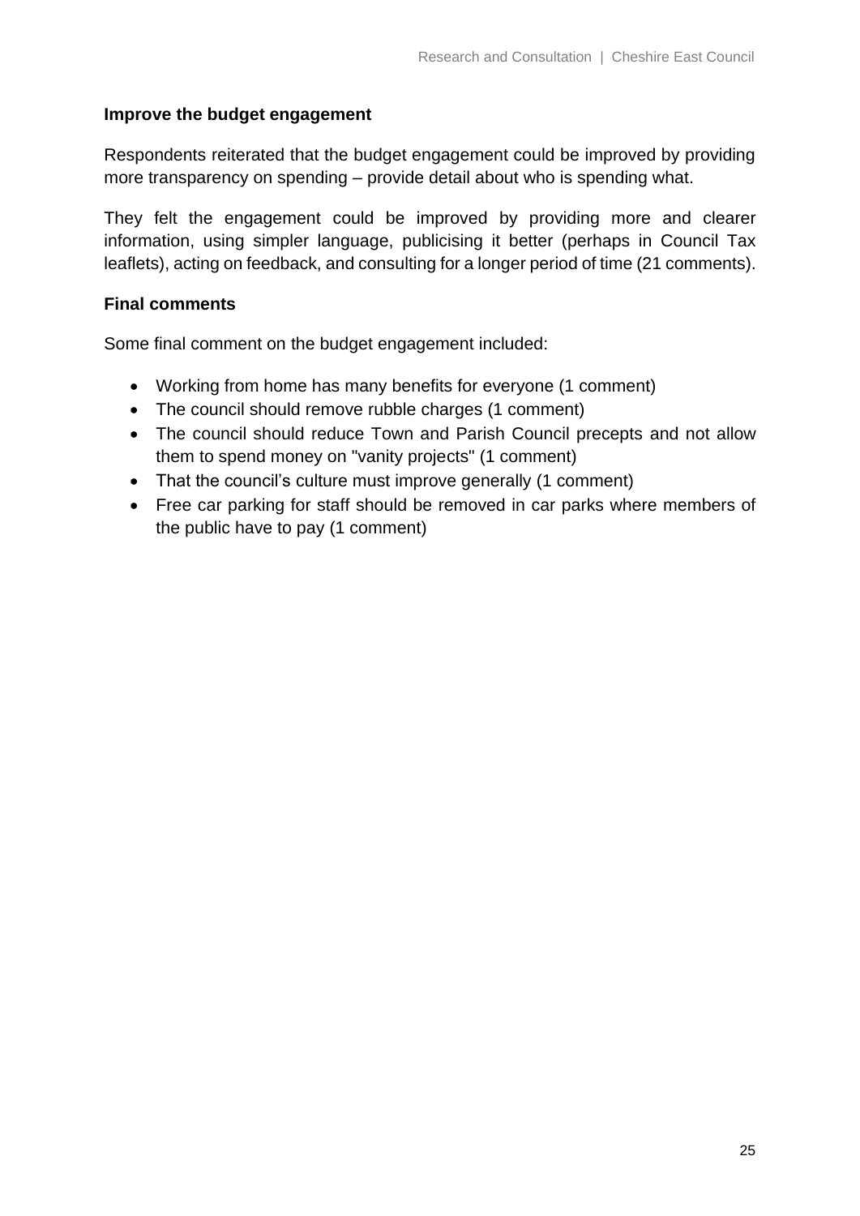**Improve the budget engagement**

Respondents reiterated that the budget engagement could be improved by providing more transparency on spending – provide detail about who is spending what.

They felt the engagement could be improved by providing more and clearer information, using simpler language, publicising it better (perhaps in Council Tax leaflets), acting on feedback, and consulting for a longer period of time (21 comments).

**Final comments**

Some final comment on the budget engagement included:

- Working from home has many benefits for everyone (1 comment)
- The council should remove rubble charges (1 comment)
- The council should reduce Town and Parish Council precepts and not allow them to spend money on "vanity projects" (1 comment)
- That the council's culture must improve generally (1 comment)
- Free car parking for staff should be removed in car parks where members of the public have to pay (1 comment)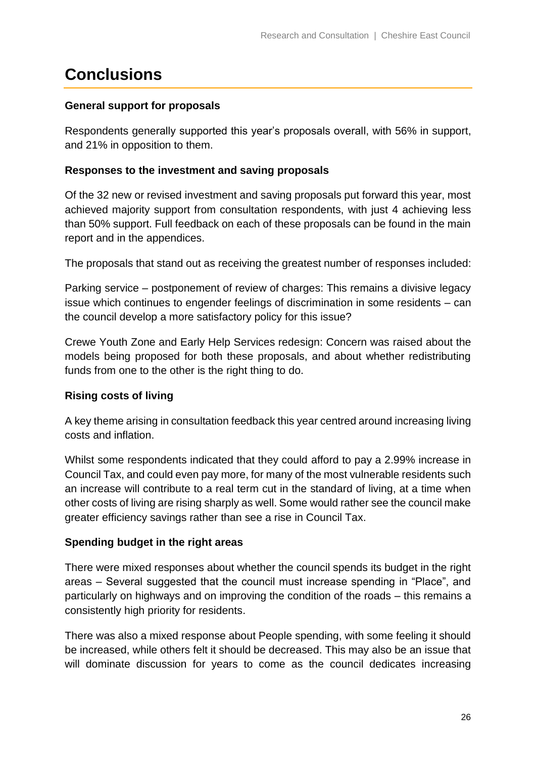# Conclusions

**General support for proposals**

Respondents generally supported this year's proposals overall, with 56% in support, and 21% in opposition to them.

**Responses to the investment and saving proposals**

Of the 32 new or revised investment and saving proposals put forward this year, most achieved majority support from consultation respondents, with just 4 achieving less than 50% support. Full feedback on each of these proposals can be found in the main report and in the appendices.

The proposals that stand out as receiving the greatest number of responses included:

Parking service – postponement of review of charges: This remains a divisive legacy issue which continues to engender feelings of discrimination in some residents – can the council develop a more satisfactory policy for this issue?

Crewe Youth Zone and Early Help Services redesign: Concern was raised about the models being proposed for both these proposals, and about whether redistributing funds from one to the other is the right thing to do.

**Rising costs of living**

A key theme arising in consultation feedback this year centred around increasing living costs and inflation.

Whilst some respondents indicated that they could afford to pay a 2.99% increase in Council Tax, and could even pay more, for many of the most vulnerable residents such an increase will contribute to a real term cut in the standard of living, at a time when other costs of living are rising sharply as well. Some would rather see the council make greater efficiency savings rather than see a rise in Council Tax.

**Spending budget in the right areas**

There were mixed responses about whether the council spends its budget in the right areas – Several suggested that the council must increase spending in "Place", and particularly on highways and on improving the condition of the roads – this remains a consistently high priority for residents.

There was also a mixed response about People spending, with some feeling it should be increased, while others felt it should be decreased. This may also be an issue that will dominate discussion for years to come as the council dedicates increasing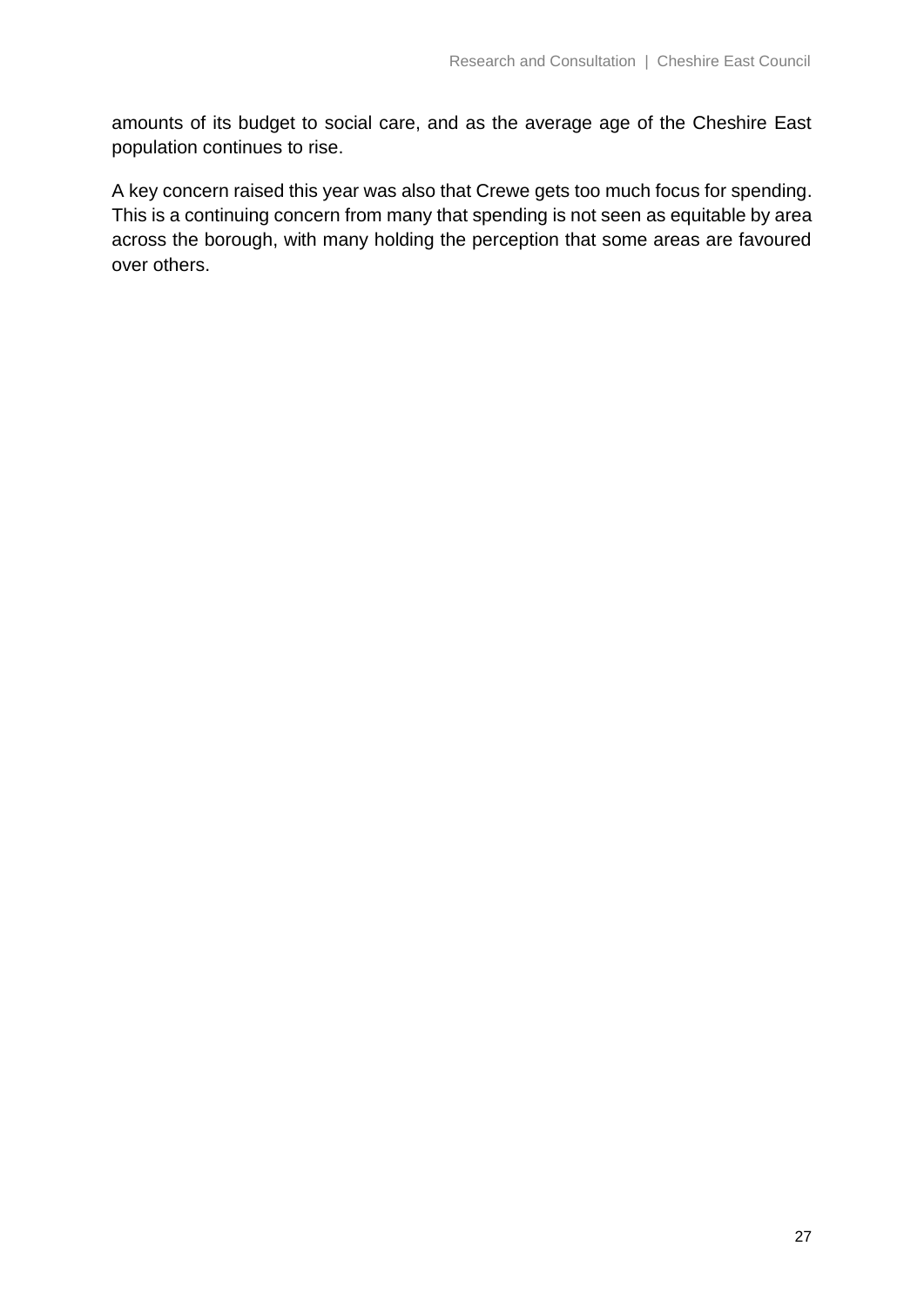amounts of its budget to social care, and as the average age of the Cheshire East population continues to rise.

A key concern raised this year was also that Crewe gets too much focus for spending. This is a continuing concern from many that spending is not seen as equitable by area across the borough, with many holding the perception that some areas are favoured over others.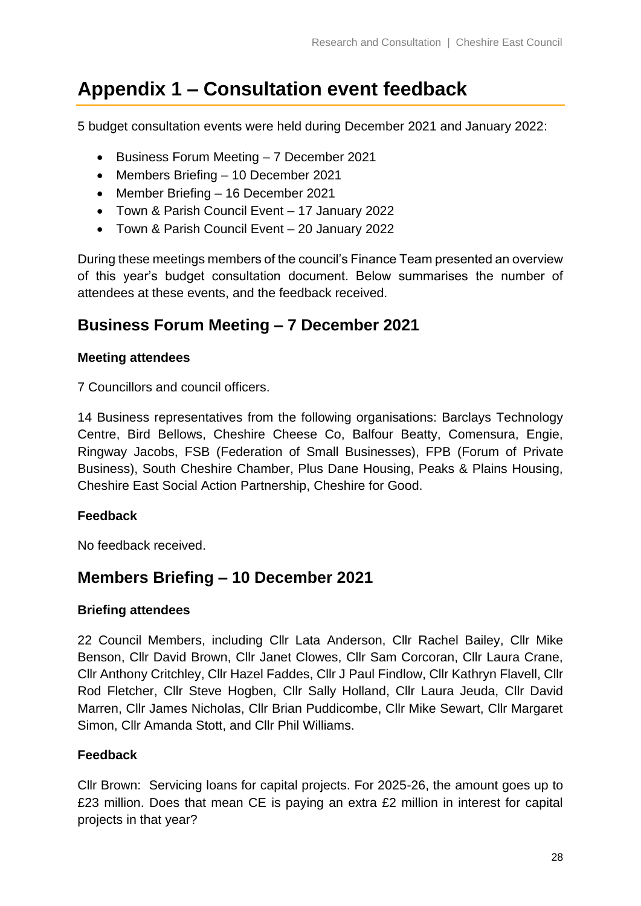# Appendix 1 – Consultation event feedback

5 budget consultation events were held during December 2021 and January 2022:

- Business Forum Meeting – 7 December 2021
- Members Briefing – 10 December 2021
- Member Briefing – 16 December 2021
- Town & Parish Council Event – 17 January 2022
- Town & Parish Council Event – 20 January 2022

During these meetings members of the council's Finance Team presented an overview of this year's budget consultation document. Below summarises the number of attendees at these events, and the feedback received.

## Business Forum Meeting – 7 December 2021

**Meeting attendees**

7 Councillors and council officers.

14 Business representatives from the following organisations: Barclays Technology Centre, Bird Bellows, Cheshire Cheese Co, Balfour Beatty, Comensura, Engie, Ringway Jacobs, FSB (Federation of Small Businesses), FPB (Forum of Private Business), South Cheshire Chamber, Plus Dane Housing, Peaks & Plains Housing, Cheshire East Social Action Partnership, Cheshire for Good.

**Feedback**

No feedback received.

## Members Briefing – 10 December 2021

**Briefing attendees**

22 Council Members, including Cllr Lata Anderson, Cllr Rachel Bailey, Cllr Mike Benson, Cllr David Brown, Cllr Janet Clowes, Cllr Sam Corcoran, Cllr Laura Crane, Cllr Anthony Critchley, Cllr Hazel Faddes, Cllr J Paul Findlow, Cllr Kathryn Flavell, Cllr Rod Fletcher, Cllr Steve Hogben, Cllr Sally Holland, Cllr Laura Jeuda, Cllr David Marren, Cllr James Nicholas, Cllr Brian Puddicombe, Cllr Mike Sewart, Cllr Margaret Simon, Cllr Amanda Stott, and Cllr Phil Williams.

**Feedback**

Cllr Brown: Servicing loans for capital projects. For 2025-26, the amount goes up to £23 million. Does that mean CE is paying an extra £2 million in interest for capital projects in that year?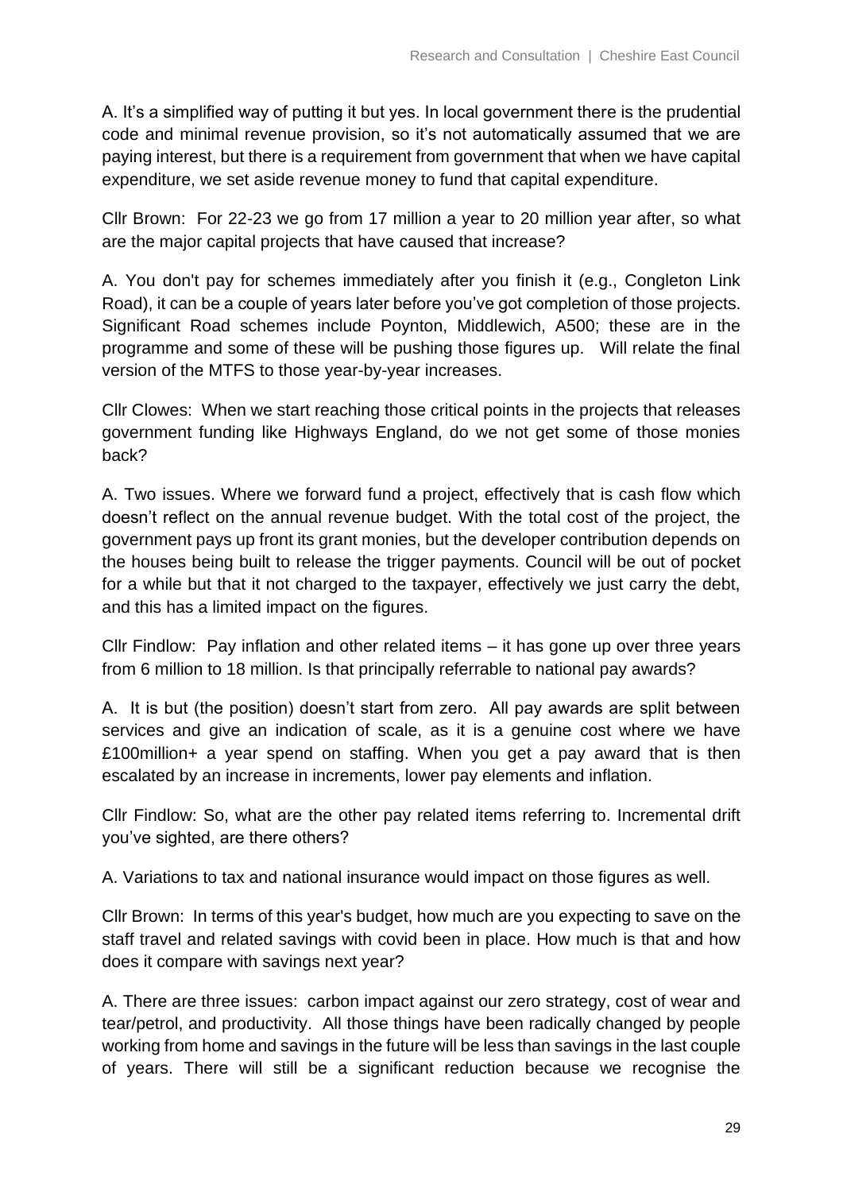A. It's a simplified way of putting it but yes. In local government there is the prudential code and minimal revenue provision, so it's not automatically assumed that we are paying interest, but there is a requirement from government that when we have capital expenditure, we set aside revenue money to fund that capital expenditure.

Cllr Brown: For 22-23 we go from 17 million a year to 20 million year after, so what are the major capital projects that have caused that increase?

A. You don't pay for schemes immediately after you finish it (e.g., Congleton Link Road), it can be a couple of years later before you've got completion of those projects. Significant Road schemes include Poynton, Middlewich, A500; these are in the programme and some of these will be pushing those figures up. Will relate the final version of the MTFS to those year-by-year increases.

Cllr Clowes: When we start reaching those critical points in the projects that releases government funding like Highways England, do we not get some of those monies back?

A. Two issues. Where we forward fund a project, effectively that is cash flow which doesn't reflect on the annual revenue budget. With the total cost of the project, the government pays up front its grant monies, but the developer contribution depends on the houses being built to release the trigger payments. Council will be out of pocket for a while but that it not charged to the taxpayer, effectively we just carry the debt, and this has a limited impact on the figures.

Cllr Findlow: Pay inflation and other related items – it has gone up over three years from 6 million to 18 million. Is that principally referrable to national pay awards?

A. It is but (the position) doesn't start from zero. All pay awards are split between services and give an indication of scale, as it is a genuine cost where we have £100million+ a year spend on staffing. When you get a pay award that is then escalated by an increase in increments, lower pay elements and inflation.

Cllr Findlow: So, what are the other pay related items referring to. Incremental drift you've sighted, are there others?

A. Variations to tax and national insurance would impact on those figures as well.

Cllr Brown: In terms of this year's budget, how much are you expecting to save on the staff travel and related savings with covid been in place. How much is that and how does it compare with savings next year?

A. There are three issues: carbon impact against our zero strategy, cost of wear and tear/petrol, and productivity. All those things have been radically changed by people working from home and savings in the future will be less than savings in the last couple of years. There will still be a significant reduction because we recognise the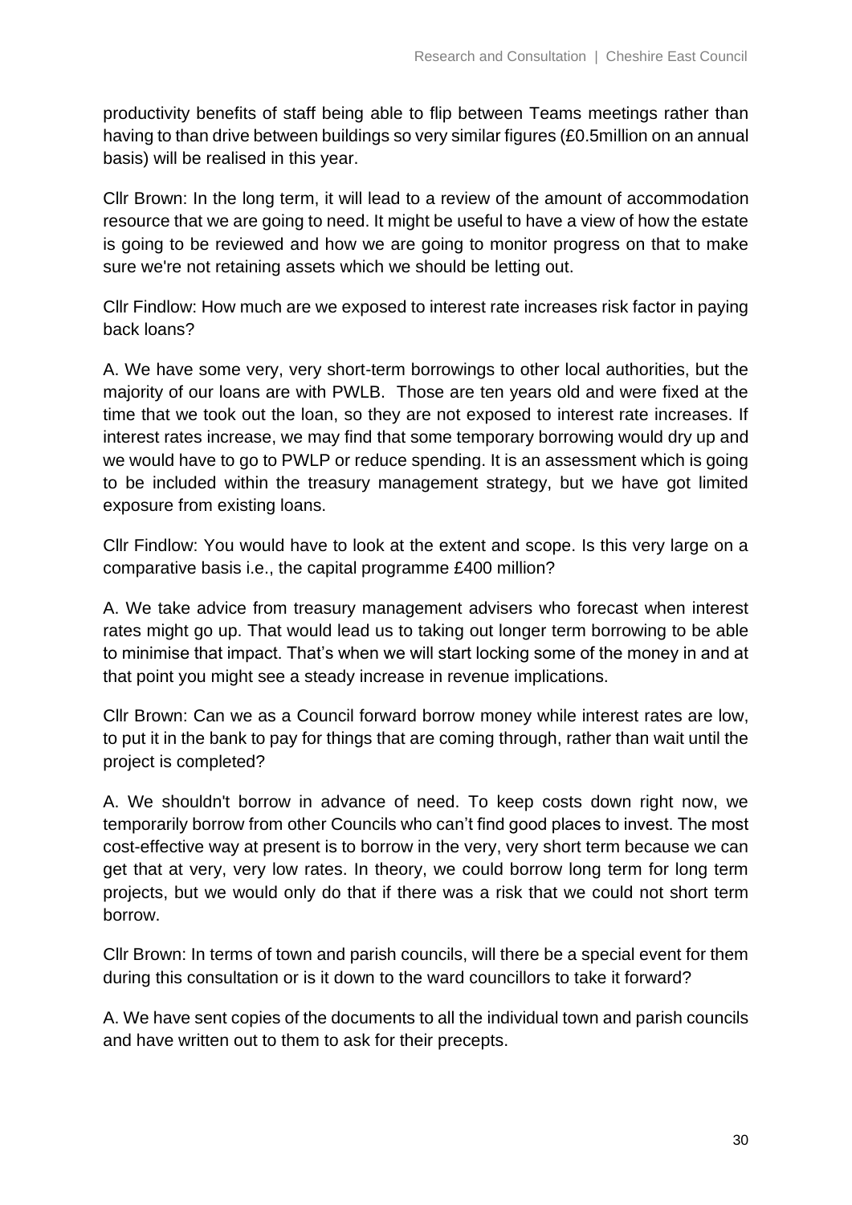productivity benefits of staff being able to flip between Teams meetings rather than having to than drive between buildings so very similar figures (£0.5million on an annual basis) will be realised in this year.

Cllr Brown: In the long term, it will lead to a review of the amount of accommodation resource that we are going to need. It might be useful to have a view of how the estate is going to be reviewed and how we are going to monitor progress on that to make sure we're not retaining assets which we should be letting out.

Cllr Findlow: How much are we exposed to interest rate increases risk factor in paying back loans?

A. We have some very, very short-term borrowings to other local authorities, but the majority of our loans are with PWLB. Those are ten years old and were fixed at the time that we took out the loan, so they are not exposed to interest rate increases. If interest rates increase, we may find that some temporary borrowing would dry up and we would have to go to PWLP or reduce spending. It is an assessment which is going to be included within the treasury management strategy, but we have got limited exposure from existing loans.

Cllr Findlow: You would have to look at the extent and scope. Is this very large on a comparative basis i.e., the capital programme £400 million?

A. We take advice from treasury management advisers who forecast when interest rates might go up. That would lead us to taking out longer term borrowing to be able to minimise that impact. That's when we will start locking some of the money in and at that point you might see a steady increase in revenue implications.

Cllr Brown: Can we as a Council forward borrow money while interest rates are low, to put it in the bank to pay for things that are coming through, rather than wait until the project is completed?

A. We shouldn't borrow in advance of need. To keep costs down right now, we temporarily borrow from other Councils who can't find good places to invest. The most cost-effective way at present is to borrow in the very, very short term because we can get that at very, very low rates. In theory, we could borrow long term for long term projects, but we would only do that if there was a risk that we could not short term borrow.

Cllr Brown: In terms of town and parish councils, will there be a special event for them during this consultation or is it down to the ward councillors to take it forward?

A. We have sent copies of the documents to all the individual town and parish councils and have written out to them to ask for their precepts.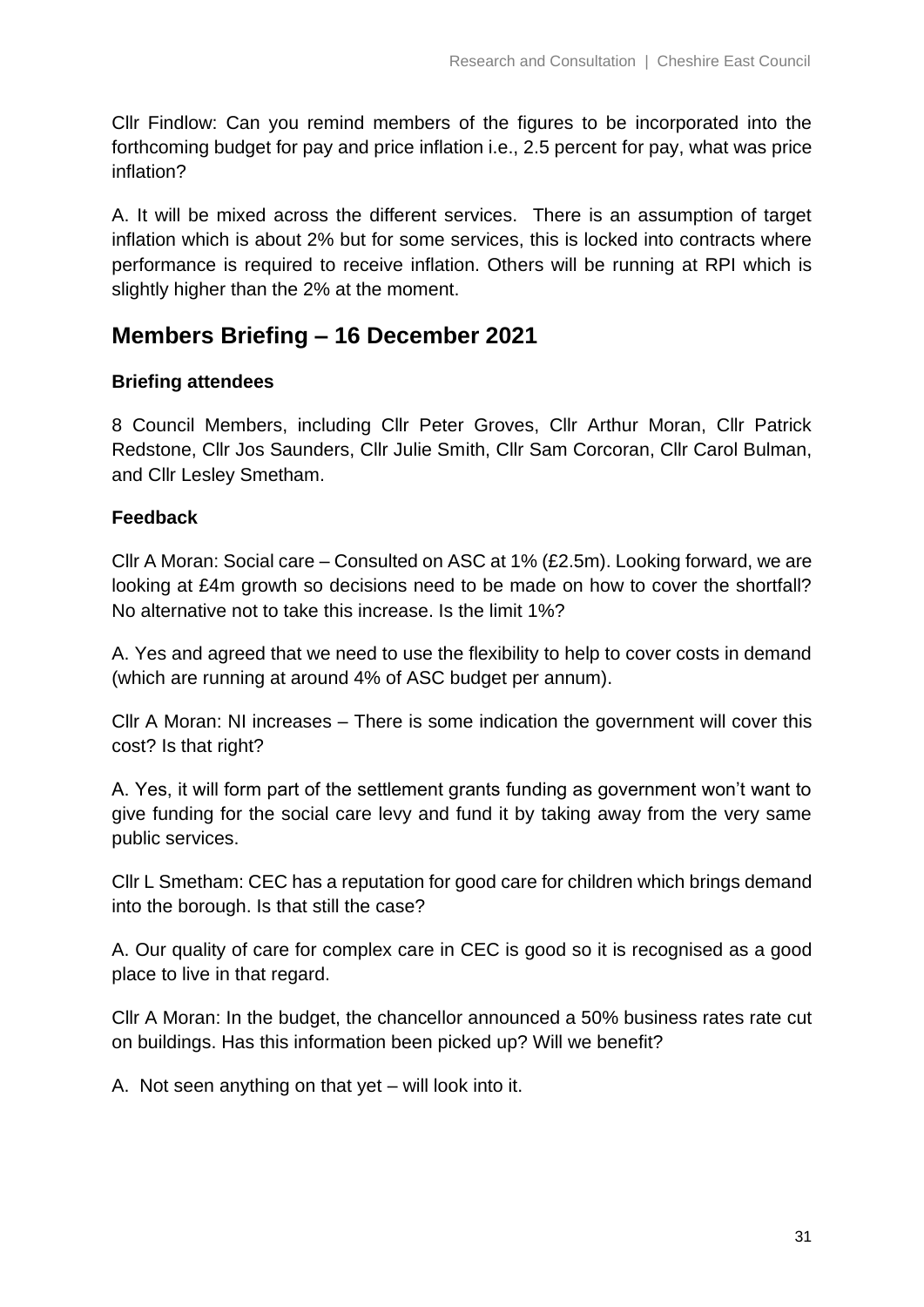Cllr Findlow: Can you remind members of the figures to be incorporated into the forthcoming budget for pay and price inflation i.e., 2.5 percent for pay, what was price inflation?

A. It will be mixed across the different services. There is an assumption of target inflation which is about 2% but for some services, this is locked into contracts where performance is required to receive inflation. Others will be running at RPI which is slightly higher than the 2% at the moment.

## Members Briefing – 16 December 2021

**Briefing attendees**

8 Council Members, including Cllr Peter Groves, Cllr Arthur Moran, Cllr Patrick Redstone, Cllr Jos Saunders, Cllr Julie Smith, Cllr Sam Corcoran, Cllr Carol Bulman, and Cllr Lesley Smetham.

**Feedback**

Cllr A Moran: Social care – Consulted on ASC at 1% (£2.5m). Looking forward, we are looking at £4m growth so decisions need to be made on how to cover the shortfall? No alternative not to take this increase. Is the limit 1%?

A. Yes and agreed that we need to use the flexibility to help to cover costs in demand (which are running at around 4% of ASC budget per annum).

Cllr A Moran: NI increases – There is some indication the government will cover this cost? Is that right?

A. Yes, it will form part of the settlement grants funding as government won't want to give funding for the social care levy and fund it by taking away from the very same public services.

Cllr L Smetham: CEC has a reputation for good care for children which brings demand into the borough. Is that still the case?

A. Our quality of care for complex care in CEC is good so it is recognised as a good place to live in that regard.

Cllr A Moran: In the budget, the chancellor announced a 50% business rates rate cut on buildings. Has this information been picked up? Will we benefit?

A. Not seen anything on that yet – will look into it.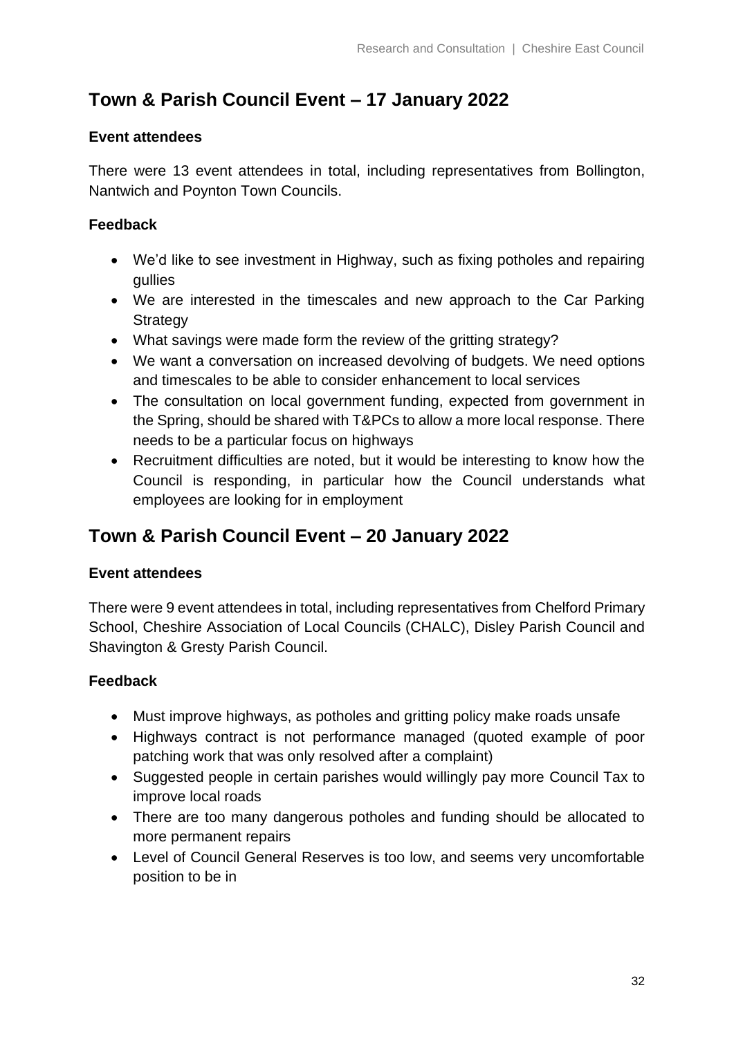## Town & Parish Council Event – 17 January 2022

**Event attendees**

There were 13 event attendees in total, including representatives from Bollington, Nantwich and Poynton Town Councils.

**Feedback**

- We'd like to see investment in Highway, such as fixing potholes and repairing gullies
- We are interested in the timescales and new approach to the Car Parking Strategy
- What savings were made form the review of the gritting strategy?
- We want a conversation on increased devolving of budgets. We need options and timescales to be able to consider enhancement to local services
- The consultation on local government funding, expected from government in the Spring, should be shared with T&PCs to allow a more local response. There needs to be a particular focus on highways
- Recruitment difficulties are noted, but it would be interesting to know how the Council is responding, in particular how the Council understands what employees are looking for in employment

## Town & Parish Council Event – 20 January 2022

**Event attendees**

There were 9 event attendees in total, including representatives from Chelford Primary School, Cheshire Association of Local Councils (CHALC), Disley Parish Council and Shavington & Gresty Parish Council.

**Feedback**

- Must improve highways, as potholes and gritting policy make roads unsafe
- Highways contract is not performance managed (quoted example of poor patching work that was only resolved after a complaint)
- Suggested people in certain parishes would willingly pay more Council Tax to improve local roads
- There are too many dangerous potholes and funding should be allocated to more permanent repairs
- Level of Council General Reserves is too low, and seems very uncomfortable position to be in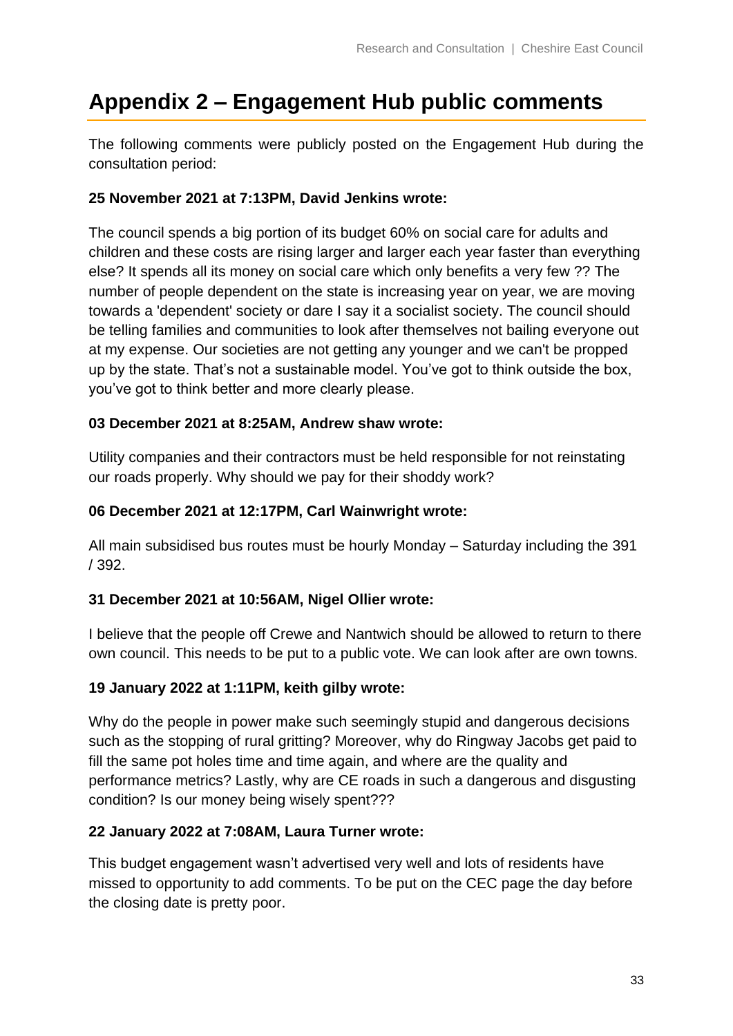# Appendix 2 – Engagement Hub public comments

The following comments were publicly posted on the Engagement Hub during the consultation period:

**25 November 2021 at 7:13PM, David Jenkins wrote:**

The council spends a big portion of its budget 60% on social care for adults and children and these costs are rising larger and larger each year faster than everything else? It spends all its money on social care which only benefits a very few ?? The number of people dependent on the state is increasing year on year, we are moving towards a 'dependent' society or dare I say it a socialist society. The council should be telling families and communities to look after themselves not bailing everyone out at my expense. Our societies are not getting any younger and we can't be propped up by the state. That's not a sustainable model. You've got to think outside the box, you've got to think better and more clearly please.

**03 December 2021 at 8:25AM, Andrew shaw wrote:**

Utility companies and their contractors must be held responsible for not reinstating our roads properly. Why should we pay for their shoddy work?

**06 December 2021 at 12:17PM, Carl Wainwright wrote:**

All main subsidised bus routes must be hourly Monday – Saturday including the 391 / 392.

**31 December 2021 at 10:56AM, Nigel Ollier wrote:**

I believe that the people off Crewe and Nantwich should be allowed to return to there own council. This needs to be put to a public vote. We can look after are own towns.

**19 January 2022 at 1:11PM, keith gilby wrote:**

Why do the people in power make such seemingly stupid and dangerous decisions such as the stopping of rural gritting? Moreover, why do Ringway Jacobs get paid to fill the same pot holes time and time again, and where are the quality and performance metrics? Lastly, why are CE roads in such a dangerous and disgusting condition? Is our money being wisely spent???

**22 January 2022 at 7:08AM, Laura Turner wrote:**

This budget engagement wasn't advertised very well and lots of residents have missed to opportunity to add comments. To be put on the CEC page the day before the closing date is pretty poor.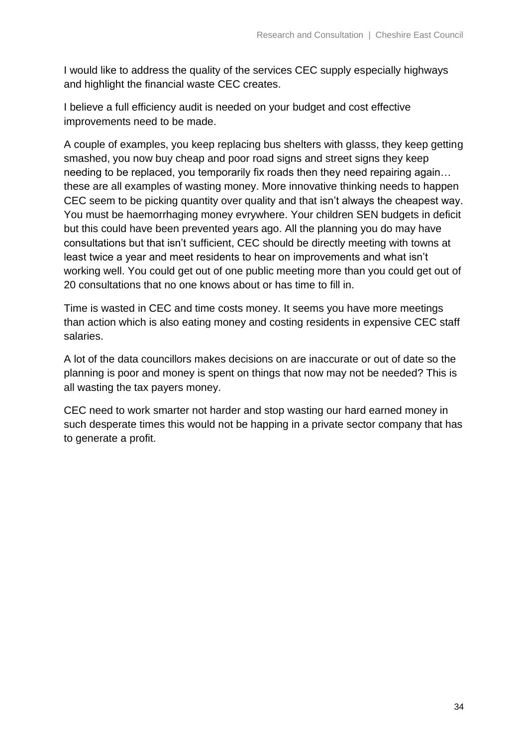I would like to address the quality of the services CEC supply especially highways and highlight the financial waste CEC creates.

I believe a full efficiency audit is needed on your budget and cost effective improvements need to be made.

A couple of examples, you keep replacing bus shelters with glasss, they keep getting smashed, you now buy cheap and poor road signs and street signs they keep needing to be replaced, you temporarily fix roads then they need repairing again… these are all examples of wasting money. More innovative thinking needs to happen CEC seem to be picking quantity over quality and that isn't always the cheapest way. You must be haemorrhaging money evrywhere. Your children SEN budgets in deficit but this could have been prevented years ago. All the planning you do may have consultations but that isn't sufficient, CEC should be directly meeting with towns at least twice a year and meet residents to hear on improvements and what isn't working well. You could get out of one public meeting more than you could get out of 20 consultations that no one knows about or has time to fill in.

Time is wasted in CEC and time costs money. It seems you have more meetings than action which is also eating money and costing residents in expensive CEC staff salaries.

A lot of the data councillors makes decisions on are inaccurate or out of date so the planning is poor and money is spent on things that now may not be needed? This is all wasting the tax payers money.

CEC need to work smarter not harder and stop wasting our hard earned money in such desperate times this would not be happing in a private sector company that has to generate a profit.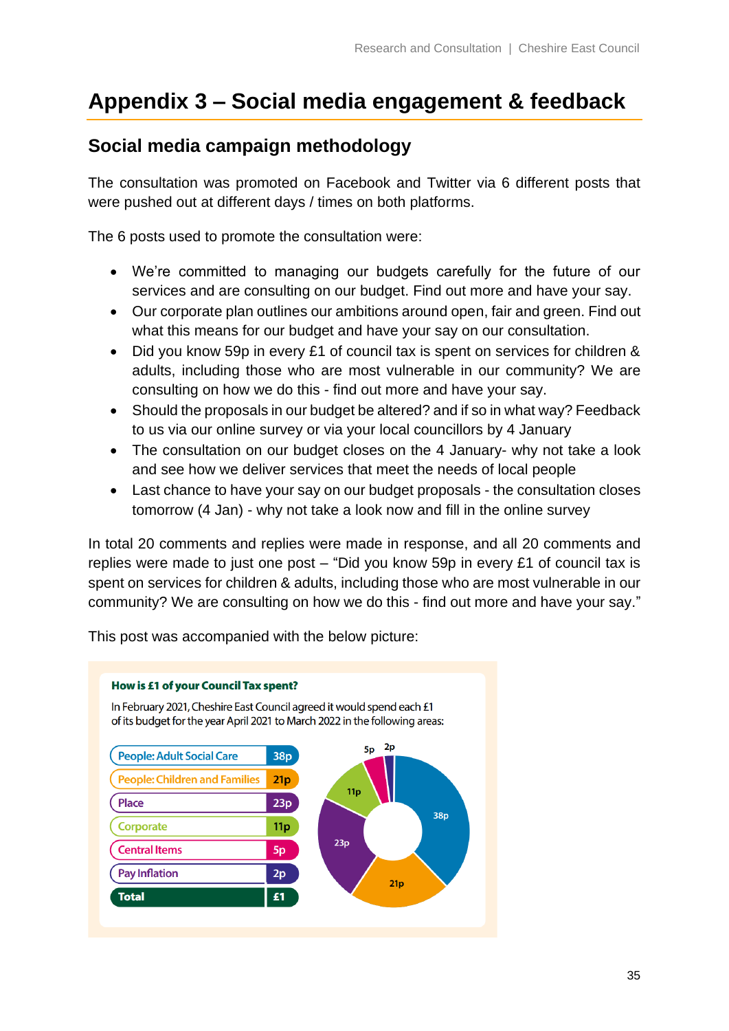# Appendix 3 – Social media engagement & feedback

## Social media campaign methodology

The consultation was promoted on Facebook and Twitter via 6 different posts that were pushed out at different days / times on both platforms.

The 6 posts used to promote the consultation were:

- We're committed to managing our budgets carefully for the future of our services and are consulting on our budget. Find out more and have your say.
- Our corporate plan outlines our ambitions around open, fair and green. Find out what this means for our budget and have your say on our consultation.
- Did you know 59p in every £1 of council tax is spent on services for children & adults, including those who are most vulnerable in our community? We are consulting on how we do this - find out more and have your say.
- Should the proposals in our budget be altered? and if so in what way? Feedback to us via our online survey or via your local councillors by 4 January
- The consultation on our budget closes on the 4 January- why not take a look and see how we deliver services that meet the needs of local people
- Last chance to have your say on our budget proposals - the consultation closes tomorrow (4 Jan) - why not take a look now and fill in the online survey

In total 20 comments and replies were made in response, and all 20 comments and replies were made to just one post – "Did you know 59p in every £1 of council tax is spent on services for children & adults, including those who are most vulnerable in our community? We are consulting on how we do this - find out more and have your say."

This post was accompanied with the below picture:

**How is £1 of your Council Tax spent?**

In February 2021, Cheshire East Council agreed it would spend each £1 of its budget for the year April 2021 to March 2022 in the following areas:

| Area | Amount |
|---|---|
| People: Adult Social Care | 38p |
| People: Children and Families | 21p |
| Place | 23p |
| Corporate | 11p |
| Central Items | 5p |
| Pay Inflation | 2p |
| **Total** | **£1** |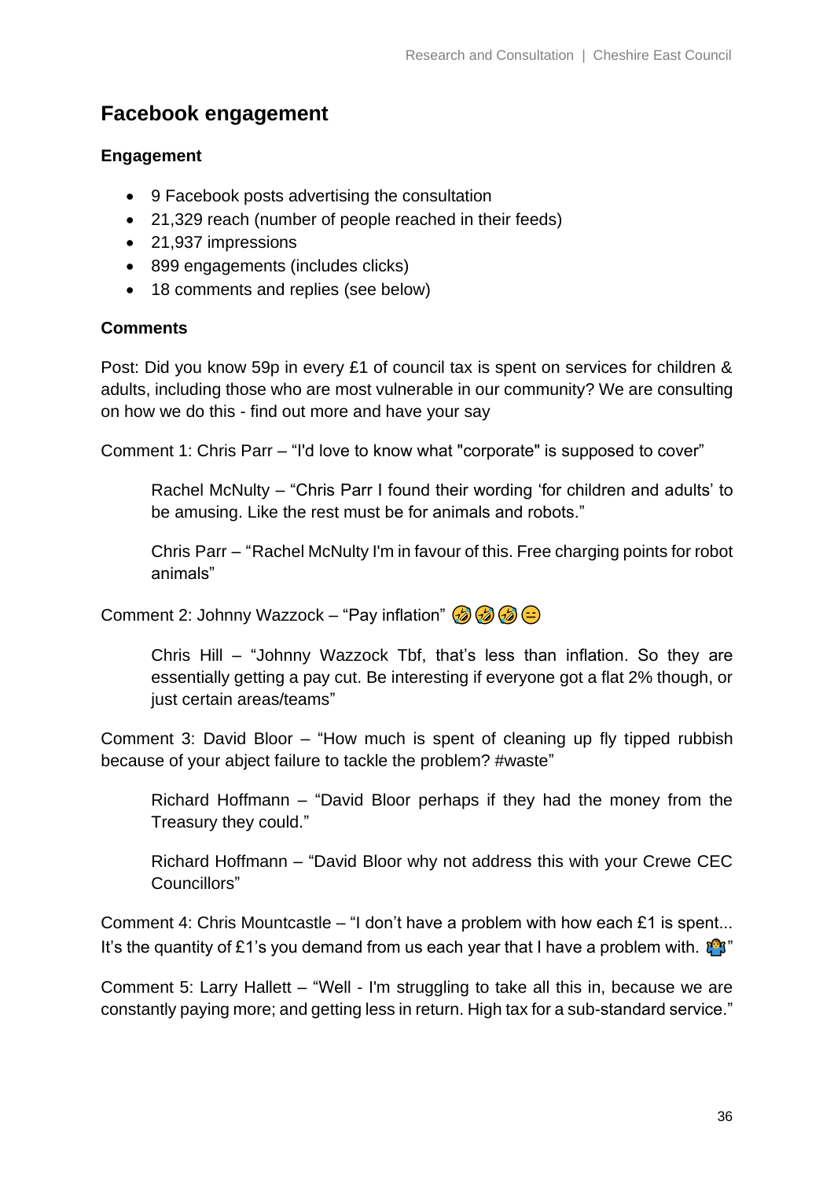## Facebook engagement

### Engagement

- 9 Facebook posts advertising the consultation
- 21,329 reach (number of people reached in their feeds)
- 21,937 impressions
- 899 engagements (includes clicks)
- 18 comments and replies (see below)

### Comments

Post: Did you know 59p in every £1 of council tax is spent on services for children & adults, including those who are most vulnerable in our community? We are consulting on how we do this - find out more and have your say

Comment 1: Chris Parr – "I'd love to know what "corporate" is supposed to cover"

> Rachel McNulty – "Chris Parr I found their wording 'for children and adults' to be amusing. Like the rest must be for animals and robots."
>
> Chris Parr – "Rachel McNulty I'm in favour of this. Free charging points for robot animals"

Comment 2: Johnny Wazzock – "Pay inflation" 🤣🤣🤣😑

> Chris Hill – "Johnny Wazzock Tbf, that's less than inflation. So they are essentially getting a pay cut. Be interesting if everyone got a flat 2% though, or just certain areas/teams"

Comment 3: David Bloor – "How much is spent of cleaning up fly tipped rubbish because of your abject failure to tackle the problem? #waste"

> Richard Hoffmann – "David Bloor perhaps if they had the money from the Treasury they could."
>
> Richard Hoffmann – "David Bloor why not address this with your Crewe CEC Councillors"

Comment 4: Chris Mountcastle – "I don't have a problem with how each £1 is spent... It's the quantity of £1's you demand from us each year that I have a problem with. 🤷"

Comment 5: Larry Hallett – "Well - I'm struggling to take all this in, because we are constantly paying more; and getting less in return. High tax for a sub-standard service."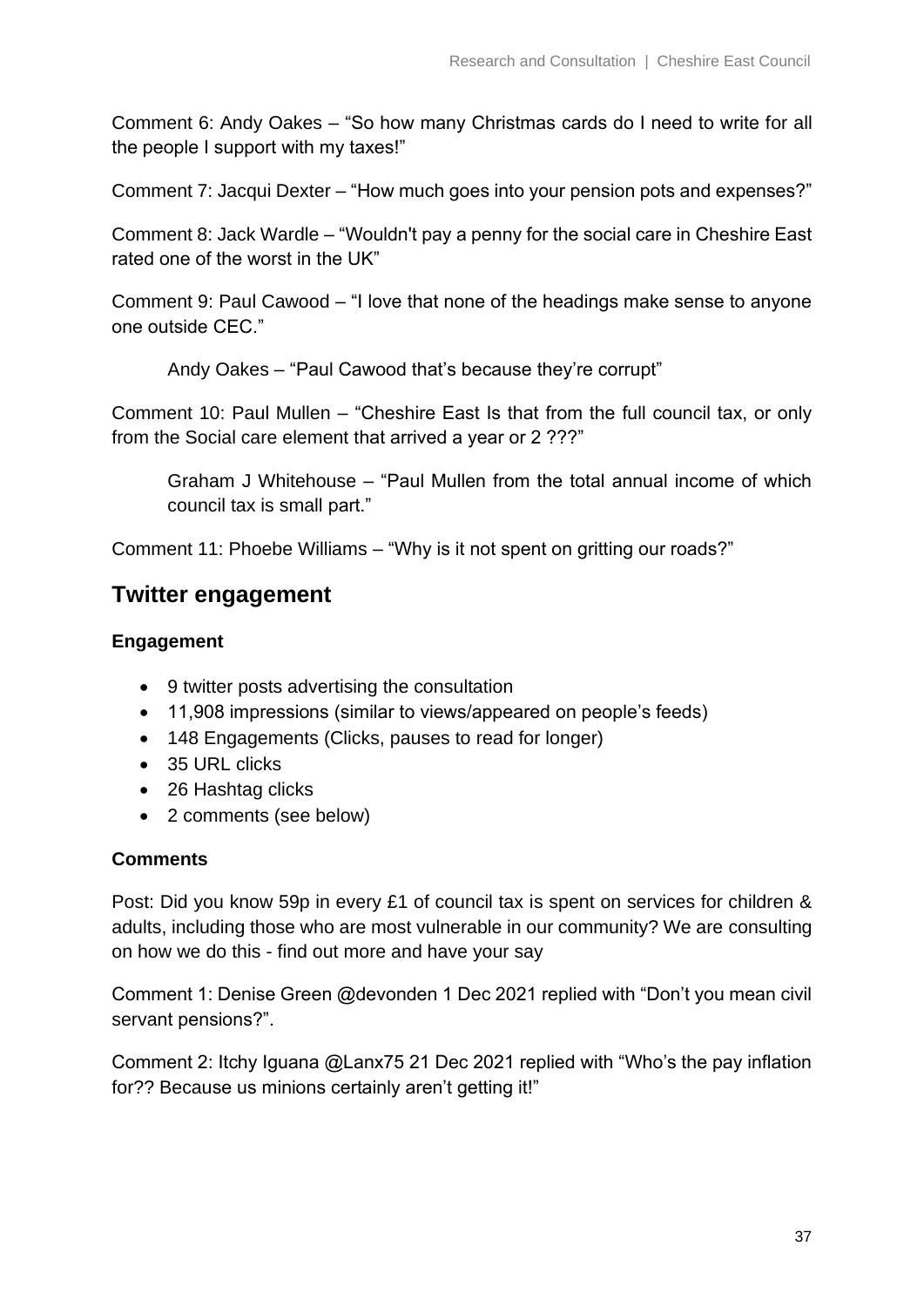Comment 6: Andy Oakes – "So how many Christmas cards do I need to write for all the people I support with my taxes!"

Comment 7: Jacqui Dexter – "How much goes into your pension pots and expenses?"

Comment 8: Jack Wardle – "Wouldn't pay a penny for the social care in Cheshire East rated one of the worst in the UK"

Comment 9: Paul Cawood – "I love that none of the headings make sense to anyone one outside CEC."

> Andy Oakes – "Paul Cawood that's because they're corrupt"

Comment 10: Paul Mullen – "Cheshire East Is that from the full council tax, or only from the Social care element that arrived a year or 2 ???"

> Graham J Whitehouse – "Paul Mullen from the total annual income of which council tax is small part."

Comment 11: Phoebe Williams – "Why is it not spent on gritting our roads?"

## Twitter engagement

### Engagement

- 9 twitter posts advertising the consultation
- 11,908 impressions (similar to views/appeared on people's feeds)
- 148 Engagements (Clicks, pauses to read for longer)
- 35 URL clicks
- 26 Hashtag clicks
- 2 comments (see below)

### Comments

Post: Did you know 59p in every £1 of council tax is spent on services for children & adults, including those who are most vulnerable in our community? We are consulting on how we do this - find out more and have your say

Comment 1: Denise Green @devonden 1 Dec 2021 replied with "Don't you mean civil servant pensions?".

Comment 2: Itchy Iguana @Lanx75 21 Dec 2021 replied with "Who's the pay inflation for?? Because us minions certainly aren't getting it!"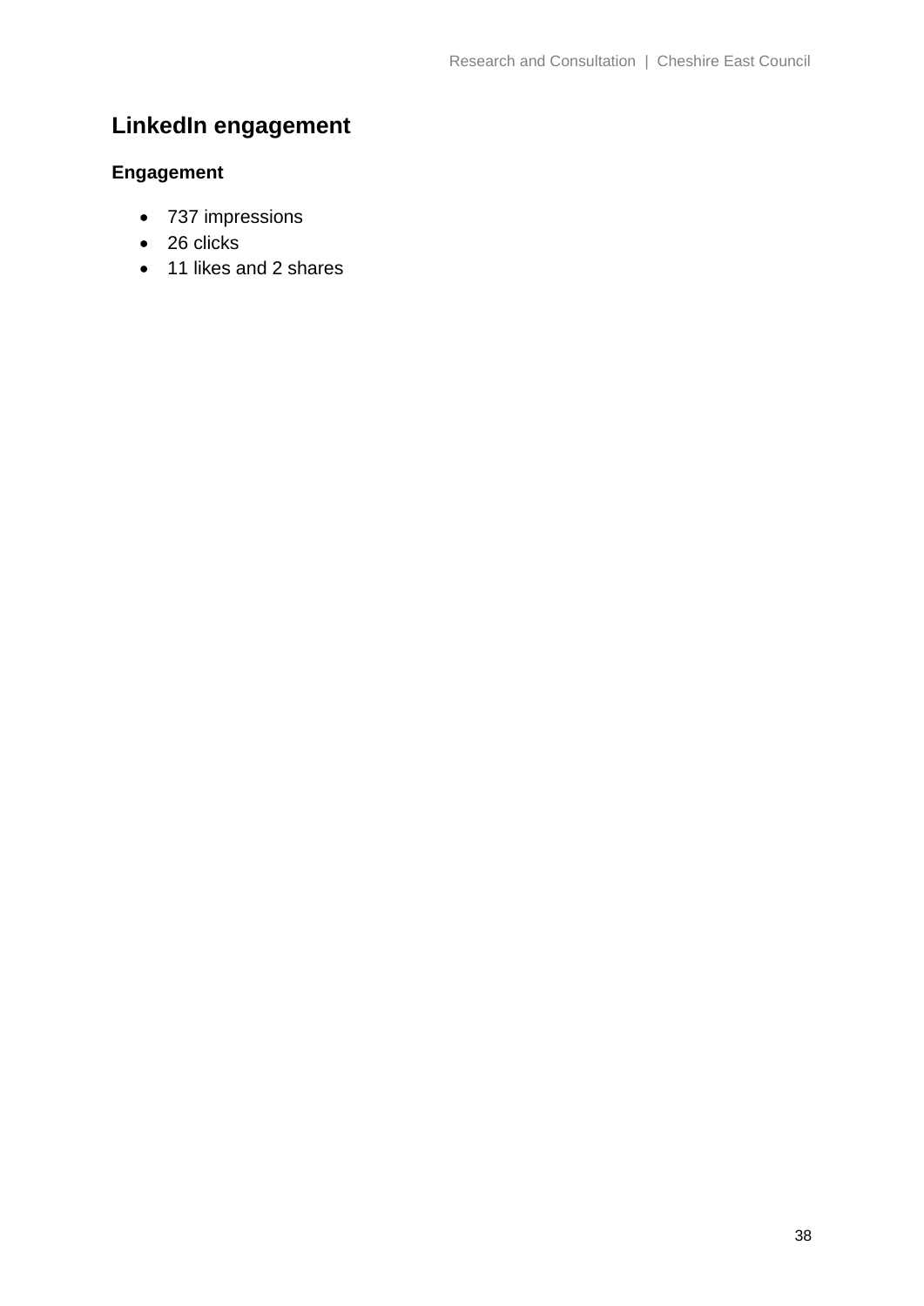## LinkedIn engagement

### Engagement

- 737 impressions
- 26 clicks
- 11 likes and 2 shares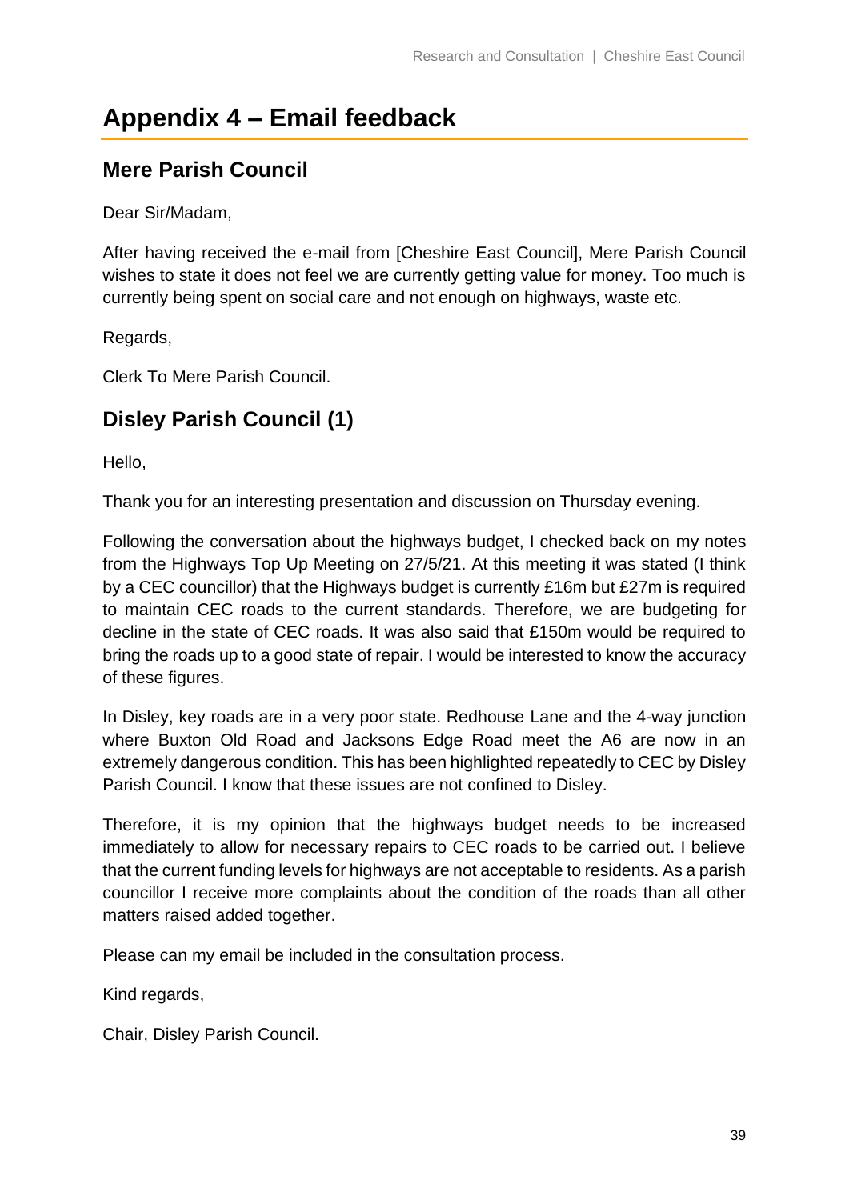# Appendix 4 – Email feedback

## Mere Parish Council

Dear Sir/Madam,

After having received the e-mail from [Cheshire East Council], Mere Parish Council wishes to state it does not feel we are currently getting value for money. Too much is currently being spent on social care and not enough on highways, waste etc.

Regards,

Clerk To Mere Parish Council.

## Disley Parish Council (1)

Hello,

Thank you for an interesting presentation and discussion on Thursday evening.

Following the conversation about the highways budget, I checked back on my notes from the Highways Top Up Meeting on 27/5/21. At this meeting it was stated (I think by a CEC councillor) that the Highways budget is currently £16m but £27m is required to maintain CEC roads to the current standards. Therefore, we are budgeting for decline in the state of CEC roads. It was also said that £150m would be required to bring the roads up to a good state of repair. I would be interested to know the accuracy of these figures.

In Disley, key roads are in a very poor state. Redhouse Lane and the 4-way junction where Buxton Old Road and Jacksons Edge Road meet the A6 are now in an extremely dangerous condition. This has been highlighted repeatedly to CEC by Disley Parish Council. I know that these issues are not confined to Disley.

Therefore, it is my opinion that the highways budget needs to be increased immediately to allow for necessary repairs to CEC roads to be carried out. I believe that the current funding levels for highways are not acceptable to residents. As a parish councillor I receive more complaints about the condition of the roads than all other matters raised added together.

Please can my email be included in the consultation process.

Kind regards,

Chair, Disley Parish Council.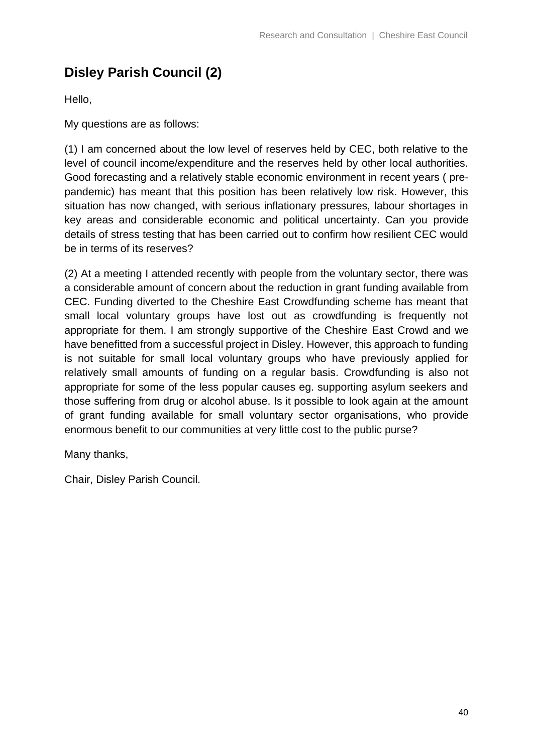## Disley Parish Council (2)

Hello,

My questions are as follows:

(1) I am concerned about the low level of reserves held by CEC, both relative to the level of council income/expenditure and the reserves held by other local authorities. Good forecasting and a relatively stable economic environment in recent years ( pre-pandemic) has meant that this position has been relatively low risk. However, this situation has now changed, with serious inflationary pressures, labour shortages in key areas and considerable economic and political uncertainty. Can you provide details of stress testing that has been carried out to confirm how resilient CEC would be in terms of its reserves?

(2) At a meeting I attended recently with people from the voluntary sector, there was a considerable amount of concern about the reduction in grant funding available from CEC. Funding diverted to the Cheshire East Crowdfunding scheme has meant that small local voluntary groups have lost out as crowdfunding is frequently not appropriate for them. I am strongly supportive of the Cheshire East Crowd and we have benefitted from a successful project in Disley. However, this approach to funding is not suitable for small local voluntary groups who have previously applied for relatively small amounts of funding on a regular basis. Crowdfunding is also not appropriate for some of the less popular causes eg. supporting asylum seekers and those suffering from drug or alcohol abuse. Is it possible to look again at the amount of grant funding available for small voluntary sector organisations, who provide enormous benefit to our communities at very little cost to the public purse?

Many thanks,

Chair, Disley Parish Council.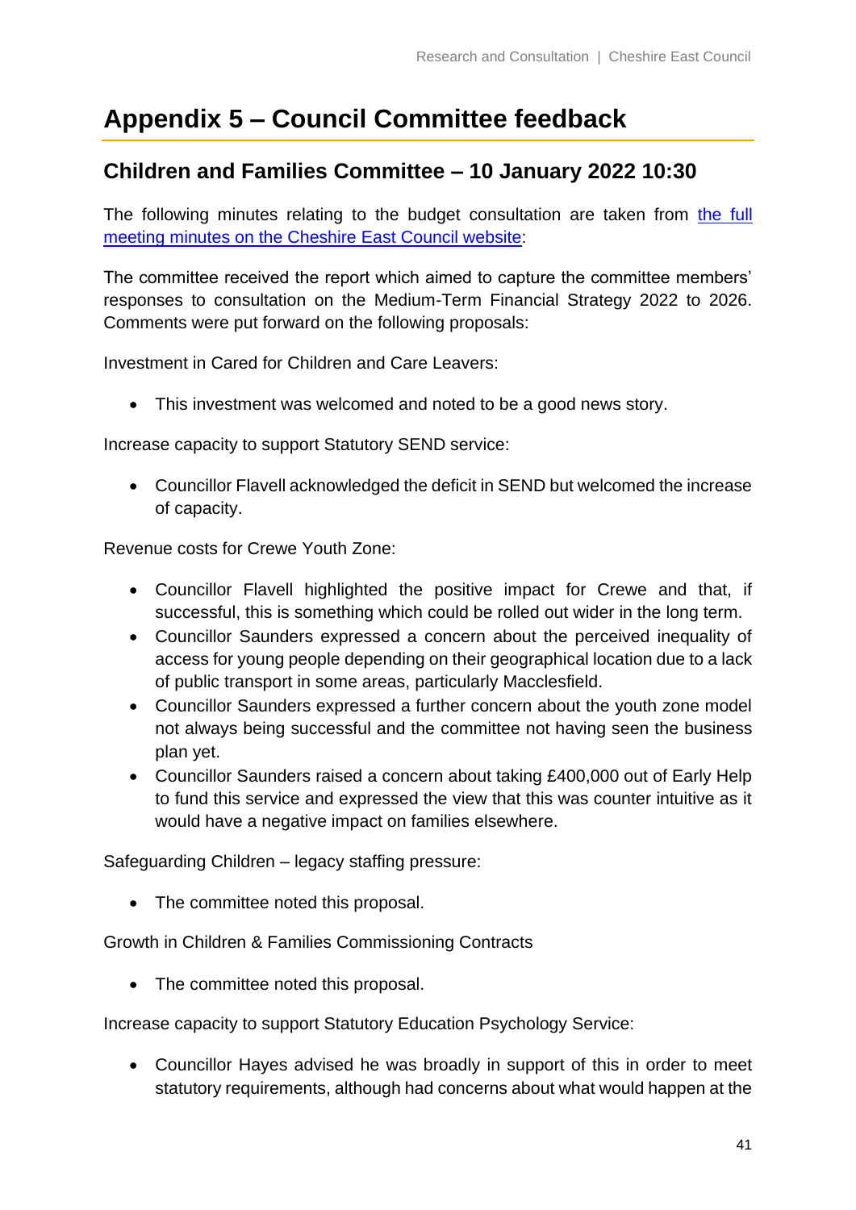# Appendix 5 – Council Committee feedback

## Children and Families Committee – 10 January 2022 10:30

The following minutes relating to the budget consultation are taken from [the full meeting minutes on the Cheshire East Council website](#):

The committee received the report which aimed to capture the committee members' responses to consultation on the Medium-Term Financial Strategy 2022 to 2026. Comments were put forward on the following proposals:

Investment in Cared for Children and Care Leavers:

- This investment was welcomed and noted to be a good news story.

Increase capacity to support Statutory SEND service:

- Councillor Flavell acknowledged the deficit in SEND but welcomed the increase of capacity.

Revenue costs for Crewe Youth Zone:

- Councillor Flavell highlighted the positive impact for Crewe and that, if successful, this is something which could be rolled out wider in the long term.
- Councillor Saunders expressed a concern about the perceived inequality of access for young people depending on their geographical location due to a lack of public transport in some areas, particularly Macclesfield.
- Councillor Saunders expressed a further concern about the youth zone model not always being successful and the committee not having seen the business plan yet.
- Councillor Saunders raised a concern about taking £400,000 out of Early Help to fund this service and expressed the view that this was counter intuitive as it would have a negative impact on families elsewhere.

Safeguarding Children – legacy staffing pressure:

- The committee noted this proposal.

Growth in Children & Families Commissioning Contracts

- The committee noted this proposal.

Increase capacity to support Statutory Education Psychology Service:

- Councillor Hayes advised he was broadly in support of this in order to meet statutory requirements, although had concerns about what would happen at the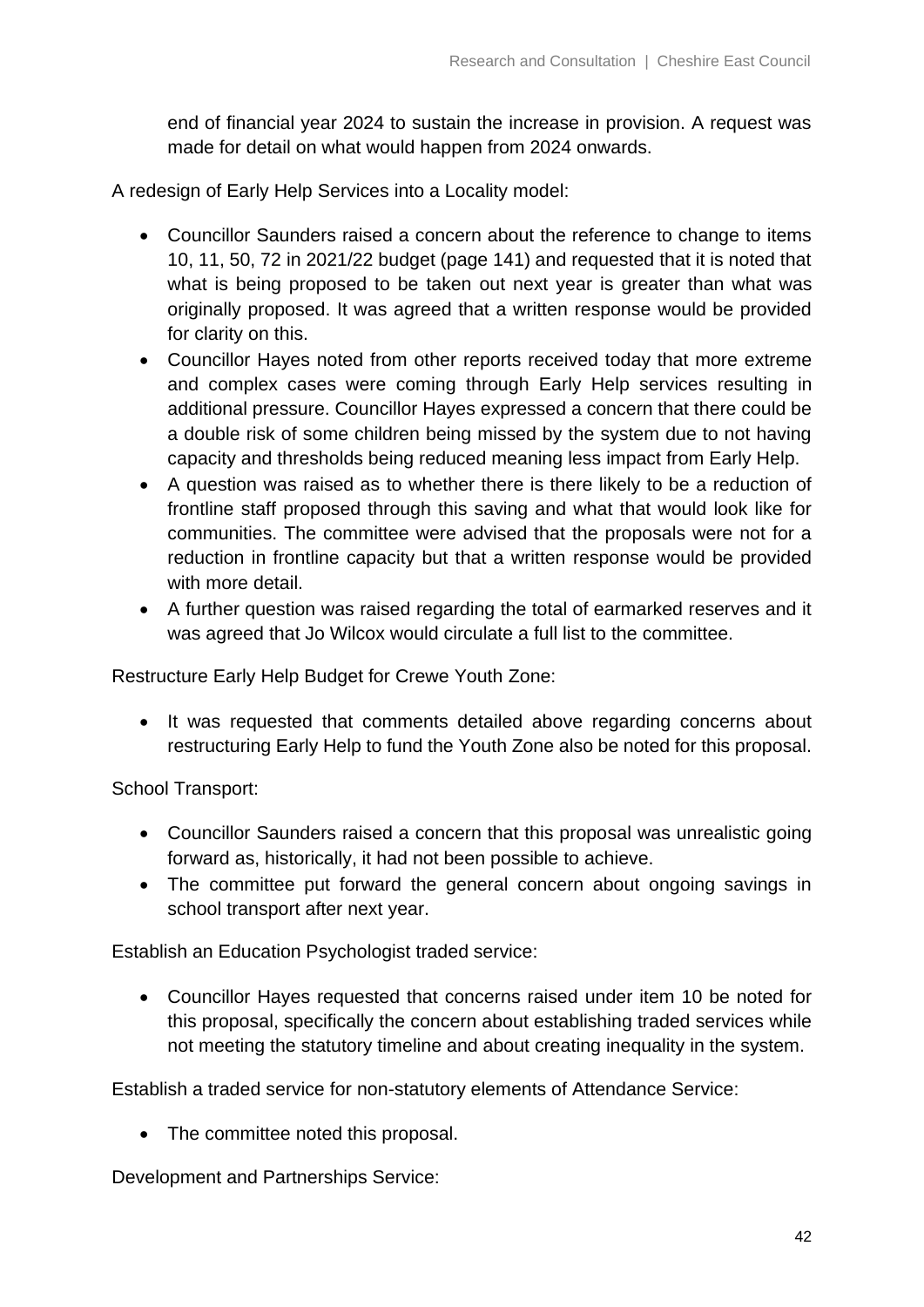end of financial year 2024 to sustain the increase in provision. A request was made for detail on what would happen from 2024 onwards.

A redesign of Early Help Services into a Locality model:

- Councillor Saunders raised a concern about the reference to change to items 10, 11, 50, 72 in 2021/22 budget (page 141) and requested that it is noted that what is being proposed to be taken out next year is greater than what was originally proposed. It was agreed that a written response would be provided for clarity on this.
- Councillor Hayes noted from other reports received today that more extreme and complex cases were coming through Early Help services resulting in additional pressure. Councillor Hayes expressed a concern that there could be a double risk of some children being missed by the system due to not having capacity and thresholds being reduced meaning less impact from Early Help.
- A question was raised as to whether there is there likely to be a reduction of frontline staff proposed through this saving and what that would look like for communities. The committee were advised that the proposals were not for a reduction in frontline capacity but that a written response would be provided with more detail.
- A further question was raised regarding the total of earmarked reserves and it was agreed that Jo Wilcox would circulate a full list to the committee.

Restructure Early Help Budget for Crewe Youth Zone:

- It was requested that comments detailed above regarding concerns about restructuring Early Help to fund the Youth Zone also be noted for this proposal.

School Transport:

- Councillor Saunders raised a concern that this proposal was unrealistic going forward as, historically, it had not been possible to achieve.
- The committee put forward the general concern about ongoing savings in school transport after next year.

Establish an Education Psychologist traded service:

- Councillor Hayes requested that concerns raised under item 10 be noted for this proposal, specifically the concern about establishing traded services while not meeting the statutory timeline and about creating inequality in the system.

Establish a traded service for non-statutory elements of Attendance Service:

- The committee noted this proposal.

Development and Partnerships Service: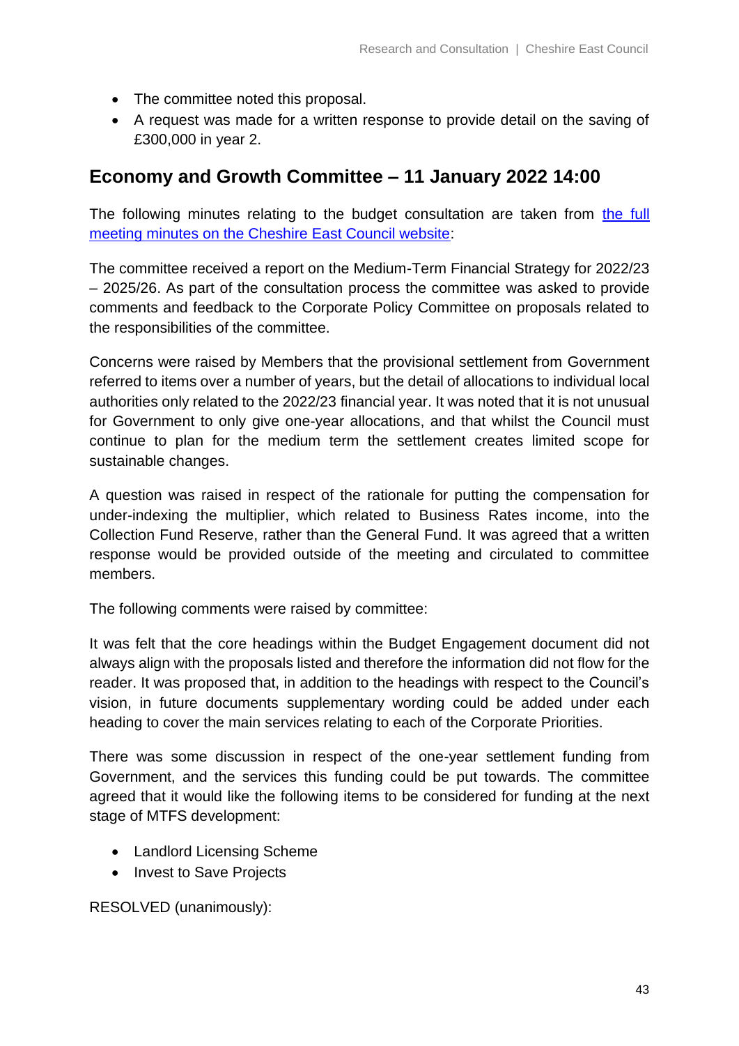- The committee noted this proposal.
- A request was made for a written response to provide detail on the saving of £300,000 in year 2.

## Economy and Growth Committee – 11 January 2022 14:00

The following minutes relating to the budget consultation are taken from [the full meeting minutes on the Cheshire East Council website](#):

The committee received a report on the Medium-Term Financial Strategy for 2022/23 – 2025/26. As part of the consultation process the committee was asked to provide comments and feedback to the Corporate Policy Committee on proposals related to the responsibilities of the committee.

Concerns were raised by Members that the provisional settlement from Government referred to items over a number of years, but the detail of allocations to individual local authorities only related to the 2022/23 financial year. It was noted that it is not unusual for Government to only give one-year allocations, and that whilst the Council must continue to plan for the medium term the settlement creates limited scope for sustainable changes.

A question was raised in respect of the rationale for putting the compensation for under-indexing the multiplier, which related to Business Rates income, into the Collection Fund Reserve, rather than the General Fund. It was agreed that a written response would be provided outside of the meeting and circulated to committee members.

The following comments were raised by committee:

It was felt that the core headings within the Budget Engagement document did not always align with the proposals listed and therefore the information did not flow for the reader. It was proposed that, in addition to the headings with respect to the Council's vision, in future documents supplementary wording could be added under each heading to cover the main services relating to each of the Corporate Priorities.

There was some discussion in respect of the one-year settlement funding from Government, and the services this funding could be put towards. The committee agreed that it would like the following items to be considered for funding at the next stage of MTFS development:

- Landlord Licensing Scheme
- Invest to Save Projects

RESOLVED (unanimously):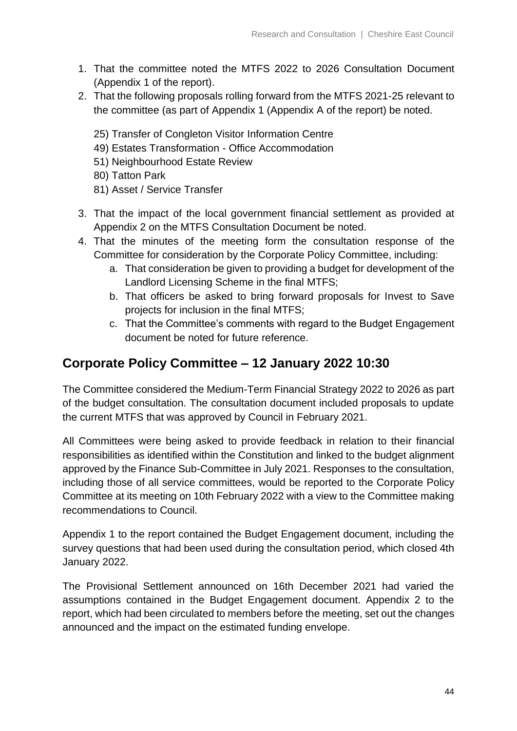1. That the committee noted the MTFS 2022 to 2026 Consultation Document (Appendix 1 of the report).
2. That the following proposals rolling forward from the MTFS 2021-25 relevant to the committee (as part of Appendix 1 (Appendix A of the report) be noted.

   25) Transfer of Congleton Visitor Information Centre
   49) Estates Transformation - Office Accommodation
   51) Neighbourhood Estate Review
   80) Tatton Park
   81) Asset / Service Transfer

3. That the impact of the local government financial settlement as provided at Appendix 2 on the MTFS Consultation Document be noted.
4. That the minutes of the meeting form the consultation response of the Committee for consideration by the Corporate Policy Committee, including:
   a. That consideration be given to providing a budget for development of the Landlord Licensing Scheme in the final MTFS;
   b. That officers be asked to bring forward proposals for Invest to Save projects for inclusion in the final MTFS;
   c. That the Committee's comments with regard to the Budget Engagement document be noted for future reference.

## Corporate Policy Committee – 12 January 2022 10:30

The Committee considered the Medium-Term Financial Strategy 2022 to 2026 as part of the budget consultation. The consultation document included proposals to update the current MTFS that was approved by Council in February 2021.

All Committees were being asked to provide feedback in relation to their financial responsibilities as identified within the Constitution and linked to the budget alignment approved by the Finance Sub-Committee in July 2021. Responses to the consultation, including those of all service committees, would be reported to the Corporate Policy Committee at its meeting on 10th February 2022 with a view to the Committee making recommendations to Council.

Appendix 1 to the report contained the Budget Engagement document, including the survey questions that had been used during the consultation period, which closed 4th January 2022.

The Provisional Settlement announced on 16th December 2021 had varied the assumptions contained in the Budget Engagement document. Appendix 2 to the report, which had been circulated to members before the meeting, set out the changes announced and the impact on the estimated funding envelope.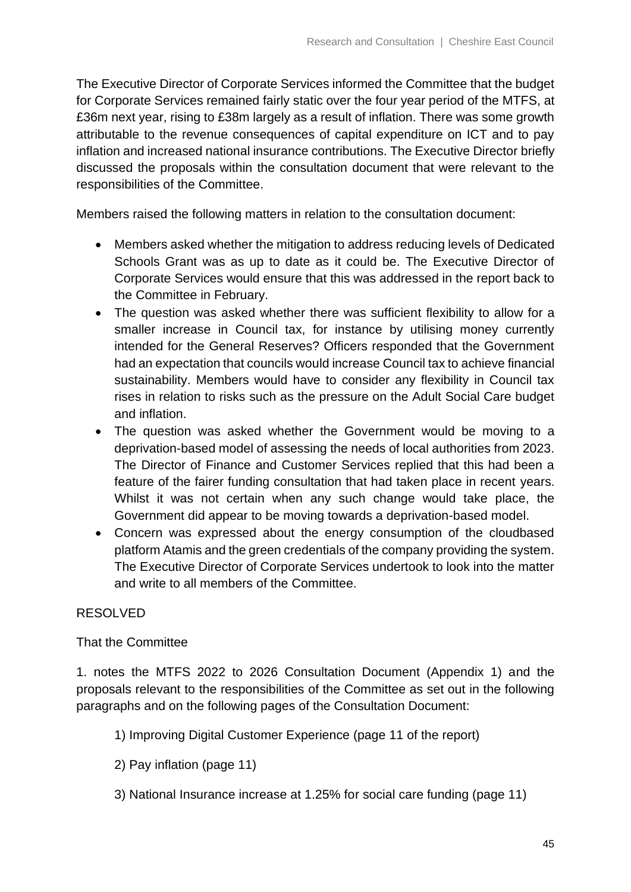The Executive Director of Corporate Services informed the Committee that the budget for Corporate Services remained fairly static over the four year period of the MTFS, at £36m next year, rising to £38m largely as a result of inflation. There was some growth attributable to the revenue consequences of capital expenditure on ICT and to pay inflation and increased national insurance contributions. The Executive Director briefly discussed the proposals within the consultation document that were relevant to the responsibilities of the Committee.

Members raised the following matters in relation to the consultation document:

- Members asked whether the mitigation to address reducing levels of Dedicated Schools Grant was as up to date as it could be. The Executive Director of Corporate Services would ensure that this was addressed in the report back to the Committee in February.
- The question was asked whether there was sufficient flexibility to allow for a smaller increase in Council tax, for instance by utilising money currently intended for the General Reserves? Officers responded that the Government had an expectation that councils would increase Council tax to achieve financial sustainability. Members would have to consider any flexibility in Council tax rises in relation to risks such as the pressure on the Adult Social Care budget and inflation.
- The question was asked whether the Government would be moving to a deprivation-based model of assessing the needs of local authorities from 2023. The Director of Finance and Customer Services replied that this had been a feature of the fairer funding consultation that had taken place in recent years. Whilst it was not certain when any such change would take place, the Government did appear to be moving towards a deprivation-based model.
- Concern was expressed about the energy consumption of the cloudbased platform Atamis and the green credentials of the company providing the system. The Executive Director of Corporate Services undertook to look into the matter and write to all members of the Committee.

RESOLVED

That the Committee

1. notes the MTFS 2022 to 2026 Consultation Document (Appendix 1) and the proposals relevant to the responsibilities of the Committee as set out in the following paragraphs and on the following pages of the Consultation Document:

    1) Improving Digital Customer Experience (page 11 of the report)

    2) Pay inflation (page 11)

    3) National Insurance increase at 1.25% for social care funding (page 11)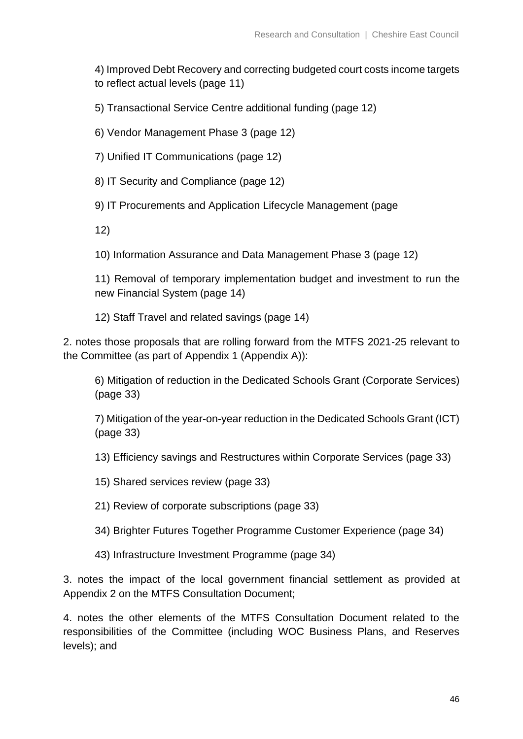4) Improved Debt Recovery and correcting budgeted court costs income targets to reflect actual levels (page 11)

5) Transactional Service Centre additional funding (page 12)

6) Vendor Management Phase 3 (page 12)

7) Unified IT Communications (page 12)

8) IT Security and Compliance (page 12)

9) IT Procurements and Application Lifecycle Management (page 12)

10) Information Assurance and Data Management Phase 3 (page 12)

11) Removal of temporary implementation budget and investment to run the new Financial System (page 14)

12) Staff Travel and related savings (page 14)

2. notes those proposals that are rolling forward from the MTFS 2021-25 relevant to the Committee (as part of Appendix 1 (Appendix A)):

6) Mitigation of reduction in the Dedicated Schools Grant (Corporate Services) (page 33)

7) Mitigation of the year-on-year reduction in the Dedicated Schools Grant (ICT) (page 33)

13) Efficiency savings and Restructures within Corporate Services (page 33)

15) Shared services review (page 33)

21) Review of corporate subscriptions (page 33)

34) Brighter Futures Together Programme Customer Experience (page 34)

43) Infrastructure Investment Programme (page 34)

3. notes the impact of the local government financial settlement as provided at Appendix 2 on the MTFS Consultation Document;

4. notes the other elements of the MTFS Consultation Document related to the responsibilities of the Committee (including WOC Business Plans, and Reserves levels); and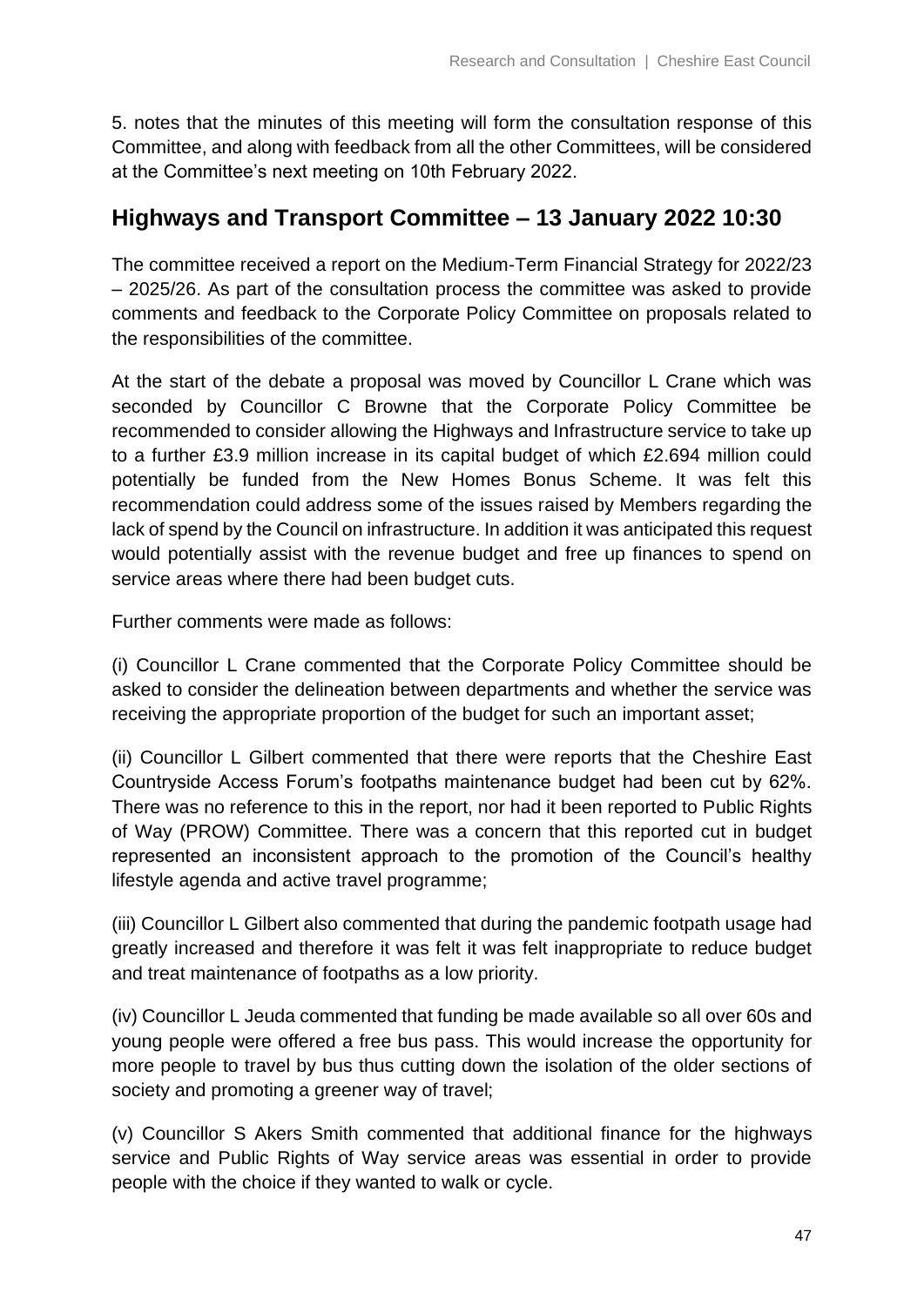5. notes that the minutes of this meeting will form the consultation response of this Committee, and along with feedback from all the other Committees, will be considered at the Committee's next meeting on 10th February 2022.

## Highways and Transport Committee – 13 January 2022 10:30

The committee received a report on the Medium-Term Financial Strategy for 2022/23 – 2025/26. As part of the consultation process the committee was asked to provide comments and feedback to the Corporate Policy Committee on proposals related to the responsibilities of the committee.

At the start of the debate a proposal was moved by Councillor L Crane which was seconded by Councillor C Browne that the Corporate Policy Committee be recommended to consider allowing the Highways and Infrastructure service to take up to a further £3.9 million increase in its capital budget of which £2.694 million could potentially be funded from the New Homes Bonus Scheme. It was felt this recommendation could address some of the issues raised by Members regarding the lack of spend by the Council on infrastructure. In addition it was anticipated this request would potentially assist with the revenue budget and free up finances to spend on service areas where there had been budget cuts.

Further comments were made as follows:

(i) Councillor L Crane commented that the Corporate Policy Committee should be asked to consider the delineation between departments and whether the service was receiving the appropriate proportion of the budget for such an important asset;

(ii) Councillor L Gilbert commented that there were reports that the Cheshire East Countryside Access Forum's footpaths maintenance budget had been cut by 62%. There was no reference to this in the report, nor had it been reported to Public Rights of Way (PROW) Committee. There was a concern that this reported cut in budget represented an inconsistent approach to the promotion of the Council's healthy lifestyle agenda and active travel programme;

(iii) Councillor L Gilbert also commented that during the pandemic footpath usage had greatly increased and therefore it was felt it was felt inappropriate to reduce budget and treat maintenance of footpaths as a low priority.

(iv) Councillor L Jeuda commented that funding be made available so all over 60s and young people were offered a free bus pass. This would increase the opportunity for more people to travel by bus thus cutting down the isolation of the older sections of society and promoting a greener way of travel;

(v) Councillor S Akers Smith commented that additional finance for the highways service and Public Rights of Way service areas was essential in order to provide people with the choice if they wanted to walk or cycle.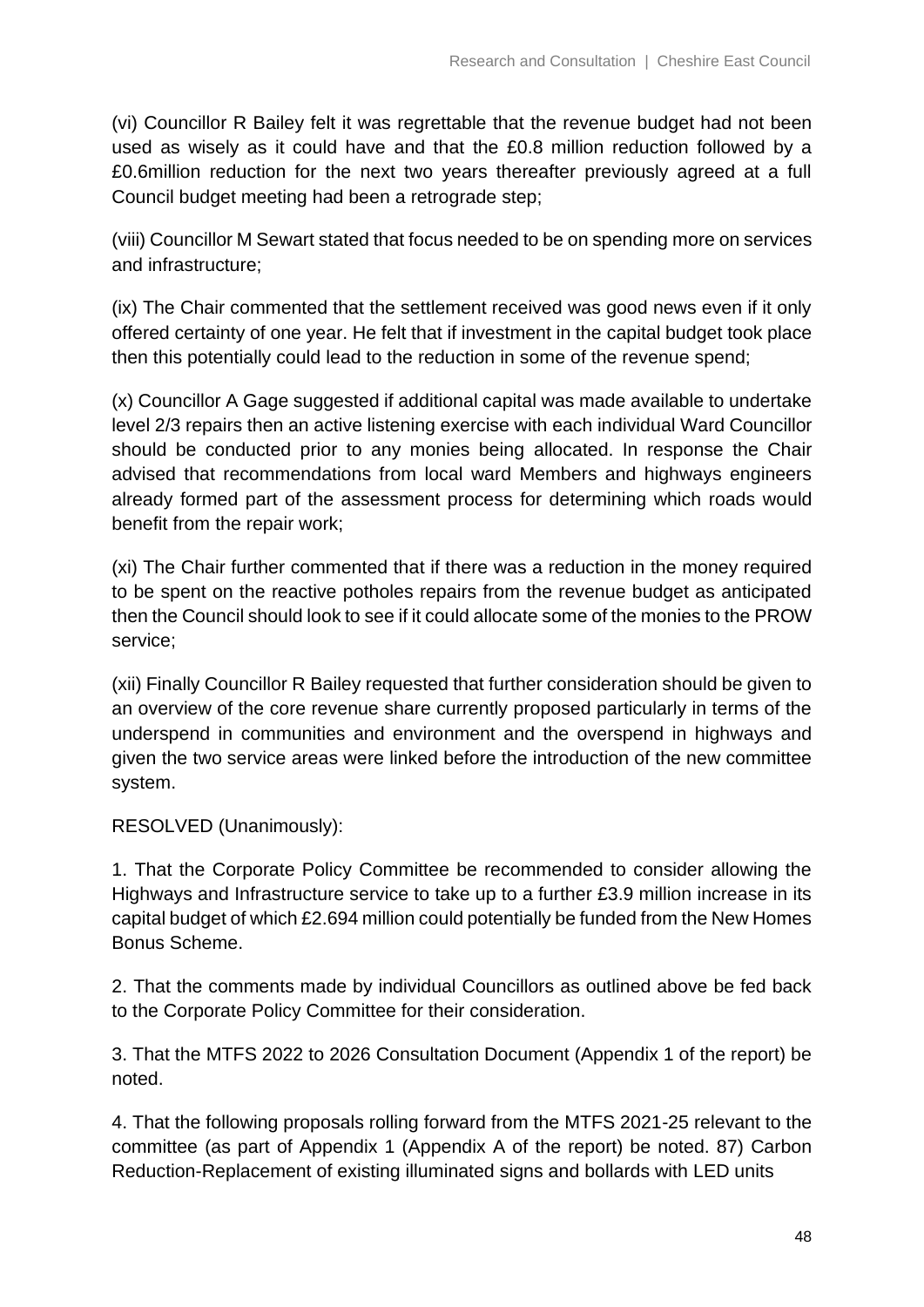(vi) Councillor R Bailey felt it was regrettable that the revenue budget had not been used as wisely as it could have and that the £0.8 million reduction followed by a £0.6million reduction for the next two years thereafter previously agreed at a full Council budget meeting had been a retrograde step;

(viii) Councillor M Sewart stated that focus needed to be on spending more on services and infrastructure;

(ix) The Chair commented that the settlement received was good news even if it only offered certainty of one year. He felt that if investment in the capital budget took place then this potentially could lead to the reduction in some of the revenue spend;

(x) Councillor A Gage suggested if additional capital was made available to undertake level 2/3 repairs then an active listening exercise with each individual Ward Councillor should be conducted prior to any monies being allocated. In response the Chair advised that recommendations from local ward Members and highways engineers already formed part of the assessment process for determining which roads would benefit from the repair work;

(xi) The Chair further commented that if there was a reduction in the money required to be spent on the reactive potholes repairs from the revenue budget as anticipated then the Council should look to see if it could allocate some of the monies to the PROW service;

(xii) Finally Councillor R Bailey requested that further consideration should be given to an overview of the core revenue share currently proposed particularly in terms of the underspend in communities and environment and the overspend in highways and given the two service areas were linked before the introduction of the new committee system.

RESOLVED (Unanimously):

1. That the Corporate Policy Committee be recommended to consider allowing the Highways and Infrastructure service to take up to a further £3.9 million increase in its capital budget of which £2.694 million could potentially be funded from the New Homes Bonus Scheme.

2. That the comments made by individual Councillors as outlined above be fed back to the Corporate Policy Committee for their consideration.

3. That the MTFS 2022 to 2026 Consultation Document (Appendix 1 of the report) be noted.

4. That the following proposals rolling forward from the MTFS 2021-25 relevant to the committee (as part of Appendix 1 (Appendix A of the report) be noted. 87) Carbon Reduction-Replacement of existing illuminated signs and bollards with LED units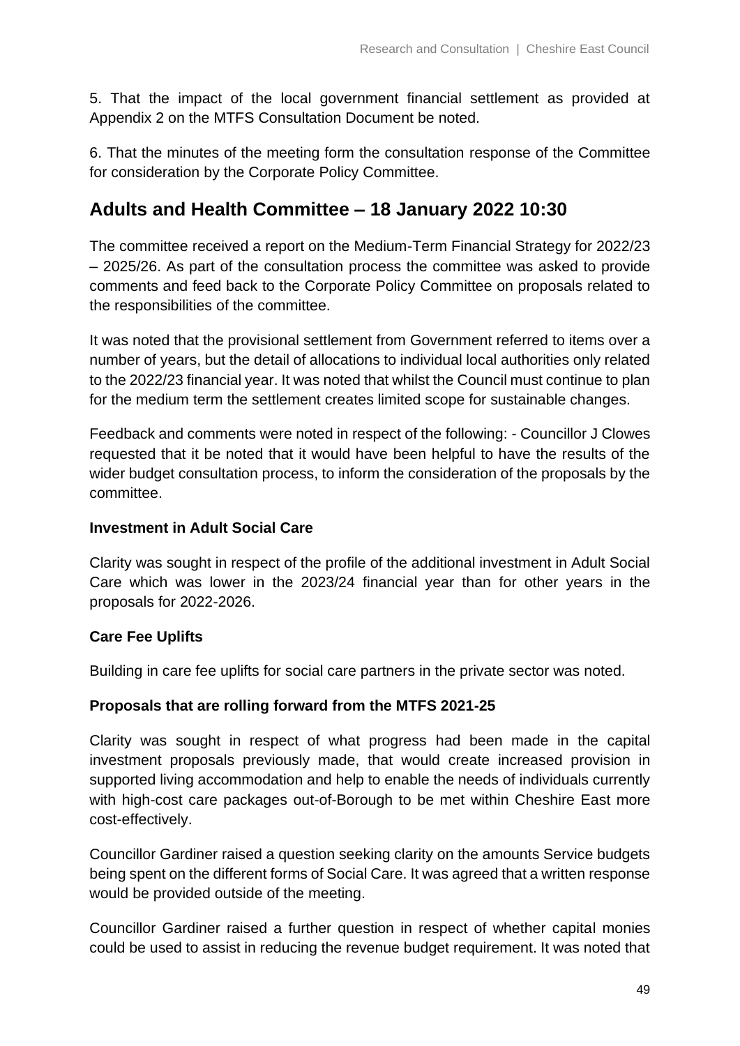5. That the impact of the local government financial settlement as provided at Appendix 2 on the MTFS Consultation Document be noted.

6. That the minutes of the meeting form the consultation response of the Committee for consideration by the Corporate Policy Committee.

## Adults and Health Committee – 18 January 2022 10:30

The committee received a report on the Medium-Term Financial Strategy for 2022/23 – 2025/26. As part of the consultation process the committee was asked to provide comments and feed back to the Corporate Policy Committee on proposals related to the responsibilities of the committee.

It was noted that the provisional settlement from Government referred to items over a number of years, but the detail of allocations to individual local authorities only related to the 2022/23 financial year. It was noted that whilst the Council must continue to plan for the medium term the settlement creates limited scope for sustainable changes.

Feedback and comments were noted in respect of the following: - Councillor J Clowes requested that it be noted that it would have been helpful to have the results of the wider budget consultation process, to inform the consideration of the proposals by the committee.

**Investment in Adult Social Care**

Clarity was sought in respect of the profile of the additional investment in Adult Social Care which was lower in the 2023/24 financial year than for other years in the proposals for 2022-2026.

**Care Fee Uplifts**

Building in care fee uplifts for social care partners in the private sector was noted.

**Proposals that are rolling forward from the MTFS 2021-25**

Clarity was sought in respect of what progress had been made in the capital investment proposals previously made, that would create increased provision in supported living accommodation and help to enable the needs of individuals currently with high-cost care packages out-of-Borough to be met within Cheshire East more cost-effectively.

Councillor Gardiner raised a question seeking clarity on the amounts Service budgets being spent on the different forms of Social Care. It was agreed that a written response would be provided outside of the meeting.

Councillor Gardiner raised a further question in respect of whether capital monies could be used to assist in reducing the revenue budget requirement. It was noted that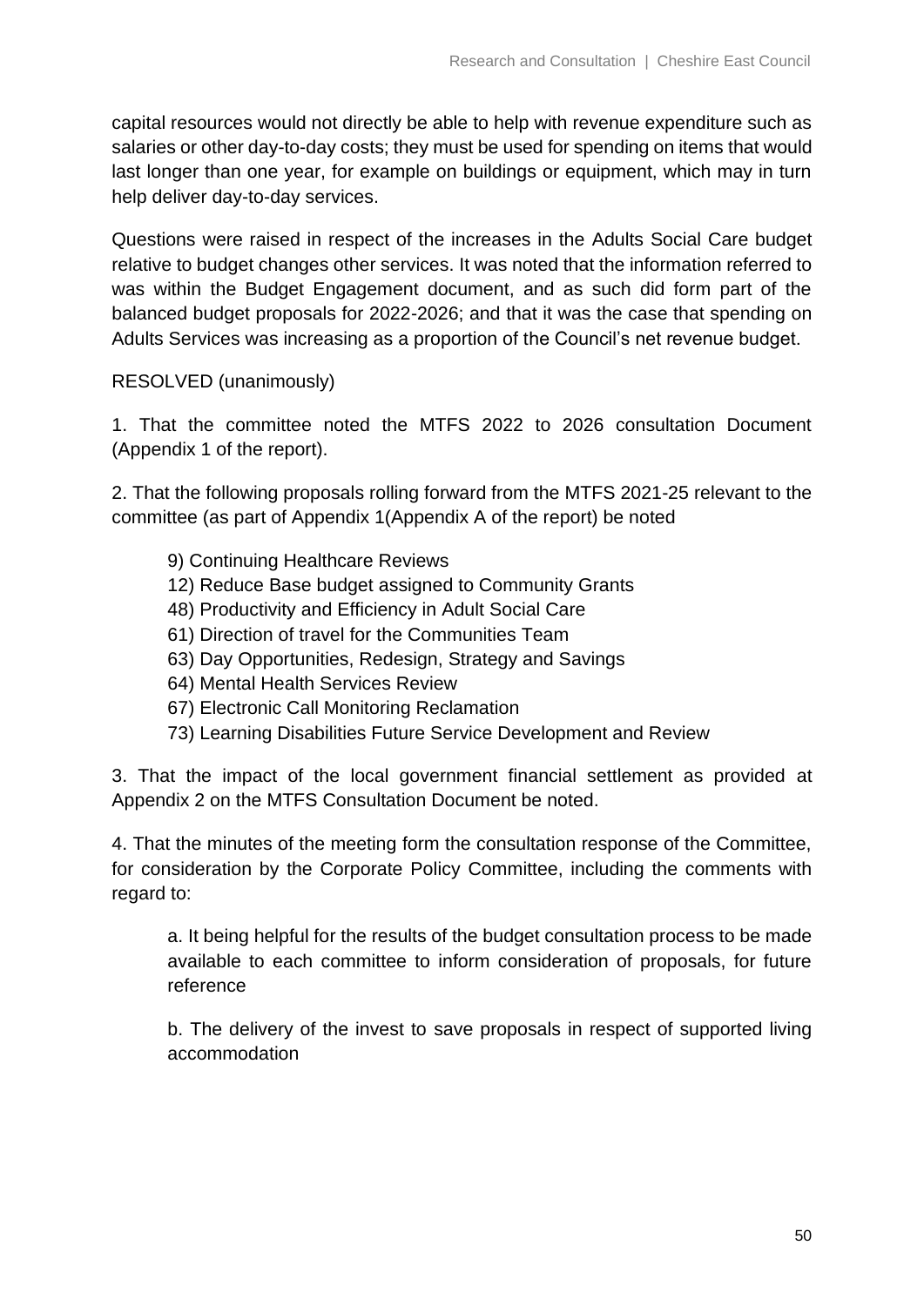capital resources would not directly be able to help with revenue expenditure such as salaries or other day-to-day costs; they must be used for spending on items that would last longer than one year, for example on buildings or equipment, which may in turn help deliver day-to-day services.

Questions were raised in respect of the increases in the Adults Social Care budget relative to budget changes other services. It was noted that the information referred to was within the Budget Engagement document, and as such did form part of the balanced budget proposals for 2022-2026; and that it was the case that spending on Adults Services was increasing as a proportion of the Council's net revenue budget.

RESOLVED (unanimously)

1. That the committee noted the MTFS 2022 to 2026 consultation Document (Appendix 1 of the report).

2. That the following proposals rolling forward from the MTFS 2021-25 relevant to the committee (as part of Appendix 1(Appendix A of the report) be noted

  9) Continuing Healthcare Reviews
  12) Reduce Base budget assigned to Community Grants
  48) Productivity and Efficiency in Adult Social Care
  61) Direction of travel for the Communities Team
  63) Day Opportunities, Redesign, Strategy and Savings
  64) Mental Health Services Review
  67) Electronic Call Monitoring Reclamation
  73) Learning Disabilities Future Service Development and Review

3. That the impact of the local government financial settlement as provided at Appendix 2 on the MTFS Consultation Document be noted.

4. That the minutes of the meeting form the consultation response of the Committee, for consideration by the Corporate Policy Committee, including the comments with regard to:

  a. It being helpful for the results of the budget consultation process to be made available to each committee to inform consideration of proposals, for future reference

  b. The delivery of the invest to save proposals in respect of supported living accommodation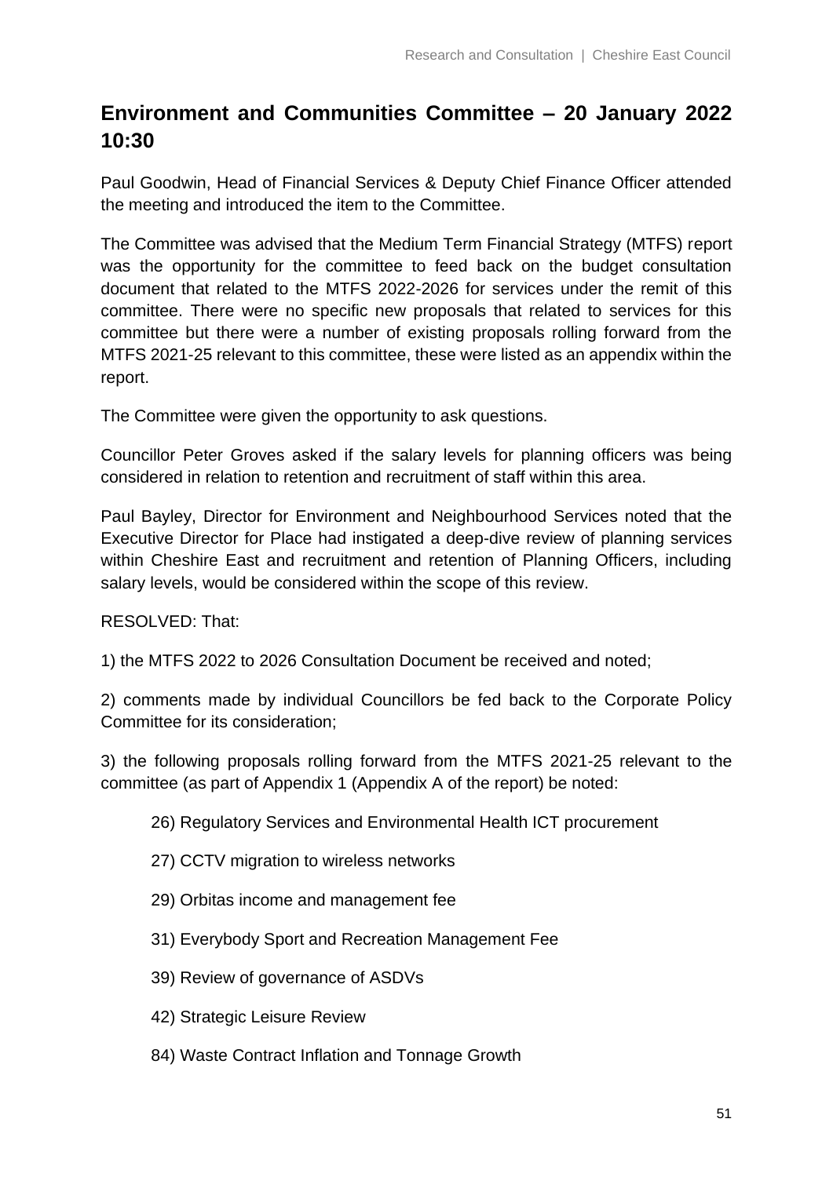## Environment and Communities Committee – 20 January 2022 10:30

Paul Goodwin, Head of Financial Services & Deputy Chief Finance Officer attended the meeting and introduced the item to the Committee.

The Committee was advised that the Medium Term Financial Strategy (MTFS) report was the opportunity for the committee to feed back on the budget consultation document that related to the MTFS 2022-2026 for services under the remit of this committee. There were no specific new proposals that related to services for this committee but there were a number of existing proposals rolling forward from the MTFS 2021-25 relevant to this committee, these were listed as an appendix within the report.

The Committee were given the opportunity to ask questions.

Councillor Peter Groves asked if the salary levels for planning officers was being considered in relation to retention and recruitment of staff within this area.

Paul Bayley, Director for Environment and Neighbourhood Services noted that the Executive Director for Place had instigated a deep-dive review of planning services within Cheshire East and recruitment and retention of Planning Officers, including salary levels, would be considered within the scope of this review.

RESOLVED: That:

1) the MTFS 2022 to 2026 Consultation Document be received and noted;

2) comments made by individual Councillors be fed back to the Corporate Policy Committee for its consideration;

3) the following proposals rolling forward from the MTFS 2021-25 relevant to the committee (as part of Appendix 1 (Appendix A of the report) be noted:

> 26) Regulatory Services and Environmental Health ICT procurement
>
> 27) CCTV migration to wireless networks
>
> 29) Orbitas income and management fee
>
> 31) Everybody Sport and Recreation Management Fee
>
> 39) Review of governance of ASDVs
>
> 42) Strategic Leisure Review
>
> 84) Waste Contract Inflation and Tonnage Growth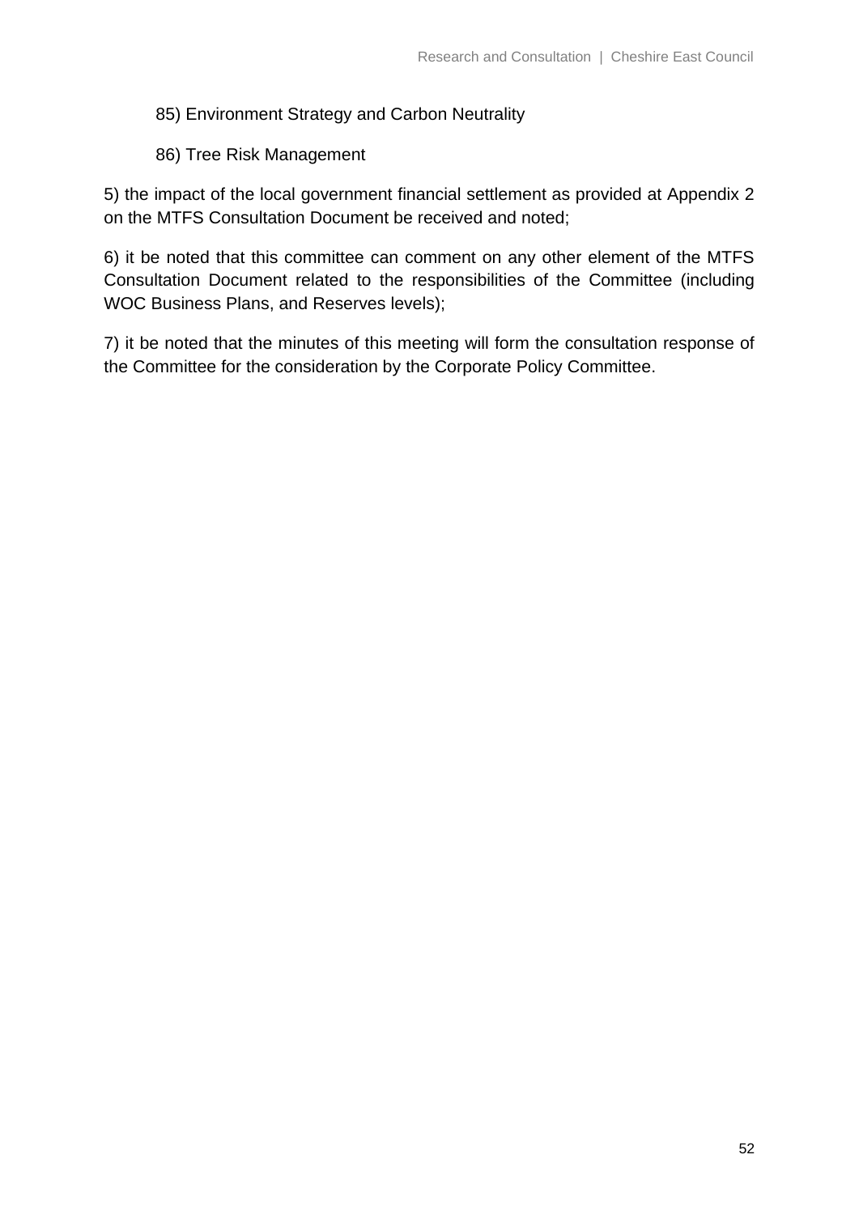85) Environment Strategy and Carbon Neutrality

    86) Tree Risk Management

5) the impact of the local government financial settlement as provided at Appendix 2 on the MTFS Consultation Document be received and noted;

6) it be noted that this committee can comment on any other element of the MTFS Consultation Document related to the responsibilities of the Committee (including WOC Business Plans, and Reserves levels);

7) it be noted that the minutes of this meeting will form the consultation response of the Committee for the consideration by the Corporate Policy Committee.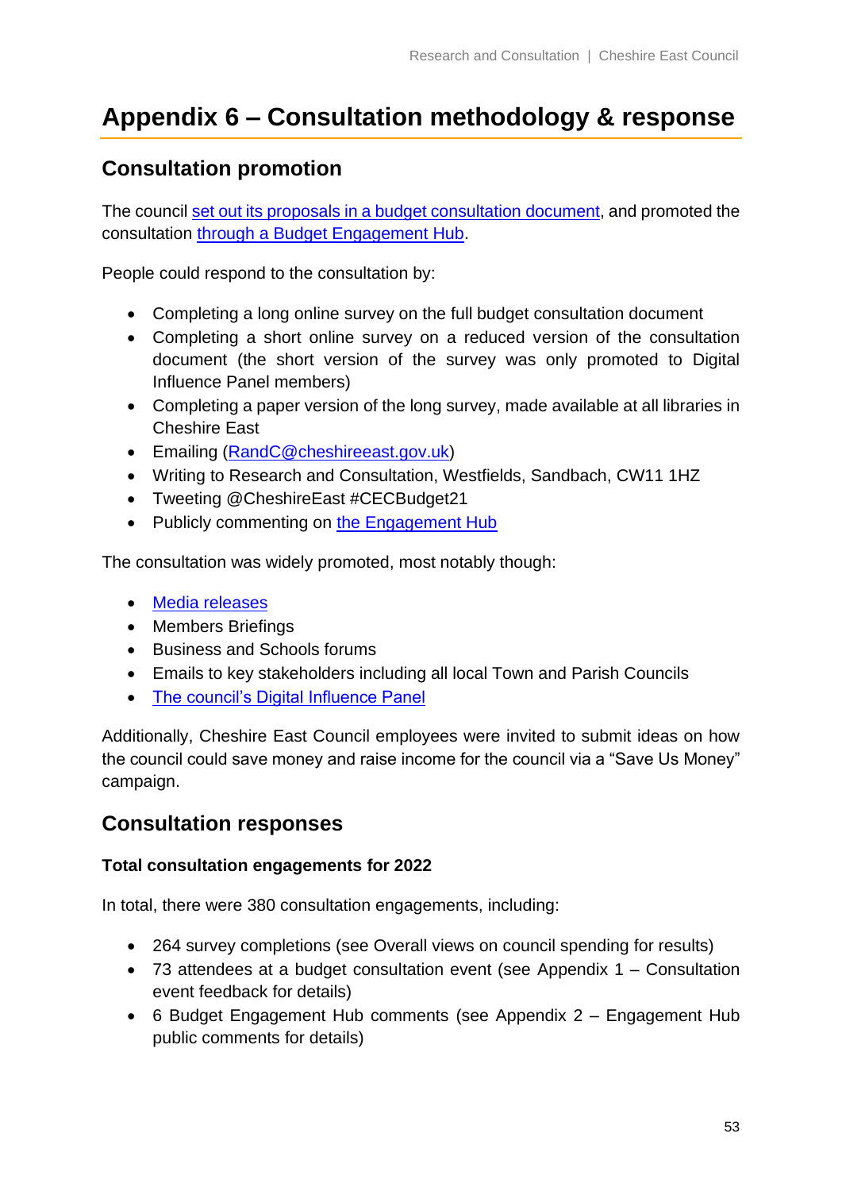# Appendix 6 – Consultation methodology & response

## Consultation promotion

The council set out its proposals in a budget consultation document, and promoted the consultation through a Budget Engagement Hub.

People could respond to the consultation by:

- Completing a long online survey on the full budget consultation document
- Completing a short online survey on a reduced version of the consultation document (the short version of the survey was only promoted to Digital Influence Panel members)
- Completing a paper version of the long survey, made available at all libraries in Cheshire East
- Emailing (RandC@cheshireeast.gov.uk)
- Writing to Research and Consultation, Westfields, Sandbach, CW11 1HZ
- Tweeting @CheshireEast #CECBudget21
- Publicly commenting on the Engagement Hub

The consultation was widely promoted, most notably though:

- Media releases
- Members Briefings
- Business and Schools forums
- Emails to key stakeholders including all local Town and Parish Councils
- The council's Digital Influence Panel

Additionally, Cheshire East Council employees were invited to submit ideas on how the council could save money and raise income for the council via a "Save Us Money" campaign.

## Consultation responses

**Total consultation engagements for 2022**

In total, there were 380 consultation engagements, including:

- 264 survey completions (see Overall views on council spending for results)
- 73 attendees at a budget consultation event (see Appendix 1 – Consultation event feedback for details)
- 6 Budget Engagement Hub comments (see Appendix 2 – Engagement Hub public comments for details)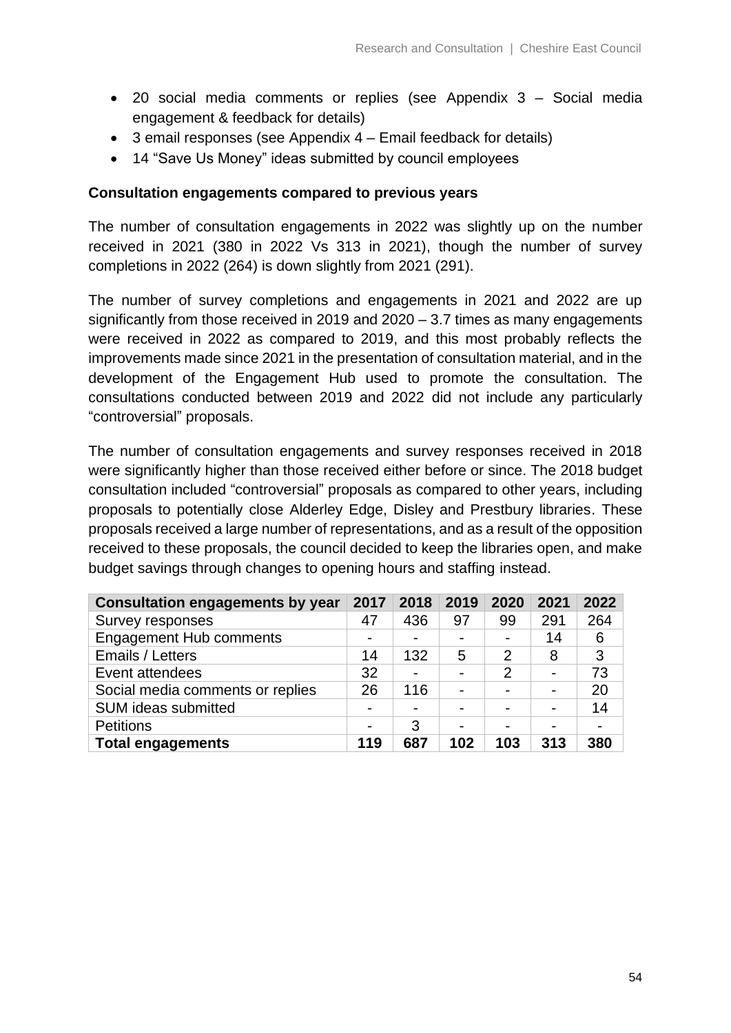- 20 social media comments or replies (see Appendix 3 – Social media engagement & feedback for details)
- 3 email responses (see Appendix 4 – Email feedback for details)
- 14 "Save Us Money" ideas submitted by council employees

**Consultation engagements compared to previous years**

The number of consultation engagements in 2022 was slightly up on the number received in 2021 (380 in 2022 Vs 313 in 2021), though the number of survey completions in 2022 (264) is down slightly from 2021 (291).

The number of survey completions and engagements in 2021 and 2022 are up significantly from those received in 2019 and 2020 – 3.7 times as many engagements were received in 2022 as compared to 2019, and this most probably reflects the improvements made since 2021 in the presentation of consultation material, and in the development of the Engagement Hub used to promote the consultation. The consultations conducted between 2019 and 2022 did not include any particularly "controversial" proposals.

The number of consultation engagements and survey responses received in 2018 were significantly higher than those received either before or since. The 2018 budget consultation included "controversial" proposals as compared to other years, including proposals to potentially close Alderley Edge, Disley and Prestbury libraries. These proposals received a large number of representations, and as a result of the opposition received to these proposals, the council decided to keep the libraries open, and make budget savings through changes to opening hours and staffing instead.

| Consultation engagements by year | 2017 | 2018 | 2019 | 2020 | 2021 | 2022 |
|---|---|---|---|---|---|---|
| Survey responses | 47 | 436 | 97 | 99 | 291 | 264 |
| Engagement Hub comments | - | - | - | - | 14 | 6 |
| Emails / Letters | 14 | 132 | 5 | 2 | 8 | 3 |
| Event attendees | 32 | - | - | 2 | - | 73 |
| Social media comments or replies | 26 | 116 | - | - | - | 20 |
| SUM ideas submitted | - | - | - | - | - | 14 |
| Petitions | - | 3 | - | - | - | - |
| **Total engagements** | **119** | **687** | **102** | **103** | **313** | **380** |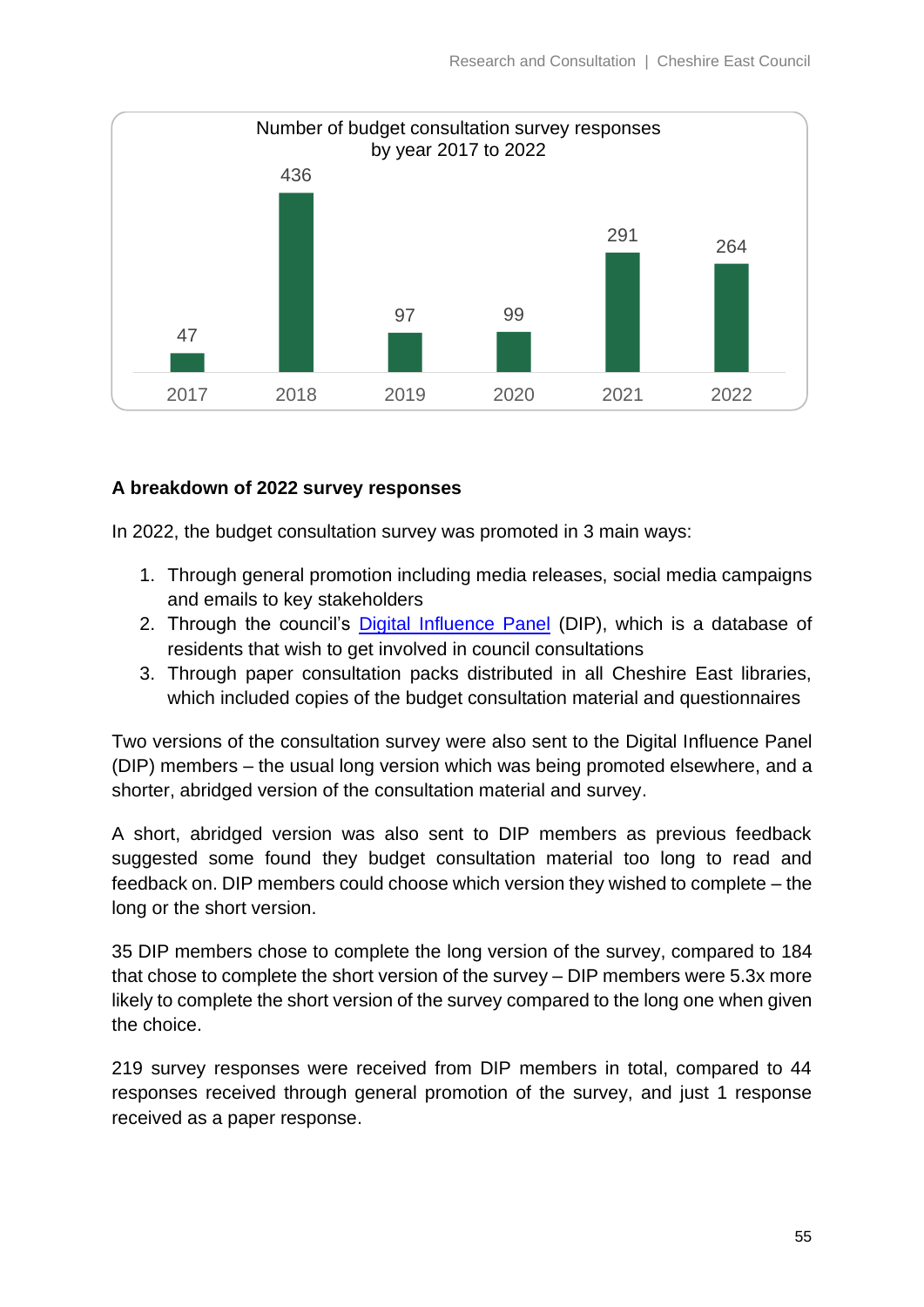**Number of budget consultation survey responses by year 2017 to 2022**

| Year | Responses |
|---|---|
| 2017 | 47 |
| 2018 | 436 |
| 2019 | 97 |
| 2020 | 99 |
| 2021 | 291 |
| 2022 | 264 |

**A breakdown of 2022 survey responses**

In 2022, the budget consultation survey was promoted in 3 main ways:

1. Through general promotion including media releases, social media campaigns and emails to key stakeholders
2. Through the council's Digital Influence Panel (DIP), which is a database of residents that wish to get involved in council consultations
3. Through paper consultation packs distributed in all Cheshire East libraries, which included copies of the budget consultation material and questionnaires

Two versions of the consultation survey were also sent to the Digital Influence Panel (DIP) members – the usual long version which was being promoted elsewhere, and a shorter, abridged version of the consultation material and survey.

A short, abridged version was also sent to DIP members as previous feedback suggested some found they budget consultation material too long to read and feedback on. DIP members could choose which version they wished to complete – the long or the short version.

35 DIP members chose to complete the long version of the survey, compared to 184 that chose to complete the short version of the survey – DIP members were 5.3x more likely to complete the short version of the survey compared to the long one when given the choice.

219 survey responses were received from DIP members in total, compared to 44 responses received through general promotion of the survey, and just 1 response received as a paper response.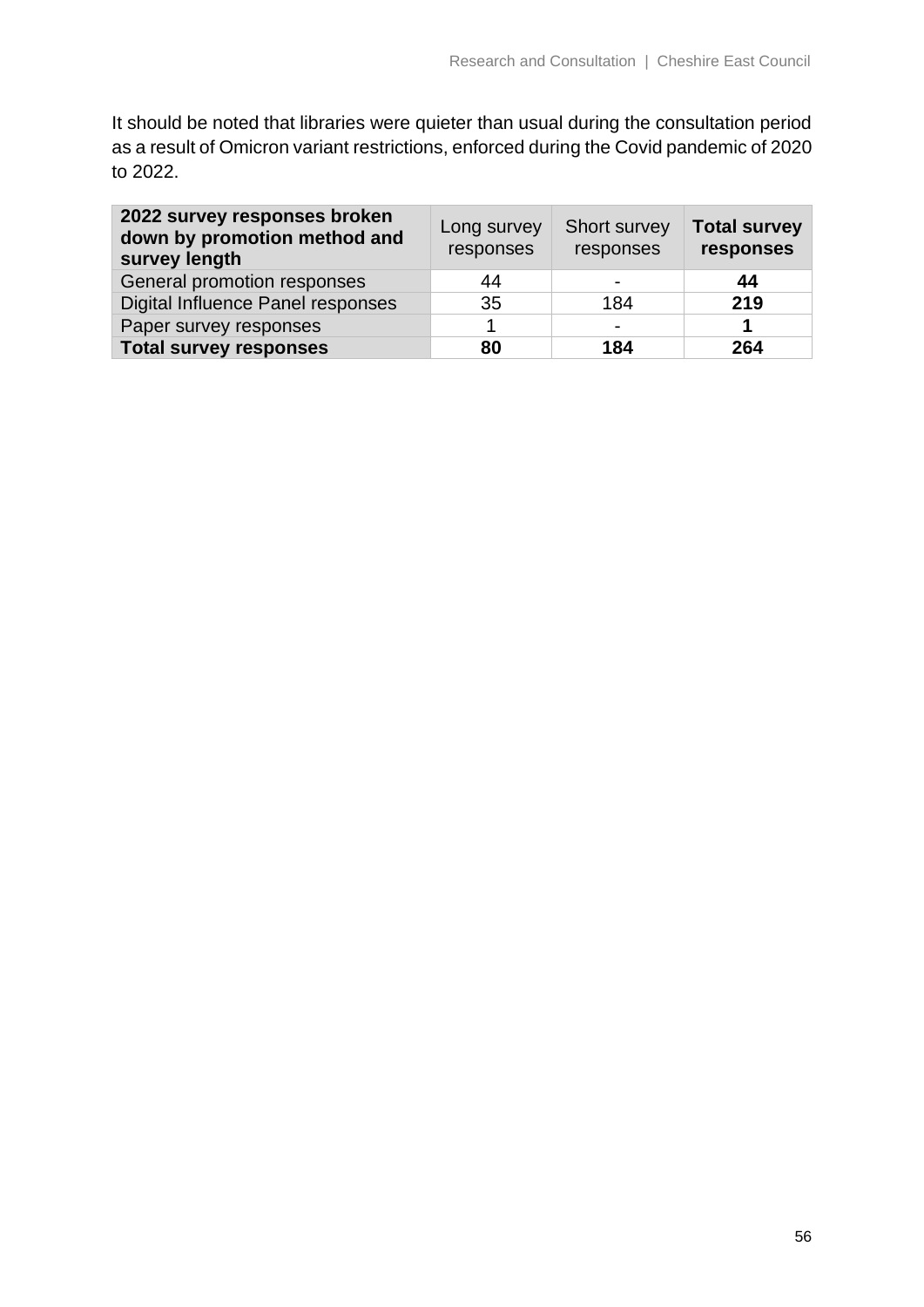It should be noted that libraries were quieter than usual during the consultation period as a result of Omicron variant restrictions, enforced during the Covid pandemic of 2020 to 2022.

| **2022 survey responses broken down by promotion method and survey length** | Long survey responses | Short survey responses | **Total survey responses** |
|---|---|---|---|
| General promotion responses | 44 | - | **44** |
| Digital Influence Panel responses | 35 | 184 | **219** |
| Paper survey responses | 1 | - | **1** |
| **Total survey responses** | **80** | **184** | **264** |